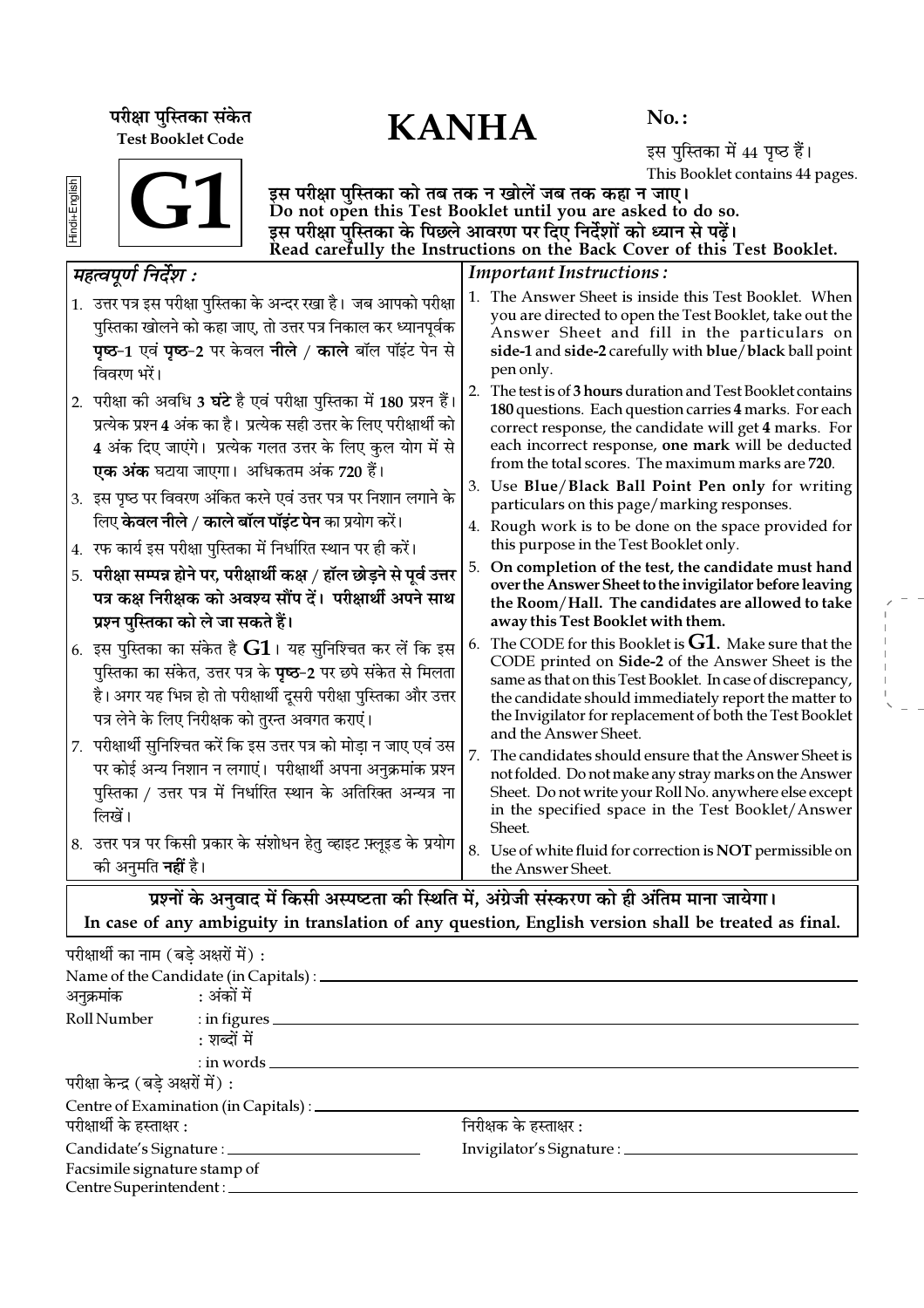परीक्षा पुस्तिका संकेत
**Test Booklet Code**

# KANHA

**No. :**

इस पुस्तिका में 44 पृष्ठ हैं।
This Booklet contains 44 pages.

Hindi+English

# G1

**इस परीक्षा पुस्तिका को तब तक न खोलें जब तक कहा न जाए।**
**Do not open this Test Booklet until you are asked to do so.**
**इस परीक्षा पुस्तिका के पिछले आवरण पर दिए निर्देशों को ध्यान से पढ़ें।**
**Read carefully the Instructions on the Back Cover of this Test Booklet.**

## *महत्वपूर्ण निर्देश :*

1. उत्तर पत्र इस परीक्षा पुस्तिका के अन्दर रखा है। जब आपको परीक्षा पुस्तिका खोलने को कहा जाए, तो उत्तर पत्र निकाल कर ध्यानपूर्वक **पृष्ठ-1** एवं **पृष्ठ-2** पर केवल **नीले** / **काले** बॉल पॉइंट पेन से विवरण भरें।
2. परीक्षा की अवधि **3 घंटे** है एवं परीक्षा पुस्तिका में **180** प्रश्न हैं। प्रत्येक प्रश्न **4** अंक का है। प्रत्येक सही उत्तर के लिए परीक्षार्थी को **4** अंक दिए जाएंगे। प्रत्येक गलत उत्तर के लिए कुल योग में से **एक अंक** घटाया जाएगा। अधिकतम अंक **720** हैं।
3. इस पृष्ठ पर विवरण अंकित करने एवं उत्तर पत्र पर निशान लगाने के लिए **केवल नीले / काले बॉल पॉइंट पेन** का प्रयोग करें।
4. रफ कार्य इस परीक्षा पुस्तिका में निर्धारित स्थान पर ही करें।
5. **परीक्षा सम्पन्न होने पर, परीक्षार्थी कक्ष / हॉल छोड़ने से पूर्व उत्तर पत्र कक्ष निरीक्षक को अवश्य सौंप दें। परीक्षार्थी अपने साथ प्रश्न पुस्तिका को ले जा सकते हैं।**
6. इस पुस्तिका का संकेत है **G1**। यह सुनिश्चित कर लें कि इस पुस्तिका का संकेत, उत्तर पत्र के **पृष्ठ-2** पर छपे संकेत से मिलता है। अगर यह भिन्न हो तो परीक्षार्थी दूसरी परीक्षा पुस्तिका और उत्तर पत्र लेने के लिए निरीक्षक को तुरन्त अवगत कराएं।
7. परीक्षार्थी सुनिश्चित करें कि इस उत्तर पत्र को मोड़ा न जाए एवं उस पर कोई अन्य निशान न लगाएं। परीक्षार्थी अपना अनुक्रमांक प्रश्न पुस्तिका / उत्तर पत्र में निर्धारित स्थान के अतिरिक्त अन्यत्र ना लिखें।
8. उत्तर पत्र पर किसी प्रकार के संशोधन हेतु व्हाइट फ़्लूइड के प्रयोग की अनुमति **नहीं** है।

## *Important Instructions :*

1. The Answer Sheet is inside this Test Booklet. When you are directed to open the Test Booklet, take out the Answer Sheet and fill in the particulars on **side-1** and **side-2** carefully with **blue**/**black** ball point pen only.
2. The test is of **3 hours** duration and Test Booklet contains **180** questions. Each question carries **4** marks. For each correct response, the candidate will get **4** marks. For each incorrect response, **one mark** will be deducted from the total scores. The maximum marks are **720**.
3. Use **Blue/Black Ball Point Pen only** for writing particulars on this page/marking responses.
4. Rough work is to be done on the space provided for this purpose in the Test Booklet only.
5. **On completion of the test, the candidate must hand over the Answer Sheet to the invigilator before leaving the Room/Hall. The candidates are allowed to take away this Test Booklet with them.**
6. The CODE for this Booklet is **G1**. Make sure that the CODE printed on **Side-2** of the Answer Sheet is the same as that on this Test Booklet. In case of discrepancy, the candidate should immediately report the matter to the Invigilator for replacement of both the Test Booklet and the Answer Sheet.
7. The candidates should ensure that the Answer Sheet is not folded. Do not make any stray marks on the Answer Sheet. Do not write your Roll No. anywhere else except in the specified space in the Test Booklet/Answer Sheet.
8. Use of white fluid for correction is **NOT** permissible on the Answer Sheet.

**प्रश्नों के अनुवाद में किसी अस्पष्टता की स्थिति में, अंग्रेजी संस्करण को ही अंतिम माना जायेगा।**
**In case of any ambiguity in translation of any question, English version shall be treated as final.**

परीक्षार्थी का नाम (बड़े अक्षरों में) :
Name of the Candidate (in Capitals) : ____________________

अनुक्रमांक : अंकों में
Roll Number : in figures ____________________
: शब्दों में
: in words ____________________

परीक्षा केन्द्र (बड़े अक्षरों में) :
Centre of Examination (in Capitals) : ____________________

परीक्षार्थी के हस्ताक्षर :
Candidate's Signature : ____________________

निरीक्षक के हस्ताक्षर :
Invigilator's Signature : ____________________

Facsimile signature stamp of
Centre Superintendent : ____________________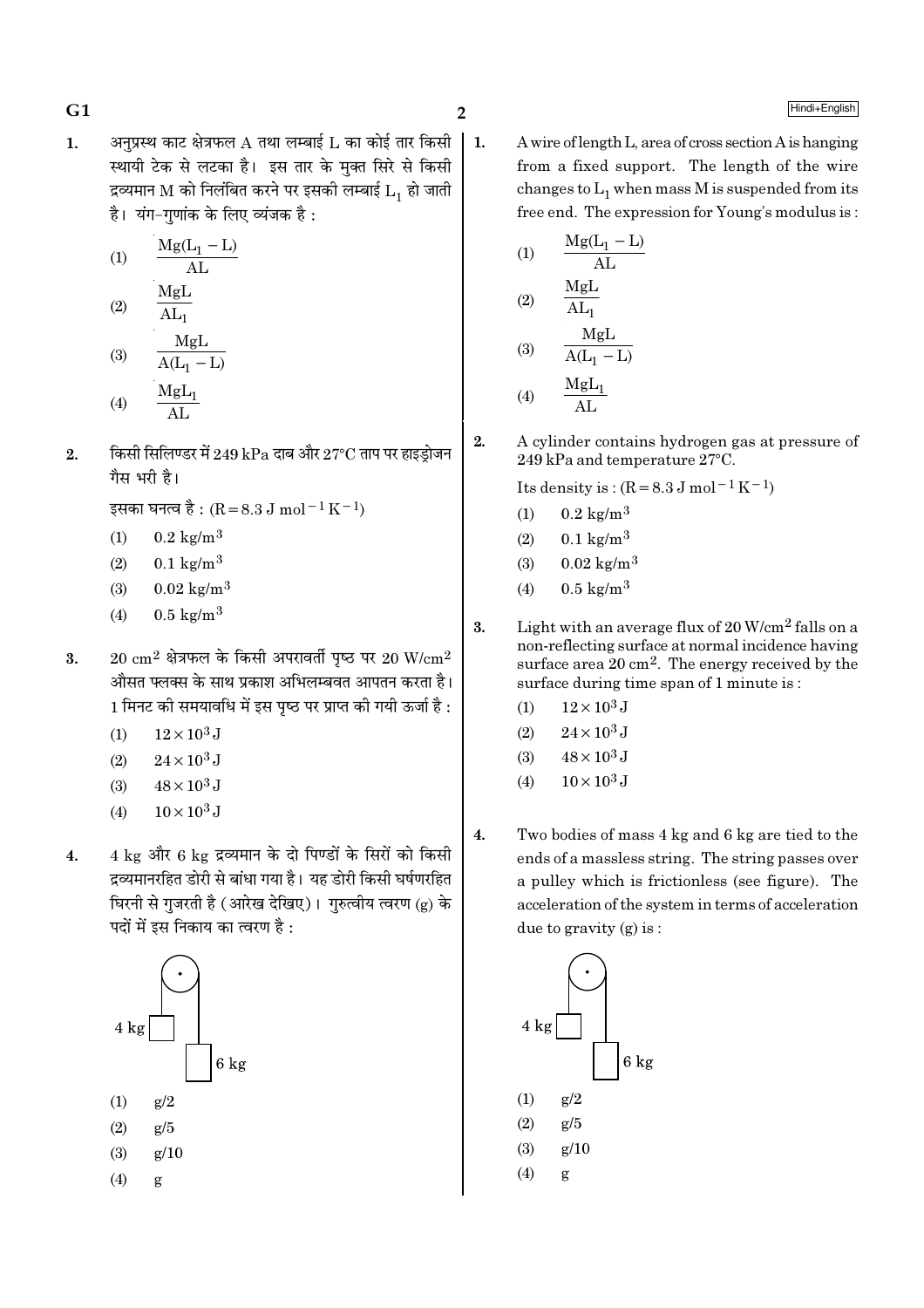1. अनुप्रस्थ काट क्षेत्रफल A तथा लम्बाई L का कोई तार किसी स्थायी टेक से लटका है। इस तार के मुक्त सिरे से किसी द्रव्यमान M को निलंबित करने पर इसकी लम्बाई $L_1$ हो जाती है। यंग-गुणांक के लिए व्यंजक है :

   (1) $\frac{Mg(L_1 - L)}{AL}$

   (2) $\frac{MgL}{AL_1}$

   (3) $\frac{MgL}{A(L_1 - L)}$

   (4) $\frac{MgL_1}{AL}$

2. किसी सिलिण्डर में 249 kPa दाब और 27°C ताप पर हाइड्रोजन गैस भरी है।

   इसका घनत्व है : $(R = 8.3\ J\ mol^{-1}\ K^{-1})$

   (1) $0.2\ kg/m^3$

   (2) $0.1\ kg/m^3$

   (3) $0.02\ kg/m^3$

   (4) $0.5\ kg/m^3$

3. $20\ cm^2$ क्षेत्रफल के किसी अपरावर्ती पृष्ठ पर $20\ W/cm^2$ औसत फ्लक्स के साथ प्रकाश अभिलम्बवत आपतन करता है। 1 मिनट की समयावधि में इस पृष्ठ पर प्राप्त की गयी ऊर्जा है :

   (1) $12 \times 10^3\ J$

   (2) $24 \times 10^3\ J$

   (3) $48 \times 10^3\ J$

   (4) $10 \times 10^3\ J$

4. 4 kg और 6 kg द्रव्यमान के दो पिण्डों के सिरों को किसी द्रव्यमानरहित डोरी से बांधा गया है। यह डोरी किसी घर्षणरहित घिरनी से गुजरती है (आरेख देखिए)। गुरुत्वीय त्वरण (g) के पदों में इस निकाय का त्वरण है :

   (1) g/2

   (2) g/5

   (3) g/10

   (4) g

---

1. A wire of length L, area of cross section A is hanging from a fixed support. The length of the wire changes to $L_1$ when mass M is suspended from its free end. The expression for Young's modulus is :

   (1) $\frac{Mg(L_1 - L)}{AL}$

   (2) $\frac{MgL}{AL_1}$

   (3) $\frac{MgL}{A(L_1 - L)}$

   (4) $\frac{MgL_1}{AL}$

2. A cylinder contains hydrogen gas at pressure of 249 kPa and temperature 27°C.

   Its density is : $(R = 8.3\ J\ mol^{-1}\ K^{-1})$

   (1) $0.2\ kg/m^3$

   (2) $0.1\ kg/m^3$

   (3) $0.02\ kg/m^3$

   (4) $0.5\ kg/m^3$

3. Light with an average flux of $20\ W/cm^2$ falls on a non-reflecting surface at normal incidence having surface area $20\ cm^2$. The energy received by the surface during time span of 1 minute is :

   (1) $12 \times 10^3\ J$

   (2) $24 \times 10^3\ J$

   (3) $48 \times 10^3\ J$

   (4) $10 \times 10^3\ J$

4. Two bodies of mass 4 kg and 6 kg are tied to the ends of a massless string. The string passes over a pulley which is frictionless (see figure). The acceleration of the system in terms of acceleration due to gravity (g) is :

   (1) g/2

   (2) g/5

   (3) g/10

   (4) g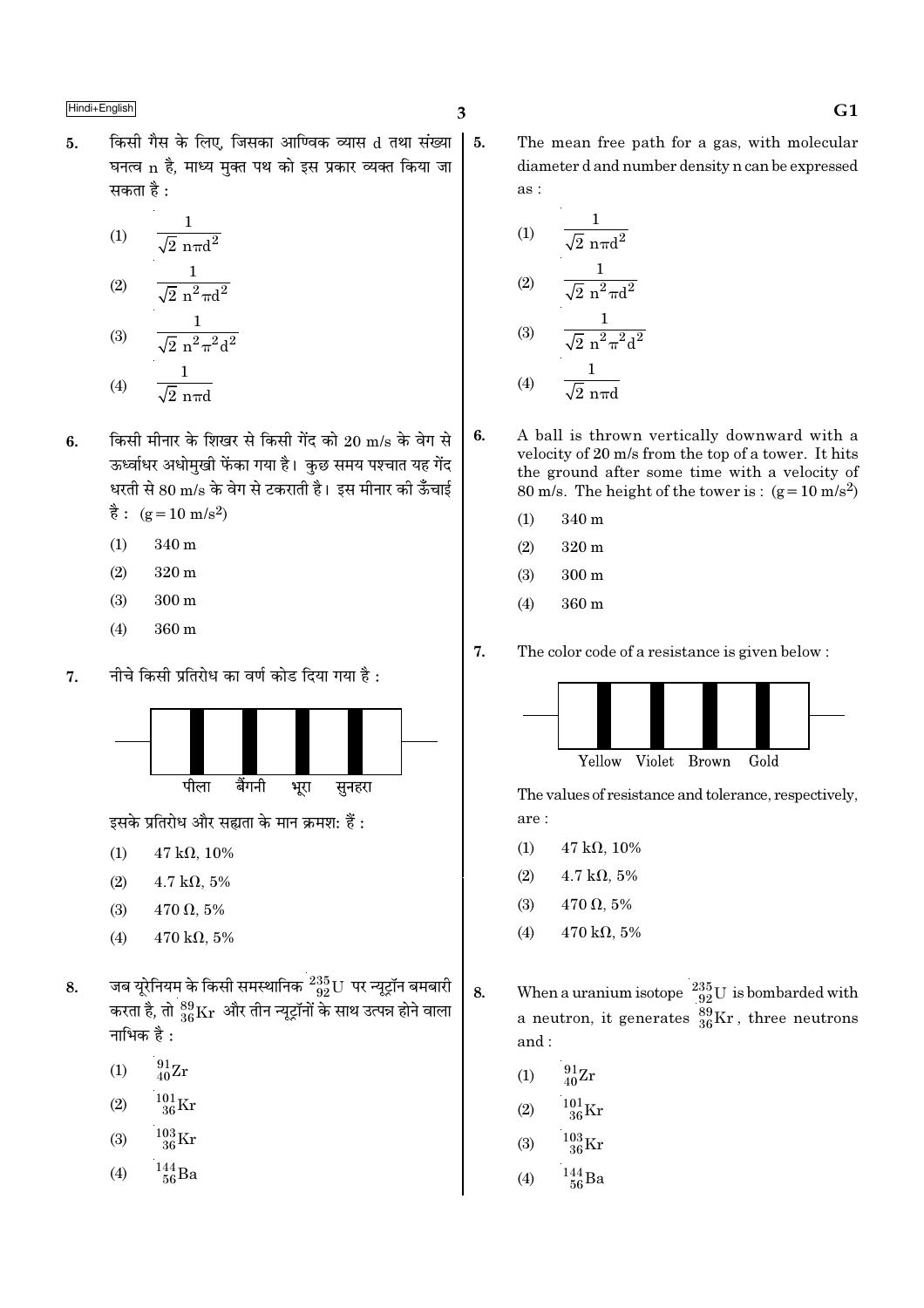5. किसी गैस के लिए, जिसका आण्विक व्यास d तथा संख्या घनत्व n है, माध्य मुक्त पथ को इस प्रकार व्यक्त किया जा सकता है :

(1) $\frac{1}{\sqrt{2}\, n\pi d^2}$

(2) $\frac{1}{\sqrt{2}\, n^2\pi d^2}$

(3) $\frac{1}{\sqrt{2}\, n^2\pi^2 d^2}$

(4) $\frac{1}{\sqrt{2}\, n\pi d}$

6. किसी मीनार के शिखर से किसी गेंद को 20 m/s के वेग से ऊर्ध्वाधर अधोमुखी फेंका गया है। कुछ समय पश्चात यह गेंद धरती से 80 m/s के वेग से टकराती है। इस मीनार की ऊँचाई है : $(g = 10\ m/s^2)$

(1) 340 m

(2) 320 m

(3) 300 m

(4) 360 m

7. नीचे किसी प्रतिरोध का वर्ण कोड दिया गया है :

पीला बैंगनी भूरा सुनहरा

इसके प्रतिरोध और सह्यता के मान क्रमश: हैं :

(1) 47 kΩ, 10%

(2) 4.7 kΩ, 5%

(3) 470 Ω, 5%

(4) 470 kΩ, 5%

8. जब यूरेनियम के किसी समस्थानिक $^{235}_{92}U$ पर न्यूट्रॉन बमबारी करता है, तो $^{89}_{36}Kr$ और तीन न्यूट्रॉनों के साथ उत्पन्न होने वाला नाभिक है :

(1) $^{91}_{40}Zr$

(2) $^{101}_{36}Kr$

(3) $^{103}_{36}Kr$

(4) $^{144}_{56}Ba$

5. The mean free path for a gas, with molecular diameter d and number density n can be expressed as :

(1) $\frac{1}{\sqrt{2}\, n\pi d^2}$

(2) $\frac{1}{\sqrt{2}\, n^2\pi d^2}$

(3) $\frac{1}{\sqrt{2}\, n^2\pi^2 d^2}$

(4) $\frac{1}{\sqrt{2}\, n\pi d}$

6. A ball is thrown vertically downward with a velocity of 20 m/s from the top of a tower. It hits the ground after some time with a velocity of 80 m/s. The height of the tower is : $(g = 10\ m/s^2)$

(1) 340 m

(2) 320 m

(3) 300 m

(4) 360 m

7. The color code of a resistance is given below :

Yellow Violet Brown Gold

The values of resistance and tolerance, respectively, are :

(1) 47 kΩ, 10%

(2) 4.7 kΩ, 5%

(3) 470 Ω, 5%

(4) 470 kΩ, 5%

8. When a uranium isotope $^{235}_{92}U$ is bombarded with a neutron, it generates $^{89}_{36}Kr$, three neutrons and :

(1) $^{91}_{40}Zr$

(2) $^{101}_{36}Kr$

(3) $^{103}_{36}Kr$

(4) $^{144}_{56}Ba$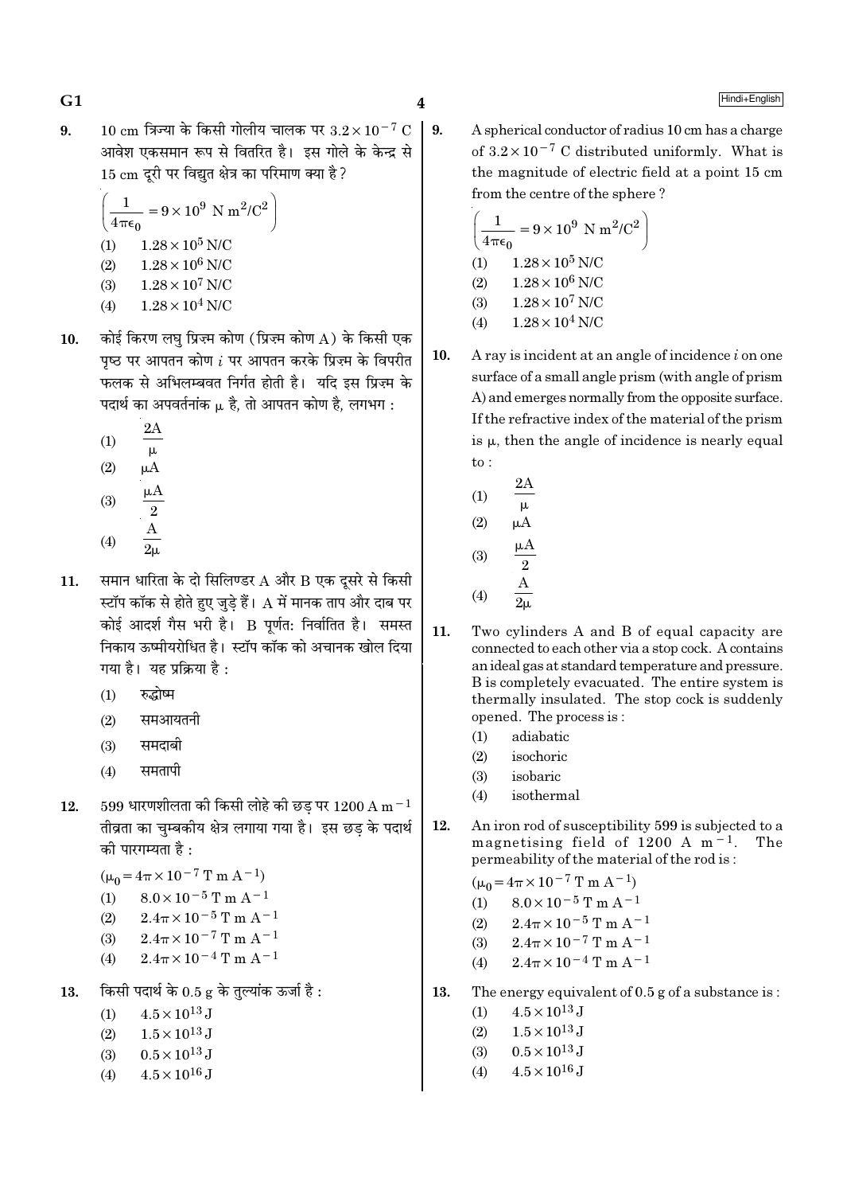9. 10 cm त्रिज्या के किसी गोलीय चालक पर $3.2 \times 10^{-7}$ C आवेश एकसमान रूप से वितरित है। इस गोले के केन्द्र से 15 cm दूरी पर विद्युत क्षेत्र का परिमाण क्या है?

$\left(\frac{1}{4\pi\epsilon_0} = 9 \times 10^9 \text{ N m}^2/\text{C}^2\right)$

(1) $1.28 \times 10^5$ N/C
(2) $1.28 \times 10^6$ N/C
(3) $1.28 \times 10^7$ N/C
(4) $1.28 \times 10^4$ N/C

10. कोई किरण लघु प्रिज़्म कोण (प्रिज़्म कोण A) के किसी एक पृष्ठ पर आपतन कोण $i$ पर आपतन करके प्रिज़्म के विपरीत फलक से अभिलम्बवत निर्गत होती है। यदि इस प्रिज़्म के पदार्थ का अपवर्तनांक $\mu$ है, तो आपतन कोण है, लगभग :

(1) $\frac{2A}{\mu}$
(2) $\mu A$
(3) $\frac{\mu A}{2}$
(4) $\frac{A}{2\mu}$

11. समान धारिता के दो सिलिण्डर A और B एक दूसरे से किसी स्टॉप कॉक से होते हुए जुड़े हैं। A में मानक ताप और दाब पर कोई आदर्श गैस भरी है। B पूर्णतः निर्वातित है। समस्त निकाय ऊष्मीयरोधित है। स्टॉप कॉक को अचानक खोल दिया गया है। यह प्रक्रिया है :

(1) रुद्धोष्म
(2) समआयतनी
(3) समदाबी
(4) समतापी

12. 599 धारणशीलता की किसी लोहे की छड़ पर 1200 A $\text{m}^{-1}$ तीव्रता का चुम्बकीय क्षेत्र लगाया गया है। इस छड़ के पदार्थ की पारगम्यता है :

$(\mu_0 = 4\pi \times 10^{-7} \text{ T m A}^{-1})$

(1) $8.0 \times 10^{-5}$ T m $\text{A}^{-1}$
(2) $2.4\pi \times 10^{-5}$ T m $\text{A}^{-1}$
(3) $2.4\pi \times 10^{-7}$ T m $\text{A}^{-1}$
(4) $2.4\pi \times 10^{-4}$ T m $\text{A}^{-1}$

13. किसी पदार्थ के 0.5 g के तुल्यांक ऊर्जा है :

(1) $4.5 \times 10^{13}$ J
(2) $1.5 \times 10^{13}$ J
(3) $0.5 \times 10^{13}$ J
(4) $4.5 \times 10^{16}$ J

9. A spherical conductor of radius 10 cm has a charge of $3.2 \times 10^{-7}$ C distributed uniformly. What is the magnitude of electric field at a point 15 cm from the centre of the sphere?

$\left(\frac{1}{4\pi\epsilon_0} = 9 \times 10^9 \text{ N m}^2/\text{C}^2\right)$

(1) $1.28 \times 10^5$ N/C
(2) $1.28 \times 10^6$ N/C
(3) $1.28 \times 10^7$ N/C
(4) $1.28 \times 10^4$ N/C

10. A ray is incident at an angle of incidence $i$ on one surface of a small angle prism (with angle of prism A) and emerges normally from the opposite surface. If the refractive index of the material of the prism is $\mu$, then the angle of incidence is nearly equal to :

(1) $\frac{2A}{\mu}$
(2) $\mu A$
(3) $\frac{\mu A}{2}$
(4) $\frac{A}{2\mu}$

11. Two cylinders A and B of equal capacity are connected to each other via a stop cock. A contains an ideal gas at standard temperature and pressure. B is completely evacuated. The entire system is thermally insulated. The stop cock is suddenly opened. The process is :

(1) adiabatic
(2) isochoric
(3) isobaric
(4) isothermal

12. An iron rod of susceptibility 599 is subjected to a magnetising field of 1200 A $\text{m}^{-1}$. The permeability of the material of the rod is :

$(\mu_0 = 4\pi \times 10^{-7} \text{ T m A}^{-1})$

(1) $8.0 \times 10^{-5}$ T m $\text{A}^{-1}$
(2) $2.4\pi \times 10^{-5}$ T m $\text{A}^{-1}$
(3) $2.4\pi \times 10^{-7}$ T m $\text{A}^{-1}$
(4) $2.4\pi \times 10^{-4}$ T m $\text{A}^{-1}$

13. The energy equivalent of 0.5 g of a substance is :

(1) $4.5 \times 10^{13}$ J
(2) $1.5 \times 10^{13}$ J
(3) $0.5 \times 10^{13}$ J
(4) $4.5 \times 10^{16}$ J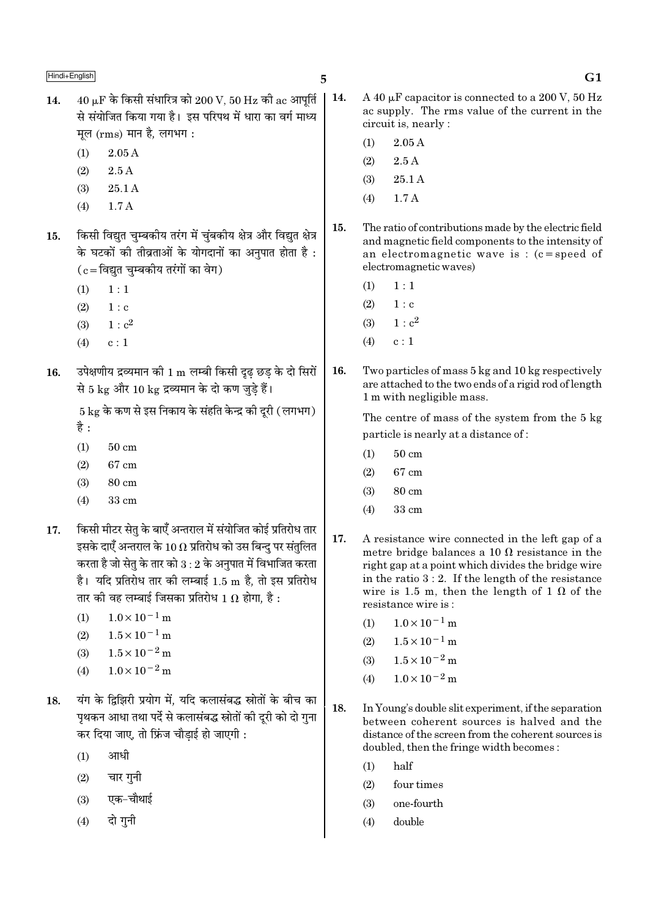14. 40 $\mu$F के किसी संधारित्र को 200 V, 50 Hz की ac आपूर्ति से संयोजित किया गया है। इस परिपथ में धारा का वर्ग माध्य मूल (rms) मान है, लगभग :

(1) 2.05 A
(2) 2.5 A
(3) 25.1 A
(4) 1.7 A

15. किसी विद्युत चुम्बकीय तरंग में चुंबकीय क्षेत्र और विद्युत क्षेत्र के घटकों की तीव्रताओं के योगदानों का अनुपात होता है : (c = विद्युत चुम्बकीय तरंगों का वेग)

(1) 1 : 1
(2) 1 : c
(3) 1 : $c^2$
(4) c : 1

16. उपेक्षणीय द्रव्यमान की 1 m लम्बी किसी दृढ़ छड़ के दो सिरों से 5 kg और 10 kg द्रव्यमान के दो कण जुड़े हैं।

5 kg के कण से इस निकाय के संहति केन्द्र की दूरी (लगभग) है :

(1) 50 cm
(2) 67 cm
(3) 80 cm
(4) 33 cm

17. किसी मीटर सेतु के बाएँ अन्तराल में संयोजित कोई प्रतिरोध तार इसके दाएँ अन्तराल के 10 $\Omega$ प्रतिरोध को उस बिन्दु पर संतुलित करता है जो सेतु के तार को 3 : 2 के अनुपात में विभाजित करता है। यदि प्रतिरोध तार की लम्बाई 1.5 m है, तो इस प्रतिरोध तार की वह लम्बाई जिसका प्रतिरोध 1 $\Omega$ होगा, है :

(1) $1.0 \times 10^{-1}$ m
(2) $1.5 \times 10^{-1}$ m
(3) $1.5 \times 10^{-2}$ m
(4) $1.0 \times 10^{-2}$ m

18. यंग के द्विझिरी प्रयोग में, यदि कलासंबद्ध स्रोतों के बीच का पृथकन आधा तथा पर्दे से कलासंबद्ध स्रोतों की दूरी को दो गुना कर दिया जाए, तो फ्रिंज चौड़ाई हो जाएगी :

(1) आधी
(2) चार गुनी
(3) एक-चौथाई
(4) दो गुनी

14. A 40 $\mu$F capacitor is connected to a 200 V, 50 Hz ac supply. The rms value of the current in the circuit is, nearly :

(1) 2.05 A
(2) 2.5 A
(3) 25.1 A
(4) 1.7 A

15. The ratio of contributions made by the electric field and magnetic field components to the intensity of an electromagnetic wave is : (c = speed of electromagnetic waves)

(1) 1 : 1
(2) 1 : c
(3) 1 : $c^2$
(4) c : 1

16. Two particles of mass 5 kg and 10 kg respectively are attached to the two ends of a rigid rod of length 1 m with negligible mass.

The centre of mass of the system from the 5 kg particle is nearly at a distance of :

(1) 50 cm
(2) 67 cm
(3) 80 cm
(4) 33 cm

17. A resistance wire connected in the left gap of a metre bridge balances a 10 $\Omega$ resistance in the right gap at a point which divides the bridge wire in the ratio 3 : 2. If the length of the resistance wire is 1.5 m, then the length of 1 $\Omega$ of the resistance wire is :

(1) $1.0 \times 10^{-1}$ m
(2) $1.5 \times 10^{-1}$ m
(3) $1.5 \times 10^{-2}$ m
(4) $1.0 \times 10^{-2}$ m

18. In Young's double slit experiment, if the separation between coherent sources is halved and the distance of the screen from the coherent sources is doubled, then the fringe width becomes :

(1) half
(2) four times
(3) one-fourth
(4) double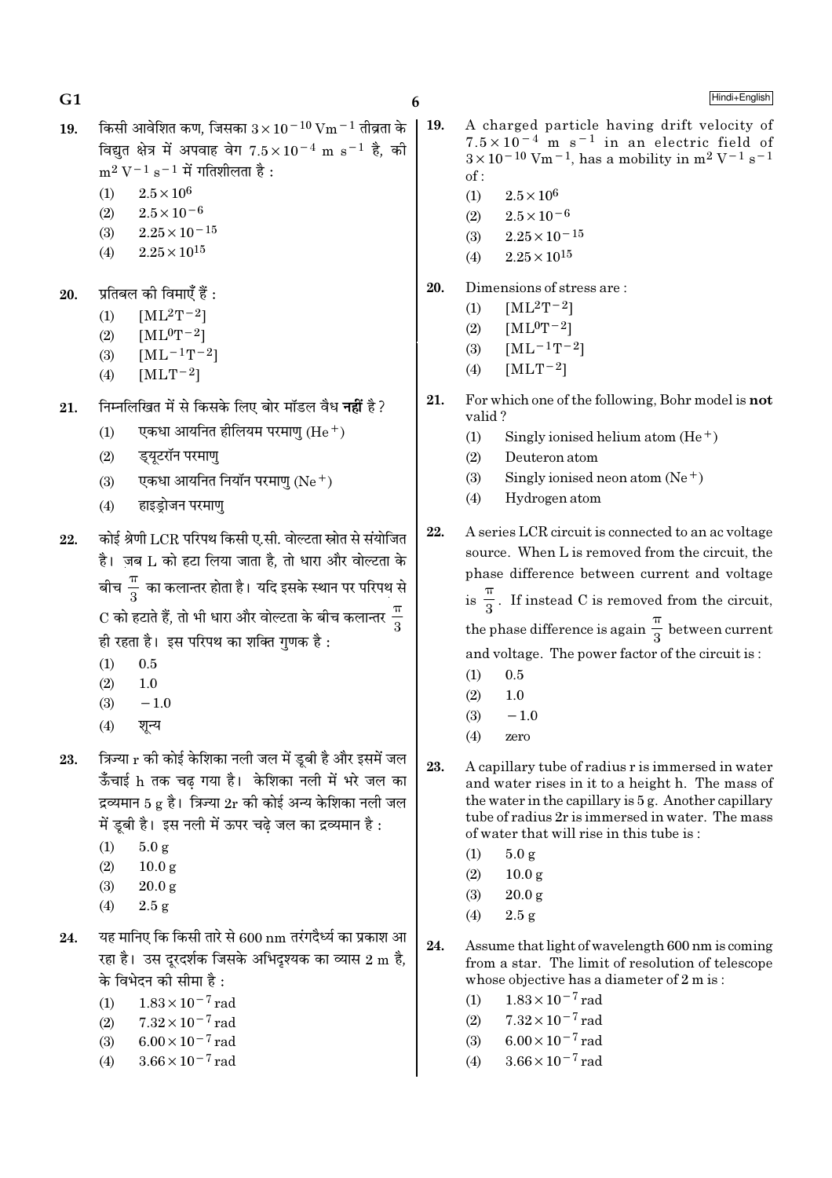19. किसी आवेशित कण, जिसका $3 \times 10^{-10}$ $Vm^{-1}$ तीव्रता के विद्युत क्षेत्र में अपवाह वेग $7.5 \times 10^{-4}$ m $s^{-1}$ है, की $m^2 V^{-1} s^{-1}$ में गतिशीलता है :
   (1) $2.5 \times 10^{6}$
   (2) $2.5 \times 10^{-6}$
   (3) $2.25 \times 10^{-15}$
   (4) $2.25 \times 10^{15}$

20. प्रतिबल की विमाएँ हैं :
   (1) $[ML^2T^{-2}]$
   (2) $[ML^0T^{-2}]$
   (3) $[ML^{-1}T^{-2}]$
   (4) $[MLT^{-2}]$

21. निम्नलिखित में से किसके लिए बोर मॉडल वैध **नहीं** है ?
   (1) एकधा आयनित हीलियम परमाणु ($He^+$)
   (2) ड्यूटरॉन परमाणु
   (3) एकधा आयनित नियॉन परमाणु ($Ne^+$)
   (4) हाइड्रोजन परमाणु

22. कोई श्रेणी LCR परिपथ किसी ए.सी. वोल्टता स्रोत से संयोजित है। ज़ब L को हटा लिया जाता है, तो धारा और वोल्टता के बीच $\frac{\pi}{3}$ का कलान्तर होता है। यदि इसके स्थान पर परिपथ से C को हटाते हैं, तो भी धारा और वोल्टता के बीच कलान्तर $\frac{\pi}{3}$ ही रहता है। इस परिपथ का शक्ति गुणक है :
   (1) 0.5
   (2) 1.0
   (3) −1.0
   (4) शून्य

23. त्रिज्या r की कोई केशिका नली जल में डूबी है और इसमें जल ऊँचाई h तक चढ़ गया है। केशिका नली में भरे जल का द्रव्यमान 5 g है। त्रिज्या 2r की कोई अन्य केशिका नली जल में डूबी है। इस नली में ऊपर चढ़े जल का द्रव्यमान है :
   (1) 5.0 g
   (2) 10.0 g
   (3) 20.0 g
   (4) 2.5 g

24. यह मानिए कि किसी तारे से 600 nm तरंगदैर्ध्य का प्रकाश आ रहा है। उस दूरदर्शक जिसके अभिदृश्यक का व्यास 2 m है, के विभेदन की सीमा है :
   (1) $1.83 \times 10^{-7}$ rad
   (2) $7.32 \times 10^{-7}$ rad
   (3) $6.00 \times 10^{-7}$ rad
   (4) $3.66 \times 10^{-7}$ rad

19. A charged particle having drift velocity of $7.5 \times 10^{-4}$ m $s^{-1}$ in an electric field of $3 \times 10^{-10}$ $Vm^{-1}$, has a mobility in $m^2 V^{-1} s^{-1}$ of :
   (1) $2.5 \times 10^{6}$
   (2) $2.5 \times 10^{-6}$
   (3) $2.25 \times 10^{-15}$
   (4) $2.25 \times 10^{15}$

20. Dimensions of stress are :
   (1) $[ML^2T^{-2}]$
   (2) $[ML^0T^{-2}]$
   (3) $[ML^{-1}T^{-2}]$
   (4) $[MLT^{-2}]$

21. For which one of the following, Bohr model is **not** valid ?
   (1) Singly ionised helium atom ($He^+$)
   (2) Deuteron atom
   (3) Singly ionised neon atom ($Ne^+$)
   (4) Hydrogen atom

22. A series LCR circuit is connected to an ac voltage source. When L is removed from the circuit, the phase difference between current and voltage is $\frac{\pi}{3}$. If instead C is removed from the circuit, the phase difference is again $\frac{\pi}{3}$ between current and voltage. The power factor of the circuit is :
   (1) 0.5
   (2) 1.0
   (3) −1.0
   (4) zero

23. A capillary tube of radius r is immersed in water and water rises in it to a height h. The mass of the water in the capillary is 5 g. Another capillary tube of radius 2r is immersed in water. The mass of water that will rise in this tube is :
   (1) 5.0 g
   (2) 10.0 g
   (3) 20.0 g
   (4) 2.5 g

24. Assume that light of wavelength 600 nm is coming from a star. The limit of resolution of telescope whose objective has a diameter of 2 m is :
   (1) $1.83 \times 10^{-7}$ rad
   (2) $7.32 \times 10^{-7}$ rad
   (3) $6.00 \times 10^{-7}$ rad
   (4) $3.66 \times 10^{-7}$ rad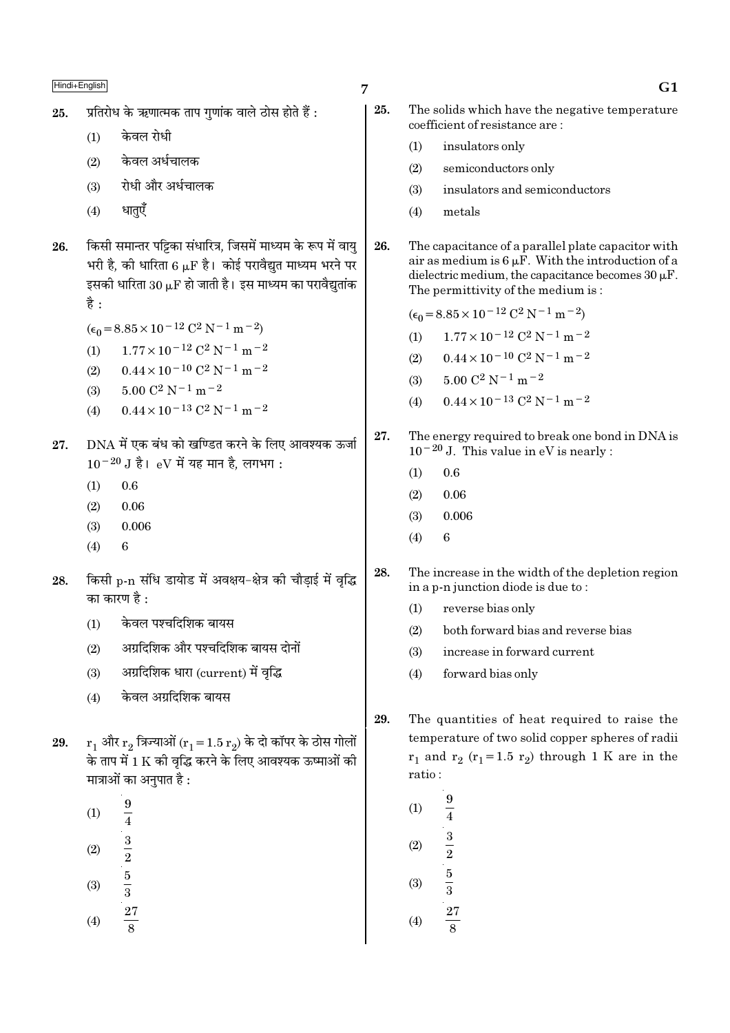25. प्रतिरोध के ऋणात्मक ताप गुणांक वाले ठोस होते हैं :

(1) केवल रोधी

(2) केवल अर्धचालक

(3) रोधी और अर्धचालक

(4) धातुएँ

26. किसी समान्तर पट्टिका संधारित्र, जिसमें माध्यम के रूप में वायु भरी है, की धारिता $6\ \mu F$ है। कोई परावैद्युत माध्यम भरने पर इसकी धारिता $30\ \mu F$ हो जाती है। इस माध्यम का परावैद्युतांक है :

$(\epsilon_0 = 8.85 \times 10^{-12}\ C^2\ N^{-1}\ m^{-2})$

(1) $1.77 \times 10^{-12}\ C^2\ N^{-1}\ m^{-2}$

(2) $0.44 \times 10^{-10}\ C^2\ N^{-1}\ m^{-2}$

(3) $5.00\ C^2\ N^{-1}\ m^{-2}$

(4) $0.44 \times 10^{-13}\ C^2\ N^{-1}\ m^{-2}$

27. DNA में एक बंध को खण्डित करने के लिए आवश्यक ऊर्जा $10^{-20}$ J है। eV में यह मान है, लगभग :

(1) 0.6

(2) 0.06

(3) 0.006

(4) 6

28. किसी p-n संधि डायोड में अवक्षय-क्षेत्र की चौड़ाई में वृद्धि का कारण है :

(1) केवल पश्चदिशिक बायस

(2) अग्रदिशिक और पश्चदिशिक बायस दोनों

(3) अग्रदिशिक धारा (current) में वृद्धि

(4) केवल अग्रदिशिक बायस

29. $r_1$ और $r_2$ त्रिज्याओं $(r_1 = 1.5\ r_2)$ के दो कॉपर के ठोस गोलों के ताप में 1 K की वृद्धि करने के लिए आवश्यक ऊष्माओं की मात्राओं का अनुपात है :

(1) $\frac{9}{4}$

(2) $\frac{3}{2}$

(3) $\frac{5}{3}$

(4) $\frac{27}{8}$

25. The solids which have the negative temperature coefficient of resistance are :

(1) insulators only

(2) semiconductors only

(3) insulators and semiconductors

(4) metals

26. The capacitance of a parallel plate capacitor with air as medium is $6\ \mu F$. With the introduction of a dielectric medium, the capacitance becomes $30\ \mu F$. The permittivity of the medium is :

$(\epsilon_0 = 8.85 \times 10^{-12}\ C^2\ N^{-1}\ m^{-2})$

(1) $1.77 \times 10^{-12}\ C^2\ N^{-1}\ m^{-2}$

(2) $0.44 \times 10^{-10}\ C^2\ N^{-1}\ m^{-2}$

(3) $5.00\ C^2\ N^{-1}\ m^{-2}$

(4) $0.44 \times 10^{-13}\ C^2\ N^{-1}\ m^{-2}$

27. The energy required to break one bond in DNA is $10^{-20}$ J. This value in eV is nearly :

(1) 0.6

(2) 0.06

(3) 0.006

(4) 6

28. The increase in the width of the depletion region in a p-n junction diode is due to :

(1) reverse bias only

(2) both forward bias and reverse bias

(3) increase in forward current

(4) forward bias only

29. The quantities of heat required to raise the temperature of two solid copper spheres of radii $r_1$ and $r_2$ $(r_1 = 1.5\ r_2)$ through 1 K are in the ratio :

(1) $\frac{9}{4}$

(2) $\frac{3}{2}$

(3) $\frac{5}{3}$

(4) $\frac{27}{8}$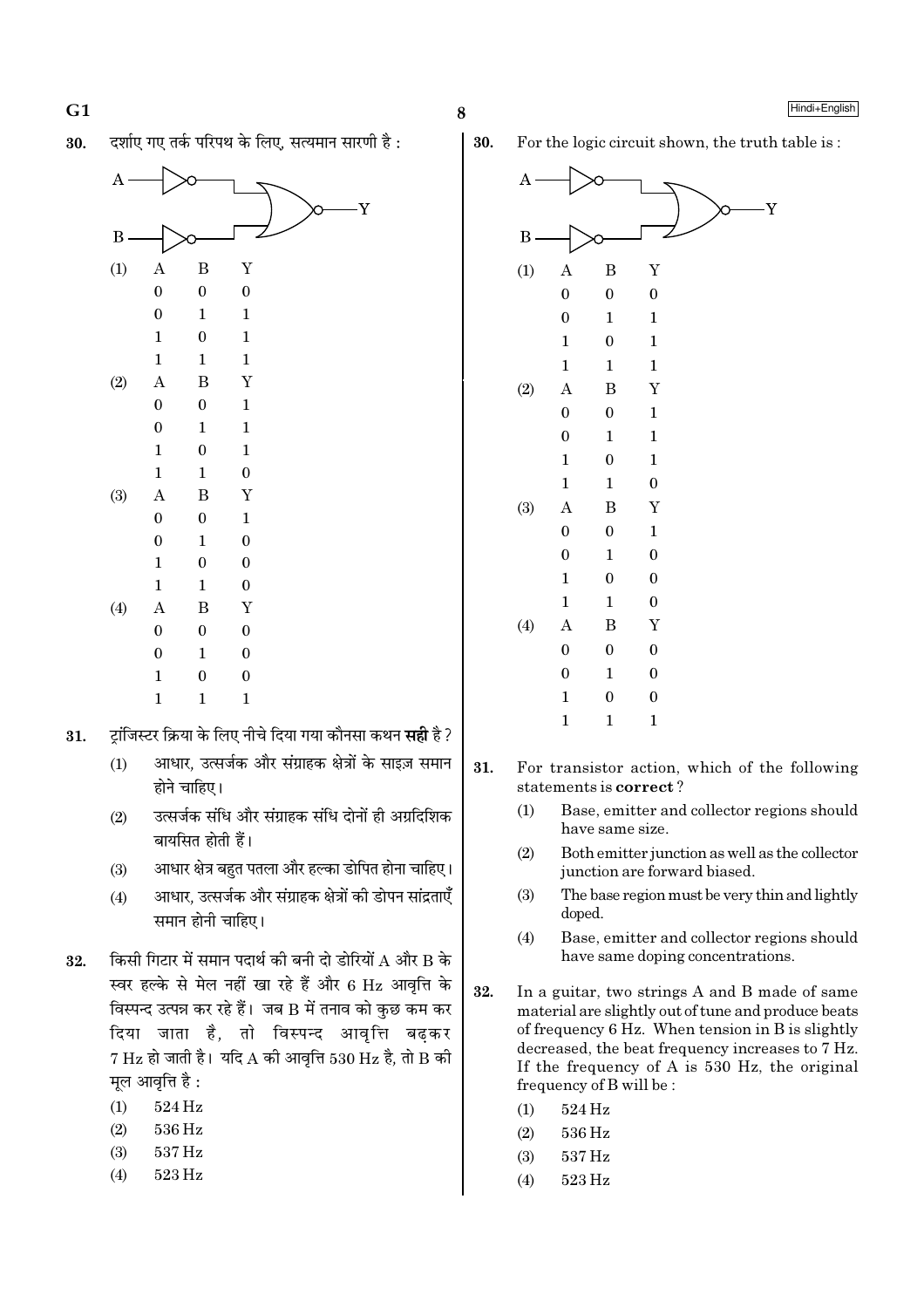30. दर्शाए गए तर्क परिपथ के लिए, सत्यमान सारणी है :

(1)

| A | B | Y |
|---|---|---|
| 0 | 0 | 0 |
| 0 | 1 | 1 |
| 1 | 0 | 1 |
| 1 | 1 | 1 |

(2)

| A | B | Y |
|---|---|---|
| 0 | 0 | 1 |
| 0 | 1 | 1 |
| 1 | 0 | 1 |
| 1 | 1 | 0 |

(3)

| A | B | Y |
|---|---|---|
| 0 | 0 | 1 |
| 0 | 1 | 0 |
| 1 | 0 | 0 |
| 1 | 1 | 0 |

(4)

| A | B | Y |
|---|---|---|
| 0 | 0 | 0 |
| 0 | 1 | 0 |
| 1 | 0 | 0 |
| 1 | 1 | 1 |

31. ट्रांजिस्टर क्रिया के लिए नीचे दिया गया कौनसा कथन **सही** है ?

(1) आधार, उत्सर्जक और संग्राहक क्षेत्रों के साइज़ समान होने चाहिए।

(2) उत्सर्जक संधि और संग्राहक संधि दोनों ही अग्रदिशिक बायसित होती हैं।

(3) आधार क्षेत्र बहुत पतला और हल्का डोपित होना चाहिए।

(4) आधार, उत्सर्जक और संग्राहक क्षेत्रों की डोपन सांद्रताएँ समान होनी चाहिए।

32. किसी गिटार में समान पदार्थ की बनी दो डोरियों A और B के स्वर हल्के से मेल नहीं खा रहे हैं और 6 Hz आवृत्ति के विस्पन्द उत्पन्न कर रहे हैं। जब B में तनाव को कुछ कम कर दिया जाता है, तो विस्पन्द आवृत्ति बढ़कर 7 Hz हो जाती है। यदि A की आवृत्ति 530 Hz है, तो B की मूल आवृत्ति है :

(1) 524 Hz
(2) 536 Hz
(3) 537 Hz
(4) 523 Hz

30. For the logic circuit shown, the truth table is :

(1)

| A | B | Y |
|---|---|---|
| 0 | 0 | 0 |
| 0 | 1 | 1 |
| 1 | 0 | 1 |
| 1 | 1 | 1 |

(2)

| A | B | Y |
|---|---|---|
| 0 | 0 | 1 |
| 0 | 1 | 1 |
| 1 | 0 | 1 |
| 1 | 1 | 0 |

(3)

| A | B | Y |
|---|---|---|
| 0 | 0 | 1 |
| 0 | 1 | 0 |
| 1 | 0 | 0 |
| 1 | 1 | 0 |

(4)

| A | B | Y |
|---|---|---|
| 0 | 0 | 0 |
| 0 | 1 | 0 |
| 1 | 0 | 0 |
| 1 | 1 | 1 |

31. For transistor action, which of the following statements is **correct** ?

(1) Base, emitter and collector regions should have same size.

(2) Both emitter junction as well as the collector junction are forward biased.

(3) The base region must be very thin and lightly doped.

(4) Base, emitter and collector regions should have same doping concentrations.

32. In a guitar, two strings A and B made of same material are slightly out of tune and produce beats of frequency 6 Hz. When tension in B is slightly decreased, the beat frequency increases to 7 Hz. If the frequency of A is 530 Hz, the original frequency of B will be :

(1) 524 Hz
(2) 536 Hz
(3) 537 Hz
(4) 523 Hz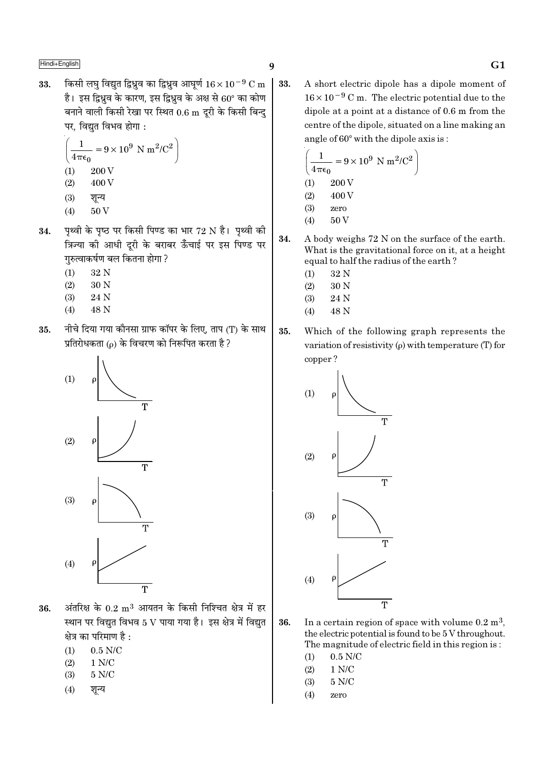33. किसी लघु विद्युत द्विध्रुव का द्विध्रुव आघूर्ण $16 \times 10^{-9}$ C m है। इस द्विध्रुव के कारण, इस द्विध्रुव के अक्ष से 60° का कोण बनाने वाली किसी रेखा पर स्थित 0.6 m दूरी के किसी बिन्दु पर, विद्युत विभव होगा :

$$\left(\frac{1}{4\pi\epsilon_0} = 9 \times 10^9 \text{ N m}^2/\text{C}^2\right)$$

(1) 200 V
(2) 400 V
(3) शून्य
(4) 50 V

34. पृथ्वी के पृष्ठ पर किसी पिण्ड का भार 72 N है। पृथ्वी की त्रिज्या की आधी दूरी के बराबर ऊँचाई पर इस पिण्ड पर गुरुत्वाकर्षण बल कितना होगा ?

(1) 32 N
(2) 30 N
(3) 24 N
(4) 48 N

35. नीचे दिया गया कौनसा ग्राफ कॉपर के लिए, ताप (T) के साथ प्रतिरोधकता (ρ) के विचरण को निरूपित करता है ?

(1)
(2)
(3)
(4)

36. अंतरिक्ष के 0.2 $m^3$ आयतन के किसी निश्चित क्षेत्र में हर स्थान पर विद्युत विभव 5 V पाया गया है। इस क्षेत्र में विद्युत क्षेत्र का परिमाण है :

(1) 0.5 N/C
(2) 1 N/C
(3) 5 N/C
(4) शून्य

33. A short electric dipole has a dipole moment of $16 \times 10^{-9}$ C m. The electric potential due to the dipole at a point at a distance of 0.6 m from the centre of the dipole, situated on a line making an angle of 60° with the dipole axis is :

$$\left(\frac{1}{4\pi\epsilon_0} = 9 \times 10^9 \text{ N m}^2/\text{C}^2\right)$$

(1) 200 V
(2) 400 V
(3) zero
(4) 50 V

34. A body weighs 72 N on the surface of the earth. What is the gravitational force on it, at a height equal to half the radius of the earth ?

(1) 32 N
(2) 30 N
(3) 24 N
(4) 48 N

35. Which of the following graph represents the variation of resistivity (ρ) with temperature (T) for copper ?

(1)
(2)
(3)
(4)

36. In a certain region of space with volume 0.2 $m^3$, the electric potential is found to be 5 V throughout. The magnitude of electric field in this region is :

(1) 0.5 N/C
(2) 1 N/C
(3) 5 N/C
(4) zero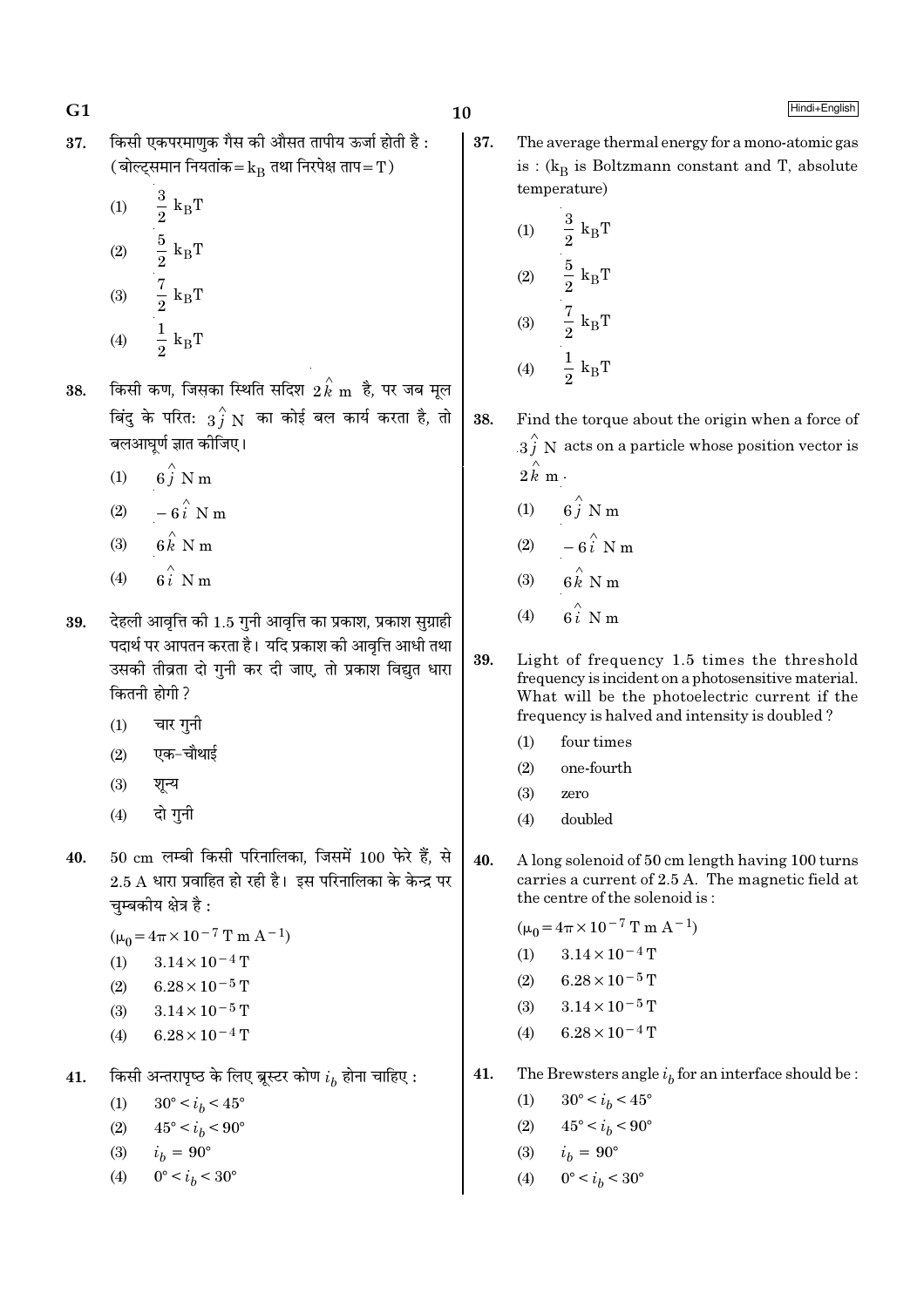37. किसी एकपरमाणुक गैस की औसत तापीय ऊर्जा होती है : (बोल्ट्समान नियतांक $= k_B$ तथा निरपेक्ष ताप $= T$)

(1) $\frac{3}{2} k_B T$

(2) $\frac{5}{2} k_B T$

(3) $\frac{7}{2} k_B T$

(4) $\frac{1}{2} k_B T$

38. किसी कण, जिसका स्थिति सदिश $2\hat{k}$ m है, पर जब मूल बिंदु के परितः $3\hat{j}$ N का कोई बल कार्य करता है, तो बलआघूर्ण ज्ञात कीजिए।

(1) $6\hat{j}$ N m

(2) $-6\hat{i}$ N m

(3) $6\hat{k}$ N m

(4) $6\hat{i}$ N m

39. देहली आवृत्ति की 1.5 गुनी आवृत्ति का प्रकाश, प्रकाश सुग्राही पदार्थ पर आपतन करता है। यदि प्रकाश की आवृत्ति आधी तथा उसकी तीव्रता दो गुनी कर दी जाए, तो प्रकाश विद्युत धारा कितनी होगी ?

(1) चार गुनी

(2) एक-चौथाई

(3) शून्य

(4) दो गुनी

40. 50 cm लम्बी किसी परिनालिका, जिसमें 100 फेरे हैं, से 2.5 A धारा प्रवाहित हो रही है। इस परिनालिका के केन्द्र पर चुम्बकीय क्षेत्र है :

($\mu_0 = 4\pi \times 10^{-7}$ T m A$^{-1}$)

(1) $3.14 \times 10^{-4}$ T

(2) $6.28 \times 10^{-5}$ T

(3) $3.14 \times 10^{-5}$ T

(4) $6.28 \times 10^{-4}$ T

41. किसी अन्तरापृष्ठ के लिए ब्रूस्टर कोण $i_b$ होना चाहिए :

(1) $30° < i_b < 45°$

(2) $45° < i_b < 90°$

(3) $i_b = 90°$

(4) $0° < i_b < 30°$

---

37. The average thermal energy for a mono-atomic gas is : ($k_B$ is Boltzmann constant and T, absolute temperature)

(1) $\frac{3}{2} k_B T$

(2) $\frac{5}{2} k_B T$

(3) $\frac{7}{2} k_B T$

(4) $\frac{1}{2} k_B T$

38. Find the torque about the origin when a force of $3\hat{j}$ N acts on a particle whose position vector is $2\hat{k}$ m.

(1) $6\hat{j}$ N m

(2) $-6\hat{i}$ N m

(3) $6\hat{k}$ N m

(4) $6\hat{i}$ N m

39. Light of frequency 1.5 times the threshold frequency is incident on a photosensitive material. What will be the photoelectric current if the frequency is halved and intensity is doubled ?

(1) four times

(2) one-fourth

(3) zero

(4) doubled

40. A long solenoid of 50 cm length having 100 turns carries a current of 2.5 A. The magnetic field at the centre of the solenoid is :

($\mu_0 = 4\pi \times 10^{-7}$ T m A$^{-1}$)

(1) $3.14 \times 10^{-4}$ T

(2) $6.28 \times 10^{-5}$ T

(3) $3.14 \times 10^{-5}$ T

(4) $6.28 \times 10^{-4}$ T

41. The Brewsters angle $i_b$ for an interface should be :

(1) $30° < i_b < 45°$

(2) $45° < i_b < 90°$

(3) $i_b = 90°$

(4) $0° < i_b < 30°$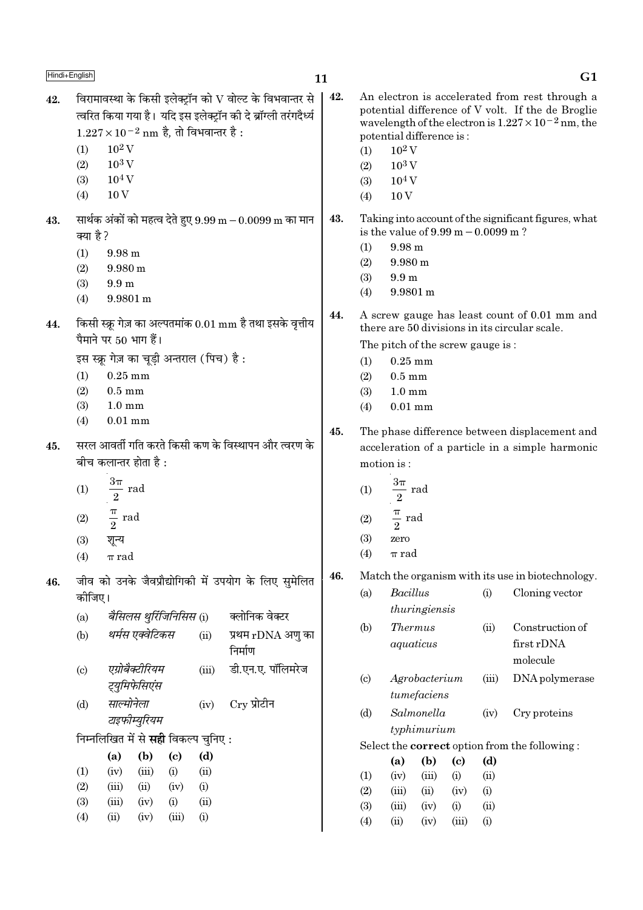42. विरामावस्था के किसी इलेक्ट्रॉन को V वोल्ट के विभवान्तर से त्वरित किया गया है। यदि इस इलेक्ट्रॉन की दे ब्रॉग्ली तरंगदैर्ध्य $1.227 \times 10^{-2}$ nm है, तो विभवान्तर है :
   (1) $10^2$ V
   (2) $10^3$ V
   (3) $10^4$ V
   (4) 10 V

43. सार्थक अंकों को महत्व देते हुए 9.99 m − 0.0099 m का मान क्या है ?
   (1) 9.98 m
   (2) 9.980 m
   (3) 9.9 m
   (4) 9.9801 m

44. किसी स्क्रू गेज़ का अल्पतमांक 0.01 mm है तथा इसके वृत्तीय पैमाने पर 50 भाग हैं।
   इस स्क्रू गेज़ का चूड़ी अन्तराल (पिच) है :
   (1) 0.25 mm
   (2) 0.5 mm
   (3) 1.0 mm
   (4) 0.01 mm

45. सरल आवर्ती गति करते किसी कण के विस्थापन और त्वरण के बीच कलान्तर होता है :
   (1) $\frac{3\pi}{2}$ rad
   (2) $\frac{\pi}{2}$ rad
   (3) शून्य
   (4) $\pi$ rad

46. जीव को उनके जैवप्रौद्योगिकी में उपयोग के लिए सुमेलित कीजिए।

| | | | |
|---|---|---|---|
| (a) | *बैसिलस थुरिंजिनिसिस* | (i) | क्लोनिक वेक्टर |
| (b) | *थर्मस एक्वेटिकस* | (ii) | प्रथम rDNA अणु का निर्माण |
| (c) | *एग्रोबैक्टीरियम ट्युमिफेसिएंस* | (iii) | डी.एन.ए. पॉलिमरेज |
| (d) | *साल्मोनेला टाइफीम्युरियम* | (iv) | Cry प्रोटीन |

   निम्नलिखित में से **सही** विकल्प चुनिए :

| | (a) | (b) | (c) | (d) |
|---|---|---|---|---|
| (1) | (iv) | (iii) | (i) | (ii) |
| (2) | (iii) | (ii) | (iv) | (i) |
| (3) | (iii) | (iv) | (i) | (ii) |
| (4) | (ii) | (iv) | (iii) | (i) |

42. An electron is accelerated from rest through a potential difference of V volt. If the de Broglie wavelength of the electron is $1.227 \times 10^{-2}$ nm, the potential difference is :
   (1) $10^2$ V
   (2) $10^3$ V
   (3) $10^4$ V
   (4) 10 V

43. Taking into account of the significant figures, what is the value of 9.99 m − 0.0099 m ?
   (1) 9.98 m
   (2) 9.980 m
   (3) 9.9 m
   (4) 9.9801 m

44. A screw gauge has least count of 0.01 mm and there are 50 divisions in its circular scale.
   The pitch of the screw gauge is :
   (1) 0.25 mm
   (2) 0.5 mm
   (3) 1.0 mm
   (4) 0.01 mm

45. The phase difference between displacement and acceleration of a particle in a simple harmonic motion is :
   (1) $\frac{3\pi}{2}$ rad
   (2) $\frac{\pi}{2}$ rad
   (3) zero
   (4) $\pi$ rad

46. Match the organism with its use in biotechnology.

| | | | |
|---|---|---|---|
| (a) | *Bacillus thuringiensis* | (i) | Cloning vector |
| (b) | *Thermus aquaticus* | (ii) | Construction of first rDNA molecule |
| (c) | *Agrobacterium tumefaciens* | (iii) | DNA polymerase |
| (d) | *Salmonella typhimurium* | (iv) | Cry proteins |

   Select the **correct** option from the following :

| | (a) | (b) | (c) | (d) |
|---|---|---|---|---|
| (1) | (iv) | (iii) | (i) | (ii) |
| (2) | (iii) | (ii) | (iv) | (i) |
| (3) | (iii) | (iv) | (i) | (ii) |
| (4) | (ii) | (iv) | (iii) | (i) |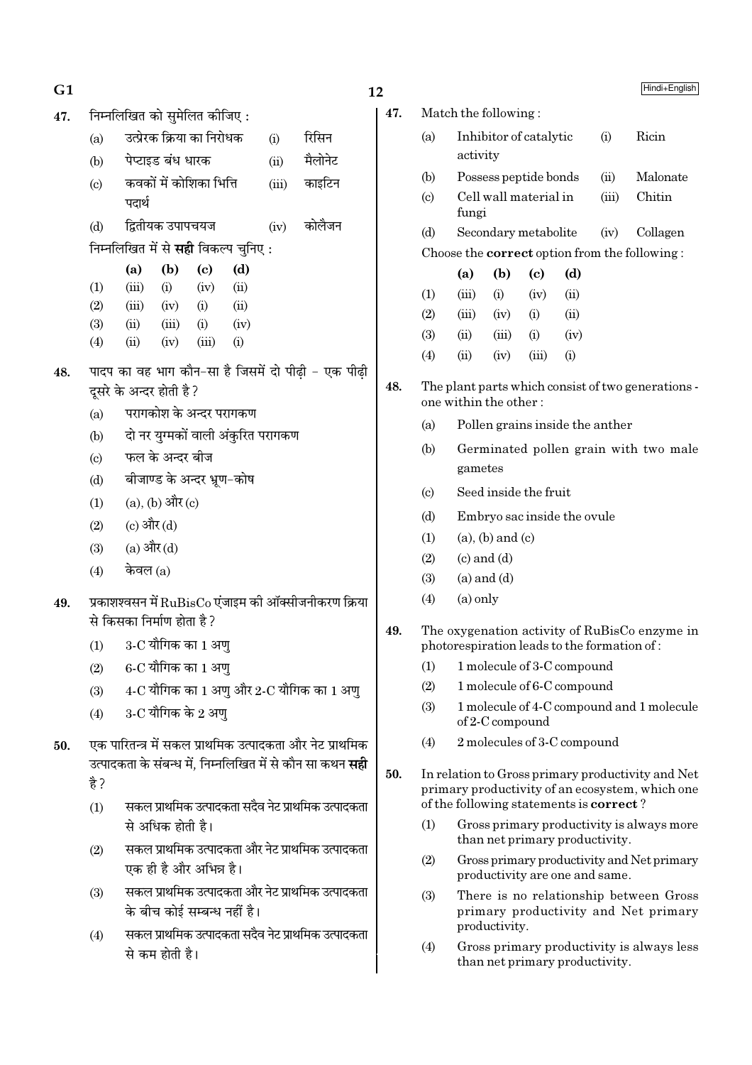47. निम्नलिखित को सुमेलित कीजिए :

| | | | |
|---|---|---|---|
| (a) | उत्प्रेरक क्रिया का निरोधक | (i) | रिसिन |
| (b) | पेप्टाइड बंध धारक | (ii) | मैलोनेट |
| (c) | कवकों में कोशिका भित्ति पदार्थ | (iii) | काइटिन |
| (d) | द्वितीयक उपापचयज | (iv) | कोलैजन |

निम्नलिखित में से **सही** विकल्प चुनिए :

| | (a) | (b) | (c) | (d) |
|---|---|---|---|---|
| (1) | (iii) | (i) | (iv) | (ii) |
| (2) | (iii) | (iv) | (i) | (ii) |
| (3) | (ii) | (iii) | (i) | (iv) |
| (4) | (ii) | (iv) | (iii) | (i) |

48. पादप का वह भाग कौन-सा है जिसमें दो पीढ़ी - एक पीढ़ी दूसरे के अन्दर होती है?

(a) परागकोश के अन्दर परागकण

(b) दो नर युग्मकों वाली अंकुरित परागकण

(c) फल के अन्दर बीज

(d) बीजाण्ड के अन्दर भ्रूण-कोष

(1) (a), (b) और (c)

(2) (c) और (d)

(3) (a) और (d)

(4) केवल (a)

49. प्रकाशश्वसन में RuBisCo एंजाइम की ऑक्सीजनीकरण क्रिया से किसका निर्माण होता है?

(1) 3-C यौगिक का 1 अणु

(2) 6-C यौगिक का 1 अणु

(3) 4-C यौगिक का 1 अणु और 2-C यौगिक का 1 अणु

(4) 3-C यौगिक के 2 अणु

50. एक पारितन्त्र में सकल प्राथमिक उत्पादकता और नेट प्राथमिक उत्पादकता के संबन्ध में, निम्नलिखित में से कौन सा कथन **सही** है?

(1) सकल प्राथमिक उत्पादकता सदैव नेट प्राथमिक उत्पादकता से अधिक होती है।

(2) सकल प्राथमिक उत्पादकता और नेट प्राथमिक उत्पादकता एक ही है और अभिन्न है।

(3) सकल प्राथमिक उत्पादकता और नेट प्राथमिक उत्पादकता के बीच कोई सम्बन्ध नहीं है।

(4) सकल प्राथमिक उत्पादकता सदैव नेट प्राथमिक उत्पादकता से कम होती है।

47. Match the following :

| | | | |
|---|---|---|---|
| (a) | Inhibitor of catalytic activity | (i) | Ricin |
| (b) | Possess peptide bonds | (ii) | Malonate |
| (c) | Cell wall material in fungi | (iii) | Chitin |
| (d) | Secondary metabolite | (iv) | Collagen |

Choose the **correct** option from the following :

| | (a) | (b) | (c) | (d) |
|---|---|---|---|---|
| (1) | (iii) | (i) | (iv) | (ii) |
| (2) | (iii) | (iv) | (i) | (ii) |
| (3) | (ii) | (iii) | (i) | (iv) |
| (4) | (ii) | (iv) | (iii) | (i) |

48. The plant parts which consist of two generations - one within the other :

(a) Pollen grains inside the anther

(b) Germinated pollen grain with two male gametes

(c) Seed inside the fruit

(d) Embryo sac inside the ovule

(1) (a), (b) and (c)

(2) (c) and (d)

(3) (a) and (d)

(4) (a) only

49. The oxygenation activity of RuBisCo enzyme in photorespiration leads to the formation of :

(1) 1 molecule of 3-C compound

(2) 1 molecule of 6-C compound

(3) 1 molecule of 4-C compound and 1 molecule of 2-C compound

(4) 2 molecules of 3-C compound

50. In relation to Gross primary productivity and Net primary productivity of an ecosystem, which one of the following statements is **correct** ?

(1) Gross primary productivity is always more than net primary productivity.

(2) Gross primary productivity and Net primary productivity are one and same.

(3) There is no relationship between Gross primary productivity and Net primary productivity.

(4) Gross primary productivity is always less than net primary productivity.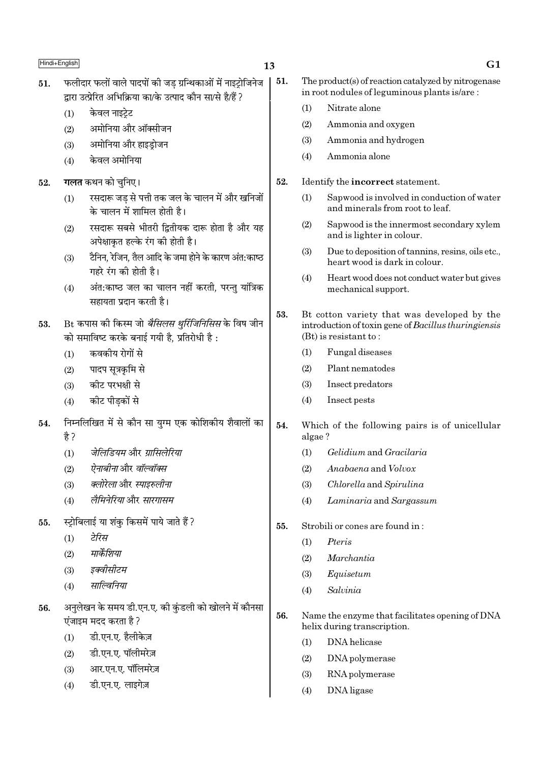51. फलीदार फलों वाले पादपों की जड़ ग्रन्थिकाओं में नाइट्रोजिनेज द्वारा उत्प्रेरित अभिक्रिया का/के उत्पाद कौन सा/से है/हैं ?

(1) केवल नाइट्रेट

(2) अमोनिया और ऑक्सीजन

(3) अमोनिया और हाइड्रोजन

(4) केवल अमोनिया

52. **गलत** कथन को चुनिए।

(1) रसदारू जड़ से पत्ती तक जल के चालन में और खनिजों के चालन में शामिल होती है।

(2) रसदारू सबसे भीतरी द्वितीयक दारू होता है और यह अपेक्षाकृत हल्के रंग की होती है।

(3) टैनिन, रेजिन, तैल आदि के जमा होने के कारण अंत:काष्ठ गहरे रंग की होती है।

(4) अंत:काष्ठ जल का चालन नहीं करती, परन्तु यांत्रिक सहायता प्रदान करती है।

53. Bt कपास की किस्म जो *बैसिलस थुरिंजिनिसिस* के विष जीन को समाविष्ट करके बनाई गयी है, प्रतिरोधी है :

(1) कवकीय रोगों से

(2) पादप सूत्रकृमि से

(3) कीट परभक्षी से

(4) कीट पीड़कों से

54. निम्नलिखित में से कौन सा युग्म एक कोशिकीय शैवालों का है ?

(1) *जेलिडियम* और *ग्रासिलेरिया*

(2) *ऐनाबीना* और *वॉल्वॉक्स*

(3) *क्लोरेला* और *स्पाइरुलीना*

(4) *लैमिनेरिया* और *सारगासम*

55. स्ट्रोबिलाई या शंकु किसमें पाये जाते हैं ?

(1) *टेरिस*

(2) *मार्केंशिया*

(3) *इक्वीसीटम*

(4) *साल्विनिया*

56. अनुलेखन के समय डी.एन.ए. की कुंडली को खोलने में कौनसा एंजाइम मदद करता है ?

(1) डी.एन.ए. हैलीकेज़

(2) डी.एन.ए. पॉलीमरेज़

(3) आर.एन.ए. पॉलीमरेज़

(4) डी.एन.ए. लाइगेज़

51. The product(s) of reaction catalyzed by nitrogenase in root nodules of leguminous plants is/are :

(1) Nitrate alone

(2) Ammonia and oxygen

(3) Ammonia and hydrogen

(4) Ammonia alone

52. Identify the **incorrect** statement.

(1) Sapwood is involved in conduction of water and minerals from root to leaf.

(2) Sapwood is the innermost secondary xylem and is lighter in colour.

(3) Due to deposition of tannins, resins, oils etc., heart wood is dark in colour.

(4) Heart wood does not conduct water but gives mechanical support.

53. Bt cotton variety that was developed by the introduction of toxin gene of *Bacillus thuringiensis* (Bt) is resistant to :

(1) Fungal diseases

(2) Plant nematodes

(3) Insect predators

(4) Insect pests

54. Which of the following pairs is of unicellular algae ?

(1) *Gelidium* and *Gracilaria*

(2) *Anabaena* and *Volvox*

(3) *Chlorella* and *Spirulina*

(4) *Laminaria* and *Sargassum*

55. Strobili or cones are found in :

(1) *Pteris*

(2) *Marchantia*

(3) *Equisetum*

(4) *Salvinia*

56. Name the enzyme that facilitates opening of DNA helix during transcription.

(1) DNA helicase

(2) DNA polymerase

(3) RNA polymerase

(4) DNA ligase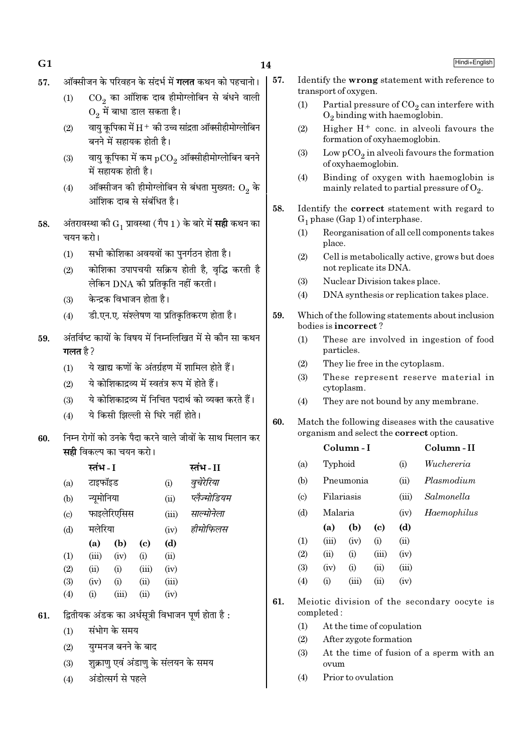57. ऑक्सीजन के परिवहन के संदर्भ में **गलत** कथन को पहचानो।

(1) $CO_2$ का आंशिक दाब हीमोग्लोबिन से बंधने वाली $O_2$ में बाधा डाल सकता है।

(2) वायु कूपिका में $H^+$ की उच्च सांद्रता ऑक्सीहीमोग्लोबिन बनने में सहायक होती है।

(3) वायु कूपिका में कम $pCO_2$ ऑक्सीहीमोग्लोबिन बनने में सहायक होती है।

(4) ऑक्सीजन की हीमोग्लोबिन से बंधता मुख्यतः $O_2$ के आंशिक दाब से संबंधित है।

58. अंतरावस्था की $G_1$ प्रावस्था (गैप 1) के बारे में **सही** कथन का चयन करो।

(1) सभी कोशिका अवयवों का पुनर्गठन होता है।

(2) कोशिका उपापचयी सक्रिय होती है, वृद्धि करती है लेकिन DNA की प्रतिकृति नहीं करती।

(3) केन्द्रक विभाजन होता है।

(4) डी.एन.ए. संश्लेषण या प्रतिकृतिकरण होता है।

59. अंतर्विष्ट कायों के विषय में निम्नलिखित में से कौन सा कथन **गलत** है?

(1) ये खाद्य कणों के अंतर्ग्रहण में शामिल होते हैं।

(2) ये कोशिकाद्रव्य में स्वतंत्र रूप में होते हैं।

(3) ये कोशिकाद्रव्य में निचित पदार्थ को व्यक्त करते हैं।

(4) ये किसी झिल्ली से घिरे नहीं होते।

60. निम्न रोगों को उनके पैदा करने वाले जीवों के साथ मिलान कर **सही** विकल्प का चयन करो।

| | स्तंभ - I | | स्तंभ - II |
|---|---|---|---|
| (a) | टाइफॉइड | (i) | *वुचेरेरिया* |
| (b) | न्यूमोनिया | (ii) | *प्लैज्मोडियम* |
| (c) | फाइलेरिएसिस | (iii) | *साल्मोनेला* |
| (d) | मलेरिया | (iv) | *हीमोफिलस* |

| | (a) | (b) | (c) | (d) |
|---|---|---|---|---|
| (1) | (iii) | (iv) | (i) | (ii) |
| (2) | (ii) | (i) | (iii) | (iv) |
| (3) | (iv) | (i) | (ii) | (iii) |
| (4) | (i) | (iii) | (ii) | (iv) |

61. द्वितीयक अंडक का अर्धसूत्री विभाजन पूर्ण होता है :

(1) संभोग के समय

(2) युग्मनज बनने के बाद

(3) शुक्राणु एवं अंडाणु के संलयन के समय

(4) अंडोत्सर्ग से पहले

57. Identify the **wrong** statement with reference to transport of oxygen.

(1) Partial pressure of $CO_2$ can interfere with $O_2$ binding with haemoglobin.

(2) Higher $H^+$ conc. in alveoli favours the formation of oxyhaemoglobin.

(3) Low $pCO_2$ in alveoli favours the formation of oxyhaemoglobin.

(4) Binding of oxygen with haemoglobin is mainly related to partial pressure of $O_2$.

58. Identify the **correct** statement with regard to $G_1$ phase (Gap 1) of interphase.

(1) Reorganisation of all cell components takes place.

(2) Cell is metabolically active, grows but does not replicate its DNA.

(3) Nuclear Division takes place.

(4) DNA synthesis or replication takes place.

59. Which of the following statements about inclusion bodies is **incorrect**?

(1) These are involved in ingestion of food particles.

(2) They lie free in the cytoplasm.

(3) These represent reserve material in cytoplasm.

(4) They are not bound by any membrane.

60. Match the following diseases with the causative organism and select the **correct** option.

| | Column - I | | Column - II |
|---|---|---|---|
| (a) | Typhoid | (i) | *Wuchereria* |
| (b) | Pneumonia | (ii) | *Plasmodium* |
| (c) | Filariasis | (iii) | *Salmonella* |
| (d) | Malaria | (iv) | *Haemophilus* |

| | (a) | (b) | (c) | (d) |
|---|---|---|---|---|
| (1) | (iii) | (iv) | (i) | (ii) |
| (2) | (ii) | (i) | (iii) | (iv) |
| (3) | (iv) | (i) | (ii) | (iii) |
| (4) | (i) | (iii) | (ii) | (iv) |

61. Meiotic division of the secondary oocyte is completed :

(1) At the time of copulation

(2) After zygote formation

(3) At the time of fusion of a sperm with an ovum

(4) Prior to ovulation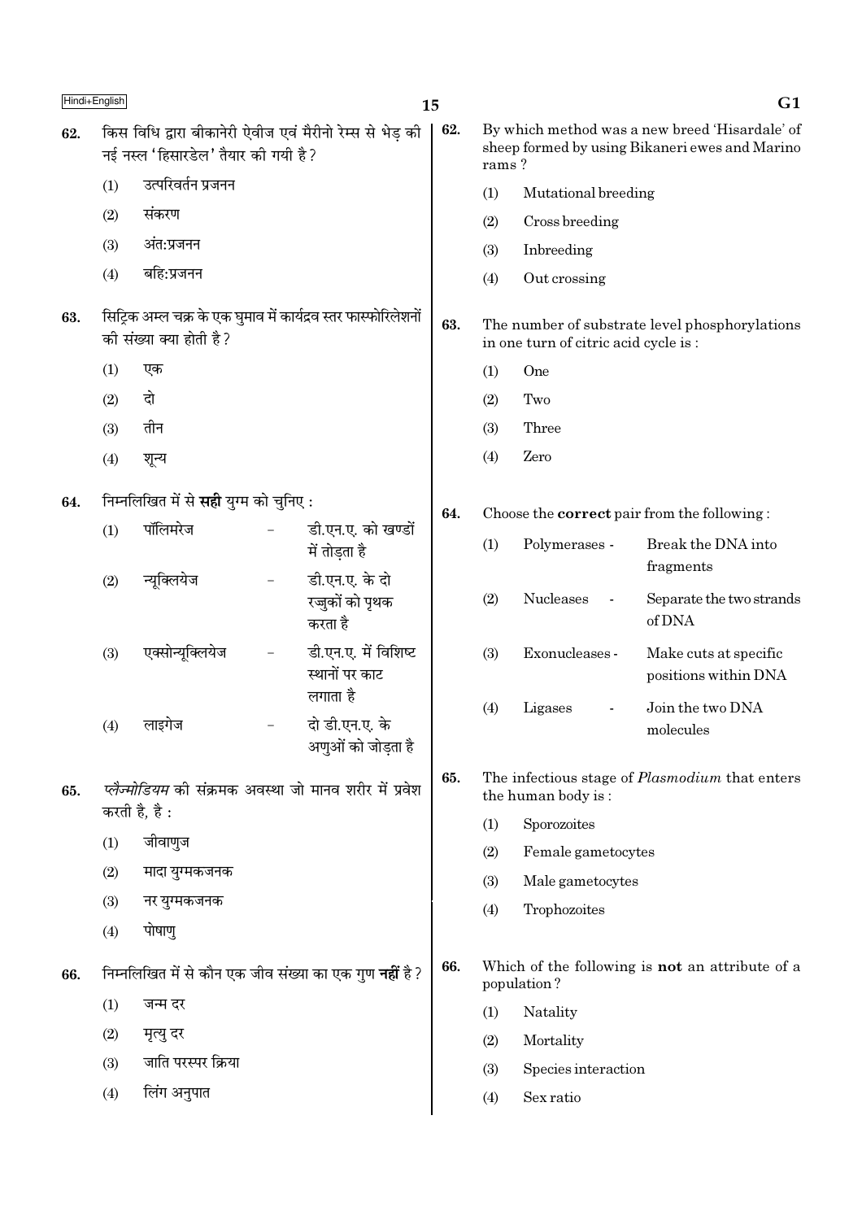62. किस विधि द्वारा बीकानेरी ऐवीज एवं मैरीनो रेम्स से भेड़ की नई नस्ल 'हिसारडेल' तैयार की गयी है?

(1) उत्परिवर्तन प्रजनन

(2) संकरण

(3) अंत:प्रजनन

(4) बहि:प्रजनन

63. सिट्रिक अम्ल चक्र के एक घुमाव में कार्यद्रव स्तर फास्फोरिलेशनों की संख्या क्या होती है?

(1) एक

(2) दो

(3) तीन

(4) शून्य

64. निम्नलिखित में से **सही** युग्म को चुनिए :

(1) पॉलिमरेज – डी.एन.ए. को खण्डों में तोड़ता है

(2) न्यूक्लियेज – डी.एन.ए. के दो रज्जुकों को पृथक करता है

(3) एक्सोन्यूक्लियेज – डी.एन.ए. में विशिष्ट स्थानों पर काट लगाता है

(4) लाइगेज – दो डी.एन.ए. के अणुओं को जोड़ता है

65. *प्लैज्मोडियम* की संक्रमक अवस्था जो मानव शरीर में प्रवेश करती है, है :

(1) जीवाणुज

(2) मादा युग्मकजनक

(3) नर युग्मकजनक

(4) पोषाणु

66. निम्नलिखित में से कौन एक जीव संख्या का एक गुण **नहीं** है?

(1) जन्म दर

(2) मृत्यु दर

(3) जाति परस्पर क्रिया

(4) लिंग अनुपात

62. By which method was a new breed 'Hisardale' of sheep formed by using Bikaneri ewes and Marino rams?

(1) Mutational breeding

(2) Cross breeding

(3) Inbreeding

(4) Out crossing

63. The number of substrate level phosphorylations in one turn of citric acid cycle is :

(1) One

(2) Two

(3) Three

(4) Zero

64. Choose the **correct** pair from the following :

(1) Polymerases - Break the DNA into fragments

(2) Nucleases - Separate the two strands of DNA

(3) Exonucleases - Make cuts at specific positions within DNA

(4) Ligases - Join the two DNA molecules

65. The infectious stage of *Plasmodium* that enters the human body is :

(1) Sporozoites

(2) Female gametocytes

(3) Male gametocytes

(4) Trophozoites

66. Which of the following is **not** an attribute of a population?

(1) Natality

(2) Mortality

(3) Species interaction

(4) Sex ratio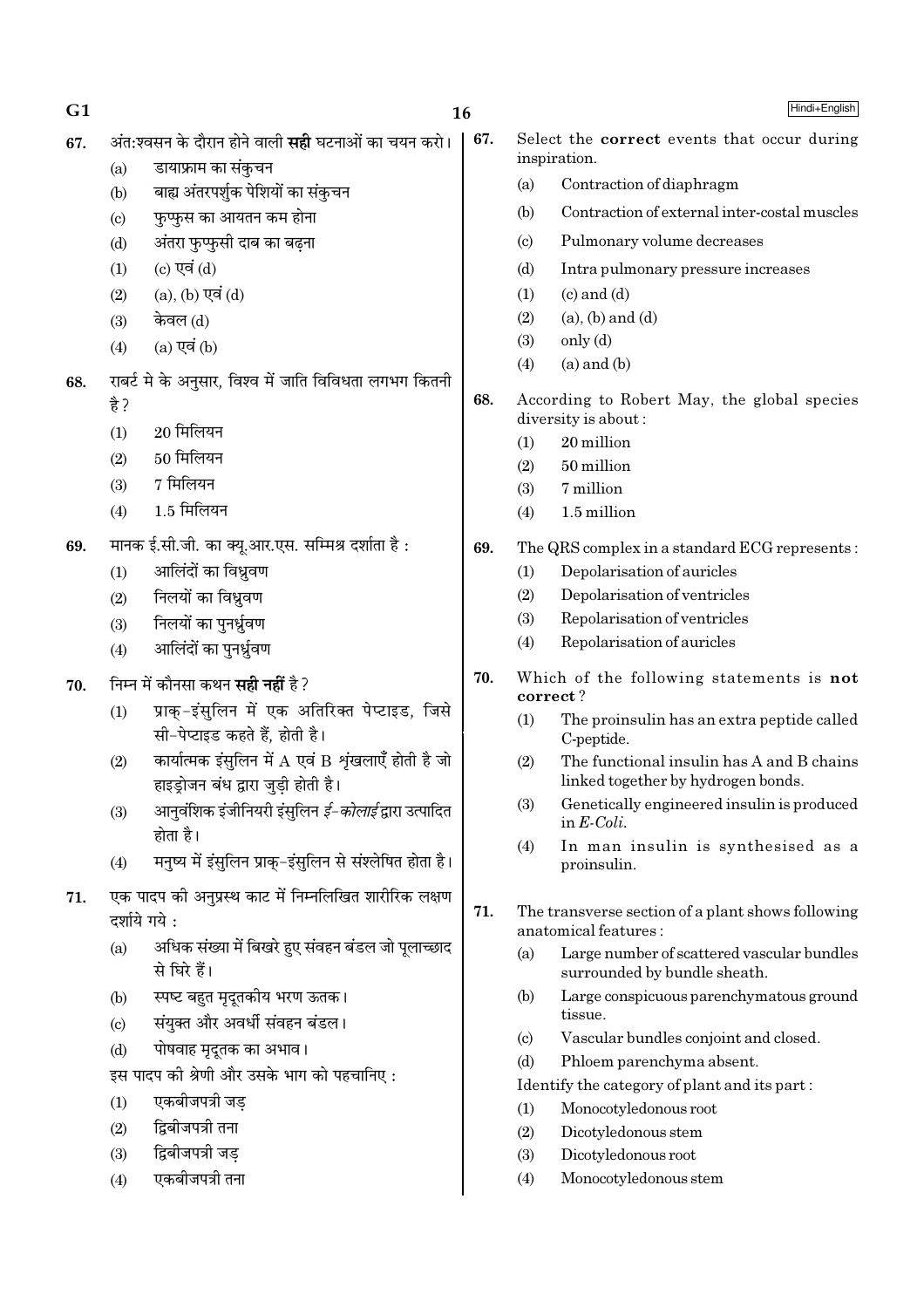67. अंत:श्वसन के दौरान होने वाली **सही** घटनाओं का चयन करो।

(a) डायाफ्राम का संकुचन

(b) बाह्य अंतरपर्शुक पेशियों का संकुचन

(c) फुफ्फुस का आयतन कम होना

(d) अंतरा फुफ्फुसी दाब का बढ़ना

(1) (c) एवं (d)

(2) (a), (b) एवं (d)

(3) केवल (d)

(4) (a) एवं (b)

68. राबर्ट मे के अनुसार, विश्व में जाति विविधता लगभग कितनी है ?

(1) 20 मिलियन

(2) 50 मिलियन

(3) 7 मिलियन

(4) 1.5 मिलियन

69. मानक ई.सी.जी. का क्यू.आर.एस. सम्मिश्र दर्शाता है :

(1) आलिंदों का विध्रुवण

(2) निलयों का विध्रुवण

(3) निलयों का पुनर्ध्रुवण

(4) आलिंदों का पुनर्ध्रुवण

70. निम्न में कौनसा कथन **सही नहीं** है ?

(1) प्राक्-इंसुलिन में एक अतिरिक्त पेप्टाइड, जिसे सी-पेप्टाइड कहते हैं, होती है।

(2) कार्यात्मक इंसुलिन में A एवं B शृंखलाएँ होती है जो हाइड्रोजन बंध द्वारा जुड़ी होती है।

(3) आनुवंशिक इंजीनियरी इंसुलिन *ई-कोलाई* द्वारा उत्पादित होता है।

(4) मनुष्य में इंसुलिन प्राक्-इंसुलिन से संश्लेषित होता है।

71. एक पादप की अनुप्रस्थ काट में निम्नलिखित शारीरिक लक्षण दर्शाये गये :

(a) अधिक संख्या में बिखरे हुए संवहन बंडल जो पूलाच्छाद से घिरे हैं।

(b) स्पष्ट बहुत मृदूतकीय भरण ऊतक।

(c) संयुक्त और अवर्धी संवहन बंडल।

(d) पोषवाह मृदूतक का अभाव।

इस पादप की श्रेणी और उसके भाग को पहचानिए :

(1) एकबीजपत्री जड़

(2) द्विबीजपत्री तना

(3) द्विबीजपत्री जड़

(4) एकबीजपत्री तना

67. Select the **correct** events that occur during inspiration.

(a) Contraction of diaphragm

(b) Contraction of external inter-costal muscles

(c) Pulmonary volume decreases

(d) Intra pulmonary pressure increases

(1) (c) and (d)

(2) (a), (b) and (d)

(3) only (d)

(4) (a) and (b)

68. According to Robert May, the global species diversity is about :

(1) 20 million

(2) 50 million

(3) 7 million

(4) 1.5 million

69. The QRS complex in a standard ECG represents :

(1) Depolarisation of auricles

(2) Depolarisation of ventricles

(3) Repolarisation of ventricles

(4) Repolarisation of auricles

70. Which of the following statements is **not correct** ?

(1) The proinsulin has an extra peptide called C-peptide.

(2) The functional insulin has A and B chains linked together by hydrogen bonds.

(3) Genetically engineered insulin is produced in *E-Coli*.

(4) In man insulin is synthesised as a proinsulin.

71. The transverse section of a plant shows following anatomical features :

(a) Large number of scattered vascular bundles surrounded by bundle sheath.

(b) Large conspicuous parenchymatous ground tissue.

(c) Vascular bundles conjoint and closed.

(d) Phloem parenchyma absent.

Identify the category of plant and its part :

(1) Monocotyledonous root

(2) Dicotyledonous stem

(3) Dicotyledonous root

(4) Monocotyledonous stem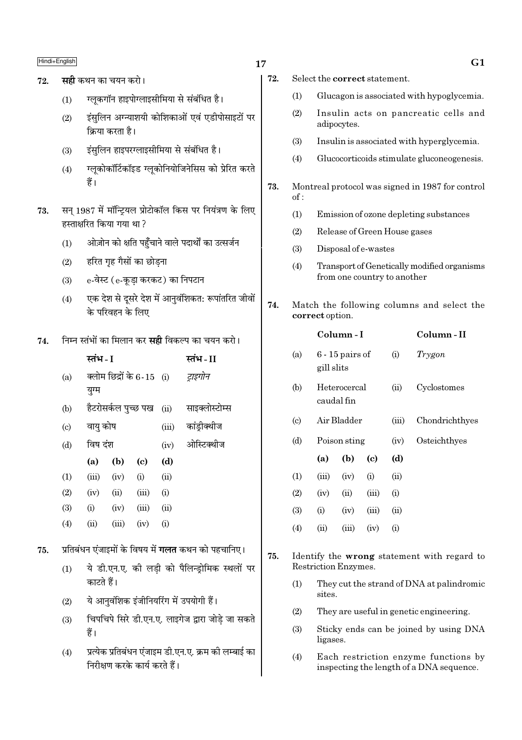72. **सही** कथन का चयन करो।

(1) ग्लूकगॉन हाइपोग्लाइसीमिया से संबंधित है।

(2) इंसुलिन अग्न्याशयी कोशिकाओं एवं एडीपोसाइटों पर क्रिया करता है।

(3) इंसुलिन हाइपरग्लाइसीमिया से संबंधित है।

(4) ग्लूकोकॉर्टिकॉइड ग्लूकोनियोजिनेसिस को प्रेरित करते हैं।

73. सन् 1987 में मॉन्ट्रियल प्रोटोकॉल किस पर नियंत्रण के लिए हस्ताक्षरित किया गया था ?

(1) ओज़ोन को क्षति पहुँचाने वाले पदार्थों का उत्सर्जन

(2) हरित गृह गैसों का छोड़ना

(3) e-वेस्ट (e-कूड़ा करकट) का निपटान

(4) एक देश से दूसरे देश में आनुवंशिकत: रूपांतरित जीवों के परिवहन के लिए

74. निम्न स्तंभों का मिलान कर **सही** विकल्प का चयन करो।

| | स्तंभ - I | | स्तंभ - II |
|---|---|---|---|
| (a) | क्लोम छिद्रों के 6-15 युग्म | (i) | *ट्राइगोन* |
| (b) | हैटरोसर्कल पुच्छ पख | (ii) | साइक्लोस्टोम्स |
| (c) | वायु कोष | (iii) | कांड्रीक्थीज |
| (d) | विष दंश | (iv) | ओस्टिक्थीज |

| | (a) | (b) | (c) | (d) |
|---|---|---|---|---|
| (1) | (iii) | (iv) | (i) | (ii) |
| (2) | (iv) | (ii) | (iii) | (i) |
| (3) | (i) | (iv) | (iii) | (ii) |
| (4) | (ii) | (iii) | (iv) | (i) |

75. प्रतिबंधन एंजाइमों के विषय में **गलत** कथन को पहचानिए।

(1) ये डी.एन.ए. की लड़ी को पैलिन्ड्रोमिक स्थलों पर काटते हैं।

(2) ये आनुवंशिक इंजीनियरिंग में उपयोगी हैं।

(3) चिपचिपे सिरे डी.एन.ए. लाइगेज द्वारा जोड़े जा सकते हैं।

(4) प्रत्येक प्रतिबंधन एंजाइम डी.एन.ए. क्रम की लम्बाई का निरीक्षण करके कार्य करते हैं।

72. Select the **correct** statement.

(1) Glucagon is associated with hypoglycemia.

(2) Insulin acts on pancreatic cells and adipocytes.

(3) Insulin is associated with hyperglycemia.

(4) Glucocorticoids stimulate gluconeogenesis.

73. Montreal protocol was signed in 1987 for control of :

(1) Emission of ozone depleting substances

(2) Release of Green House gases

(3) Disposal of e-wastes

(4) Transport of Genetically modified organisms from one country to another

74. Match the following columns and select the **correct** option.

| | Column - I | | Column - II |
|---|---|---|---|
| (a) | 6 - 15 pairs of gill slits | (i) | *Trygon* |
| (b) | Heterocercal caudal fin | (ii) | Cyclostomes |
| (c) | Air Bladder | (iii) | Chondrichthyes |
| (d) | Poison sting | (iv) | Osteichthyes |

| | (a) | (b) | (c) | (d) |
|---|---|---|---|---|
| (1) | (iii) | (iv) | (i) | (ii) |
| (2) | (iv) | (ii) | (iii) | (i) |
| (3) | (i) | (iv) | (iii) | (ii) |
| (4) | (ii) | (iii) | (iv) | (i) |

75. Identify the **wrong** statement with regard to Restriction Enzymes.

(1) They cut the strand of DNA at palindromic sites.

(2) They are useful in genetic engineering.

(3) Sticky ends can be joined by using DNA ligases.

(4) Each restriction enzyme functions by inspecting the length of a DNA sequence.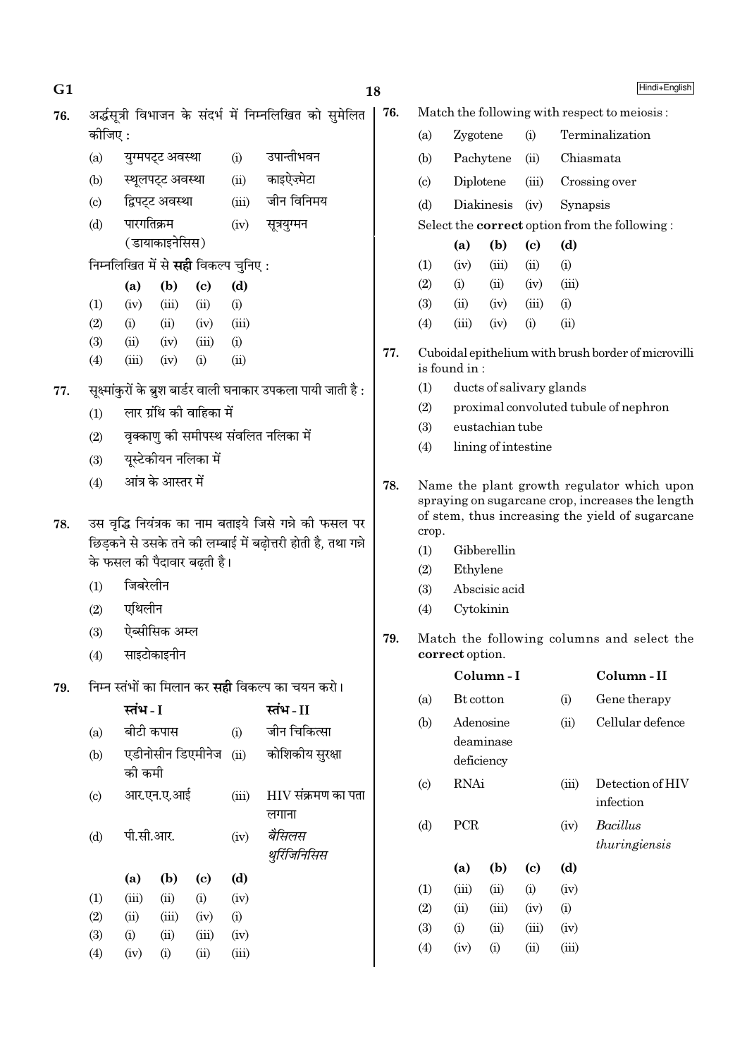76. अर्द्धसूत्री विभाजन के संदर्भ में निम्नलिखित को सुमेलित कीजिए :

| | | | |
|---|---|---|---|
| (a) | युग्मपट्ट अवस्था | (i) | उपान्तीभवन |
| (b) | स्थूलपट्ट अवस्था | (ii) | काइऐज़्मेटा |
| (c) | द्विपट्ट अवस्था | (iii) | जीन विनिमय |
| (d) | पारगतिक्रम (डायाकाइनेसिस) | (iv) | सूत्रयुग्मन |

निम्नलिखित में से **सही** विकल्प चुनिए :

| | (a) | (b) | (c) | (d) |
|---|---|---|---|---|
| (1) | (iv) | (iii) | (ii) | (i) |
| (2) | (i) | (ii) | (iv) | (iii) |
| (3) | (ii) | (iv) | (iii) | (i) |
| (4) | (iii) | (iv) | (i) | (ii) |

77. सूक्ष्मांकुरों के ब्रुश बार्डर वाली घनाकार उपकला पायी जाती है :

(1) लार ग्रंथि की वाहिका में
(2) वृक्काणु की समीपस्थ संवलित नलिका में
(3) यूस्टेकीयन नलिका में
(4) आंत्र के आस्तर में

78. उस वृद्धि नियंत्रक का नाम बताइये जिसे गन्ने की फसल पर छिड़कने से उसके तने की लम्बाई में बढ़ोत्तरी होती है, तथा गन्ने के फसल की पैदावार बढ़ती है।

(1) जिबरेलीन
(2) एथिलीन
(3) ऐब्सीसिक अम्ल
(4) साइटोकाइनीन

79. निम्न स्तंभों का मिलान कर **सही** विकल्प का चयन करो।

| | स्तंभ - I | | स्तंभ - II |
|---|---|---|---|
| (a) | बीटी कपास | (i) | जीन चिकित्सा |
| (b) | एडीनोसीन डिएमीनेज की कमी | (ii) | कोशिकीय सुरक्षा |
| (c) | आर.एन.ए.आई | (iii) | HIV संक्रमण का पता लगाना |
| (d) | पी.सी.आर. | (iv) | *बैसिलस थुरिंजिनिसिस* |

| | (a) | (b) | (c) | (d) |
|---|---|---|---|---|
| (1) | (iii) | (ii) | (i) | (iv) |
| (2) | (ii) | (iii) | (iv) | (i) |
| (3) | (i) | (ii) | (iii) | (iv) |
| (4) | (iv) | (i) | (ii) | (iii) |

76. Match the following with respect to meiosis :

| | | | |
|---|---|---|---|
| (a) | Zygotene | (i) | Terminalization |
| (b) | Pachytene | (ii) | Chiasmata |
| (c) | Diplotene | (iii) | Crossing over |
| (d) | Diakinesis | (iv) | Synapsis |

Select the **correct** option from the following :

| | (a) | (b) | (c) | (d) |
|---|---|---|---|---|
| (1) | (iv) | (iii) | (ii) | (i) |
| (2) | (i) | (ii) | (iv) | (iii) |
| (3) | (ii) | (iv) | (iii) | (i) |
| (4) | (iii) | (iv) | (i) | (ii) |

77. Cuboidal epithelium with brush border of microvilli is found in :

(1) ducts of salivary glands
(2) proximal convoluted tubule of nephron
(3) eustachian tube
(4) lining of intestine

78. Name the plant growth regulator which upon spraying on sugarcane crop, increases the length of stem, thus increasing the yield of sugarcane crop.

(1) Gibberellin
(2) Ethylene
(3) Abscisic acid
(4) Cytokinin

79. Match the following columns and select the **correct** option.

| | Column - I | | Column - II |
|---|---|---|---|
| (a) | Bt cotton | (i) | Gene therapy |
| (b) | Adenosine deaminase deficiency | (ii) | Cellular defence |
| (c) | RNAi | (iii) | Detection of HIV infection |
| (d) | PCR | (iv) | *Bacillus thuringiensis* |

| | (a) | (b) | (c) | (d) |
|---|---|---|---|---|
| (1) | (iii) | (ii) | (i) | (iv) |
| (2) | (ii) | (iii) | (iv) | (i) |
| (3) | (i) | (ii) | (iii) | (iv) |
| (4) | (iv) | (i) | (ii) | (iii) |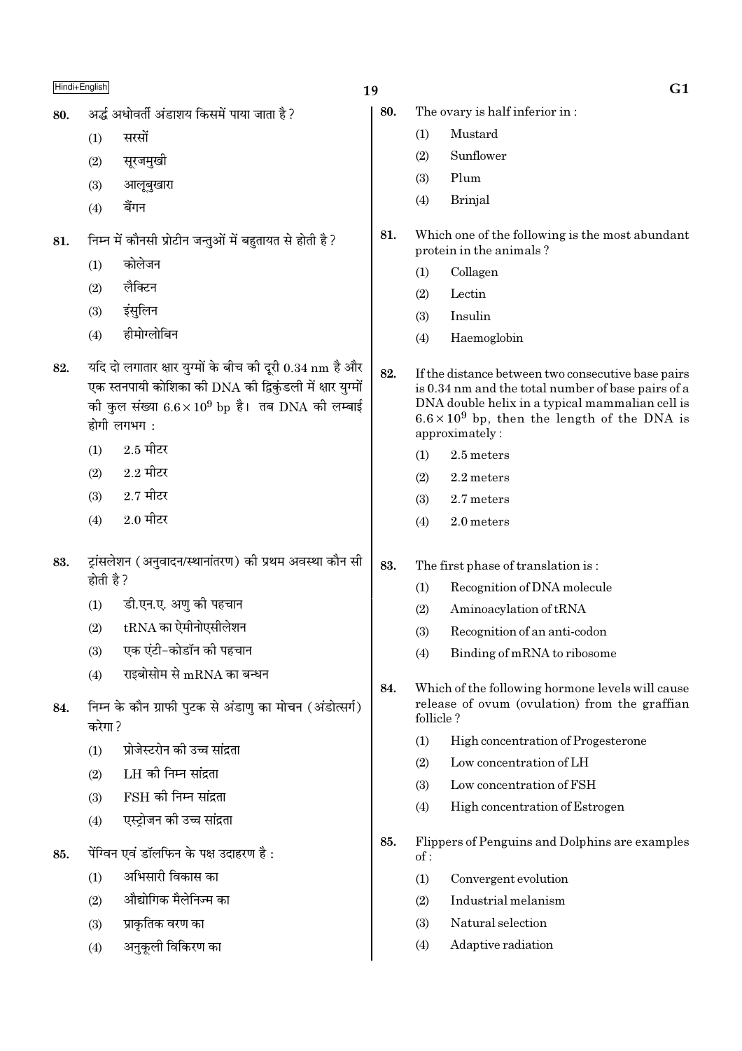80. अर्द्ध अधोवर्ती अंडाशय किसमें पाया जाता है?

(1) सरसों

(2) सूरजमुखी

(3) आलूबुखारा

(4) बैंगन

81. निम्न में कौनसी प्रोटीन जन्तुओं में बहुतायत से होती है?

(1) कोलेजन

(2) लैक्टिन

(3) इंसुलिन

(4) हीमोग्लोबिन

82. यदि दो लगातार क्षार युग्मों के बीच की दूरी 0.34 nm है और एक स्तनपायी कोशिका की DNA की द्विकुंडली में क्षार युग्मों की कुल संख्या $6.6 \times 10^9$ bp है। तब DNA की लम्बाई होगी लगभग :

(1) 2.5 मीटर

(2) 2.2 मीटर

(3) 2.7 मीटर

(4) 2.0 मीटर

83. ट्रांसलेशन (अनुवादन/स्थानांतरण) की प्रथम अवस्था कौन सी होती है?

(1) डी.एन.ए. अणु की पहचान

(2) tRNA का ऐमीनोएसीलेशन

(3) एक एंटी-कोडॉन की पहचान

(4) राइबोसोम से mRNA का बन्धन

84. निम्न के कौन ग्राफी पुटक से अंडाणु का मोचन (अंडोत्सर्ग) करेगा?

(1) प्रोजेस्ट्रोन की उच्च सांद्रता

(2) LH की निम्न सांद्रता

(3) FSH की निम्न सांद्रता

(4) एस्ट्रोजन की उच्च सांद्रता

85. पेंग्विन एवं डॉलफिन के पक्ष उदाहरण है :

(1) अभिसारी विकास का

(2) औद्योगिक मैलेनिज्म का

(3) प्राकृतिक वरण का

(4) अनुकूली विकिरण का

80. The ovary is half inferior in :

(1) Mustard

(2) Sunflower

(3) Plum

(4) Brinjal

81. Which one of the following is the most abundant protein in the animals?

(1) Collagen

(2) Lectin

(3) Insulin

(4) Haemoglobin

82. If the distance between two consecutive base pairs is 0.34 nm and the total number of base pairs of a DNA double helix in a typical mammalian cell is $6.6 \times 10^9$ bp, then the length of the DNA is approximately :

(1) 2.5 meters

(2) 2.2 meters

(3) 2.7 meters

(4) 2.0 meters

83. The first phase of translation is :

(1) Recognition of DNA molecule

(2) Aminoacylation of tRNA

(3) Recognition of an anti-codon

(4) Binding of mRNA to ribosome

84. Which of the following hormone levels will cause release of ovum (ovulation) from the graffian follicle?

(1) High concentration of Progesterone

(2) Low concentration of LH

(3) Low concentration of FSH

(4) High concentration of Estrogen

85. Flippers of Penguins and Dolphins are examples of :

(1) Convergent evolution

(2) Industrial melanism

(3) Natural selection

(4) Adaptive radiation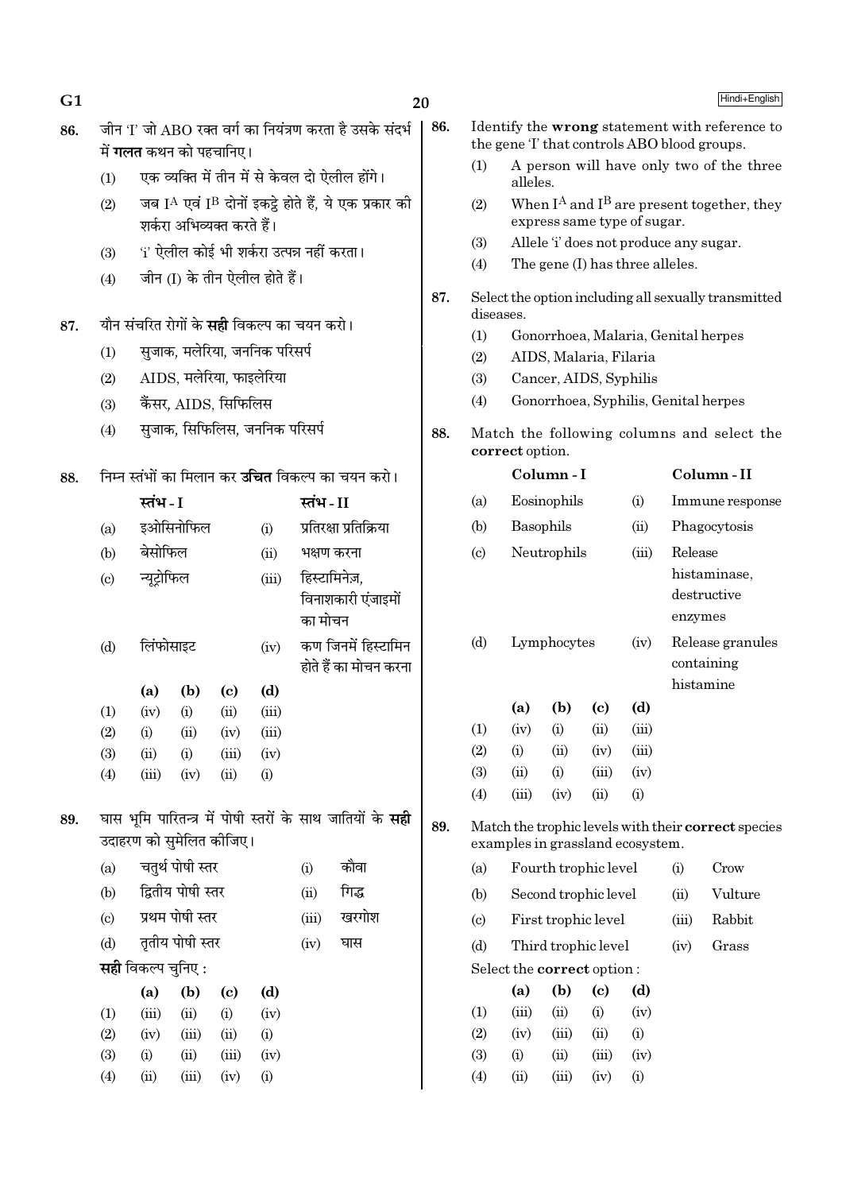86. जीन 'I' जो ABO रक्त वर्ग का नियंत्रण करता है उसके संदर्भ में **गलत** कथन को पहचानिए।

(1) एक व्यक्ति में तीन में से केवल दो ऐलील होंगे।

(2) जब $I^A$ एवं $I^B$ दोनों इकट्ठे होते हैं, ये एक प्रकार की शर्करा अभिव्यक्त करते हैं।

(3) 'i' ऐलील कोई भी शर्करा उत्पन्न नहीं करता।

(4) जीन (I) के तीन ऐलील होते हैं।

87. यौन संचरित रोगों के **सही** विकल्प का चयन करो।

(1) सुजाक, मलेरिया, जननिक परिसर्प

(2) AIDS, मलेरिया, फाइलेरिया

(3) कैंसर, AIDS, सिफिलिस

(4) सुजाक, सिफिलिस, जननिक परिसर्प

88. निम्न स्तंभों का मिलान कर **उचित** विकल्प का चयन करो।

| | स्तंभ - I | | स्तंभ - II |
|---|---|---|---|
| (a) | इओसिनोफिल | (i) | प्रतिरक्षा प्रतिक्रिया |
| (b) | बेसोफिल | (ii) | भक्षण करना |
| (c) | न्यूट्रोफिल | (iii) | हिस्टामिनेज़, विनाशकारी एंजाइमों का मोचन |
| (d) | लिंफोसाइट | (iv) | कण जिनमें हिस्टामिन होते हैं का मोचन करना |

| | (a) | (b) | (c) | (d) |
|---|---|---|---|---|
| (1) | (iv) | (i) | (ii) | (iii) |
| (2) | (i) | (ii) | (iv) | (iii) |
| (3) | (ii) | (i) | (iii) | (iv) |
| (4) | (iii) | (iv) | (ii) | (i) |

89. घास भूमि पारितन्त्र में पोषी स्तरों के साथ जातियों के **सही** उदाहरण को सुमेलित कीजिए।

| | | | |
|---|---|---|---|
| (a) | चतुर्थ पोषी स्तर | (i) | कौवा |
| (b) | द्वितीय पोषी स्तर | (ii) | गिद्ध |
| (c) | प्रथम पोषी स्तर | (iii) | खरगोश |
| (d) | तृतीय पोषी स्तर | (iv) | घास |

**सही** विकल्प चुनिए :

| | (a) | (b) | (c) | (d) |
|---|---|---|---|---|
| (1) | (iii) | (ii) | (i) | (iv) |
| (2) | (iv) | (iii) | (ii) | (i) |
| (3) | (i) | (ii) | (iii) | (iv) |
| (4) | (ii) | (iii) | (iv) | (i) |

86. Identify the **wrong** statement with reference to the gene 'I' that controls ABO blood groups.

(1) A person will have only two of the three alleles.

(2) When $I^A$ and $I^B$ are present together, they express same type of sugar.

(3) Allele 'i' does not produce any sugar.

(4) The gene (I) has three alleles.

87. Select the option including all sexually transmitted diseases.

(1) Gonorrhoea, Malaria, Genital herpes

(2) AIDS, Malaria, Filaria

(3) Cancer, AIDS, Syphilis

(4) Gonorrhoea, Syphilis, Genital herpes

88. Match the following columns and select the **correct** option.

| | Column - I | | Column - II |
|---|---|---|---|
| (a) | Eosinophils | (i) | Immune response |
| (b) | Basophils | (ii) | Phagocytosis |
| (c) | Neutrophils | (iii) | Release histaminase, destructive enzymes |
| (d) | Lymphocytes | (iv) | Release granules containing histamine |

| | (a) | (b) | (c) | (d) |
|---|---|---|---|---|
| (1) | (iv) | (i) | (ii) | (iii) |
| (2) | (i) | (ii) | (iv) | (iii) |
| (3) | (ii) | (i) | (iii) | (iv) |
| (4) | (iii) | (iv) | (ii) | (i) |

89. Match the trophic levels with their **correct** species examples in grassland ecosystem.

| | | | |
|---|---|---|---|
| (a) | Fourth trophic level | (i) | Crow |
| (b) | Second trophic level | (ii) | Vulture |
| (c) | First trophic level | (iii) | Rabbit |
| (d) | Third trophic level | (iv) | Grass |

Select the **correct** option :

| | (a) | (b) | (c) | (d) |
|---|---|---|---|---|
| (1) | (iii) | (ii) | (i) | (iv) |
| (2) | (iv) | (iii) | (ii) | (i) |
| (3) | (i) | (ii) | (iii) | (iv) |
| (4) | (ii) | (iii) | (iv) | (i) |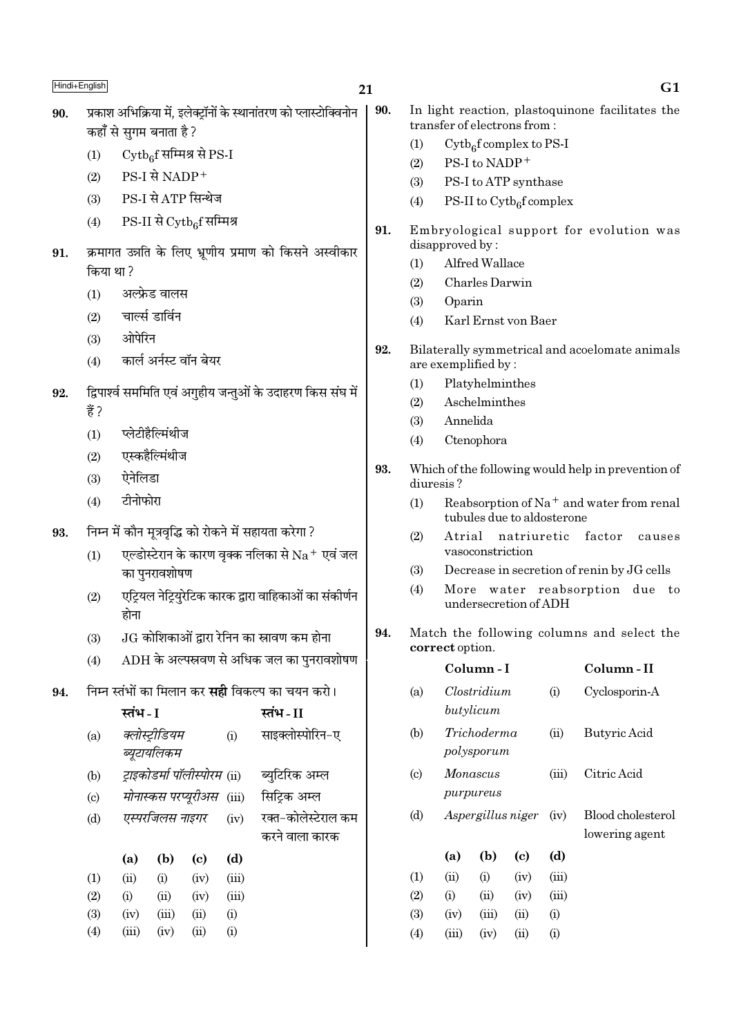90. प्रकाश अभिक्रिया में, इलेक्ट्रॉनों के स्थानांतरण को प्लास्टोक्विनोन कहाँ से सुगम बनाता है ?

   (1) $Cytb_6f$ सम्मिश्र से PS-I
   (2) PS-I से $NADP^+$
   (3) PS-I से ATP सिन्थेज
   (4) PS-II से $Cytb_6f$ सम्मिश्र

91. क्रमागत उन्नति के लिए भ्रूणीय प्रमाण को किसने अस्वीकार किया था ?

   (1) अल्फ्रेड वालस
   (2) चार्ल्स डार्विन
   (3) ओपेरिन
   (4) कार्ल अर्नस्ट वॉन बेयर

92. द्विपार्श्व सममिति एवं अगुहीय जन्तुओं के उदाहरण किस संघ में हैं ?

   (1) प्लेटीहैल्मिंथीज
   (2) एस्कहैल्मिंथीज
   (3) ऐनेलिडा
   (4) टीनोफोरा

93. निम्न में कौन मूत्रवृद्धि को रोकने में सहायता करेगा ?

   (1) एल्डोस्टेरान के कारण वृक्क नलिका से $Na^+$ एवं जल का पुनरावशोषण
   (2) एट्रियल नेट्रियुरेटिक कारक द्वारा वाहिकाओं का संकीर्णन होना
   (3) JG कोशिकाओं द्वारा रेनिन का स्रावण कम होना
   (4) ADH के अल्पस्रवण से अधिक जल का पुनरावशोषण

94. निम्न स्तंभों का मिलान कर **सही** विकल्प का चयन करो।

| | स्तंभ - I | | स्तंभ - II |
|---|---|---|---|
| (a) | *क्लोस्ट्रीडियम ब्यूटायलिकम* | (i) | साइक्लोस्पोरिन-ए |
| (b) | *ट्राइकोडर्मा पॉलीस्पोरम* | (ii) | ब्युटिरिक अम्ल |
| (c) | *मोनास्कस परप्यूरीअस* | (iii) | सिट्रिक अम्ल |
| (d) | *एस्परजिलस नाइगर* | (iv) | रक्त-कोलेस्टेरॉल कम करने वाला कारक |

| | (a) | (b) | (c) | (d) |
|---|---|---|---|---|
| (1) | (ii) | (i) | (iv) | (iii) |
| (2) | (i) | (ii) | (iv) | (iii) |
| (3) | (iv) | (iii) | (ii) | (i) |
| (4) | (iii) | (iv) | (ii) | (i) |

90. In light reaction, plastoquinone facilitates the transfer of electrons from :

   (1) $Cytb_6f$ complex to PS-I
   (2) PS-I to $NADP^+$
   (3) PS-I to ATP synthase
   (4) PS-II to $Cytb_6f$ complex

91. Embryological support for evolution was disapproved by :

   (1) Alfred Wallace
   (2) Charles Darwin
   (3) Oparin
   (4) Karl Ernst von Baer

92. Bilaterally symmetrical and acoelomate animals are exemplified by :

   (1) Platyhelminthes
   (2) Aschelminthes
   (3) Annelida
   (4) Ctenophora

93. Which of the following would help in prevention of diuresis ?

   (1) Reabsorption of $Na^+$ and water from renal tubules due to aldosterone
   (2) Atrial natriuretic factor causes vasoconstriction
   (3) Decrease in secretion of renin by JG cells
   (4) More water reabsorption due to undersecretion of ADH

94. Match the following columns and select the **correct** option.

| | Column - I | | Column - II |
|---|---|---|---|
| (a) | *Clostridium butylicum* | (i) | Cyclosporin-A |
| (b) | *Trichoderma polysporum* | (ii) | Butyric Acid |
| (c) | *Monascus purpureus* | (iii) | Citric Acid |
| (d) | *Aspergillus niger* | (iv) | Blood cholesterol lowering agent |

| | (a) | (b) | (c) | (d) |
|---|---|---|---|---|
| (1) | (ii) | (i) | (iv) | (iii) |
| (2) | (i) | (ii) | (iv) | (iii) |
| (3) | (iv) | (iii) | (ii) | (i) |
| (4) | (iii) | (iv) | (ii) | (i) |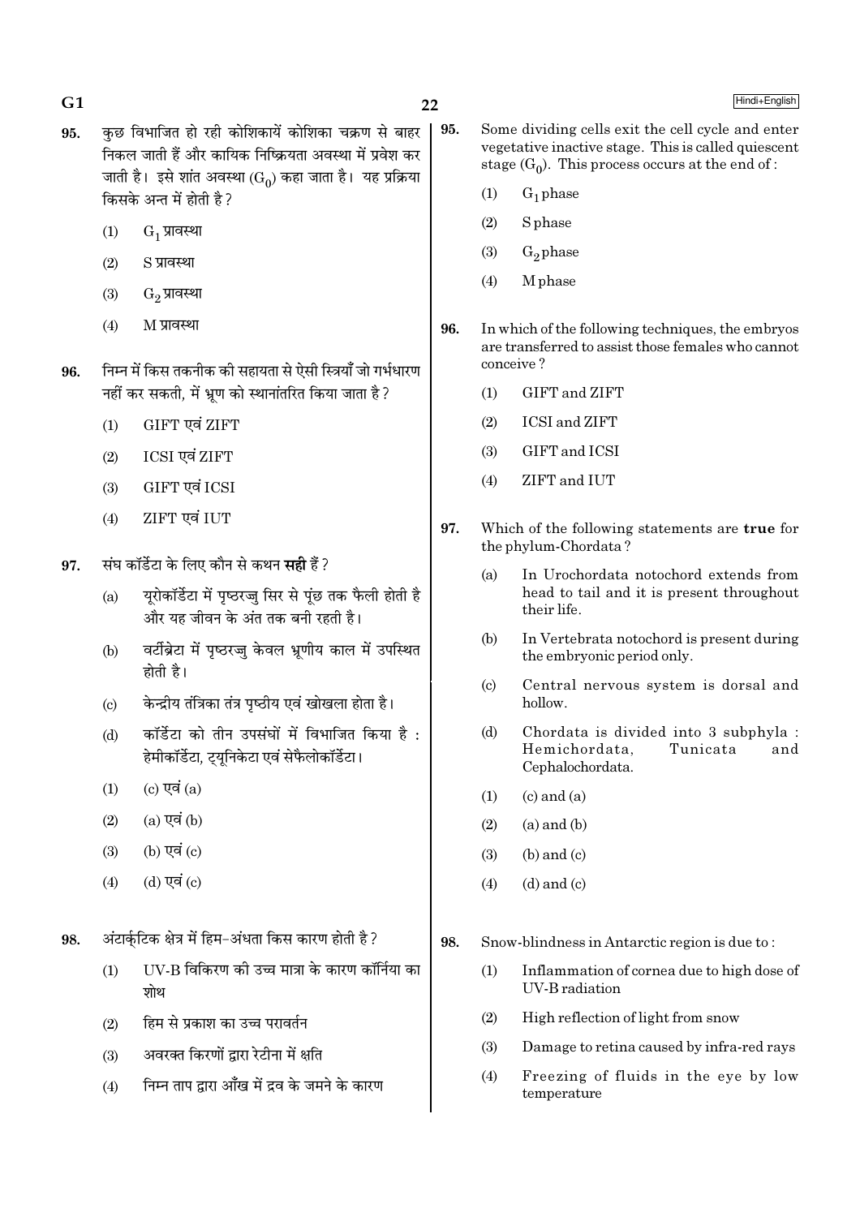95. कुछ विभाजित हो रही कोशिकायें कोशिका चक्रण से बाहर निकल जाती हैं और कायिक निष्क्रियता अवस्था में प्रवेश कर जाती है। इसे शांत अवस्था ($G_0$) कहा जाता है। यह प्रक्रिया किसके अन्त में होती है ?

(1) $G_1$ प्रावस्था

(2) S प्रावस्था

(3) $G_2$ प्रावस्था

(4) M प्रावस्था

96. निम्न में किस तकनीक की सहायता से ऐसी स्त्रियाँ जो गर्भधारण नहीं कर सकती, में भ्रूण को स्थानांतरित किया जाता है ?

(1) GIFT एवं ZIFT

(2) ICSI एवं ZIFT

(3) GIFT एवं ICSI

(4) ZIFT एवं IUT

97. संघ कॉर्डेटा के लिए कौन से कथन **सही** हैं ?

(a) यूरोकॉर्डेटा में पृष्ठरज्जु सिर से पूंछ तक फैली होती है और यह जीवन के अंत तक बनी रहती है।

(b) वर्टीब्रेटा में पृष्ठरज्जु केवल भ्रूणीय काल में उपस्थित होती है।

(c) केन्द्रीय तंत्रिका तंत्र पृष्ठीय एवं खोखला होता है।

(d) कॉर्डेटा को तीन उपसंघों में विभाजित किया है : हेमीकॉर्डेटा, ट्यूनिकेटा एवं सेफैलोकॉर्डेटा।

(1) (c) एवं (a)

(2) (a) एवं (b)

(3) (b) एवं (c)

(4) (d) एवं (c)

98. अंटार्क्टिक क्षेत्र में हिम-अंधता किस कारण होती है ?

(1) UV-B विकिरण की उच्च मात्रा के कारण कॉर्निया का शोथ

(2) हिम से प्रकाश का उच्च परावर्तन

(3) अवरक्त किरणों द्वारा रेटीना में क्षति

(4) निम्न ताप द्वारा आँख में द्रव के जमने के कारण

95. Some dividing cells exit the cell cycle and enter vegetative inactive stage. This is called quiescent stage ($G_0$). This process occurs at the end of :

(1) $G_1$ phase

(2) S phase

(3) $G_2$ phase

(4) M phase

96. In which of the following techniques, the embryos are transferred to assist those females who cannot conceive ?

(1) GIFT and ZIFT

(2) ICSI and ZIFT

(3) GIFT and ICSI

(4) ZIFT and IUT

97. Which of the following statements are **true** for the phylum-Chordata ?

(a) In Urochordata notochord extends from head to tail and it is present throughout their life.

(b) In Vertebrata notochord is present during the embryonic period only.

(c) Central nervous system is dorsal and hollow.

(d) Chordata is divided into 3 subphyla : Hemichordata, Tunicata and Cephalochordata.

(1) (c) and (a)

(2) (a) and (b)

(3) (b) and (c)

(4) (d) and (c)

98. Snow-blindness in Antarctic region is due to :

(1) Inflammation of cornea due to high dose of UV-B radiation

(2) High reflection of light from snow

(3) Damage to retina caused by infra-red rays

(4) Freezing of fluids in the eye by low temperature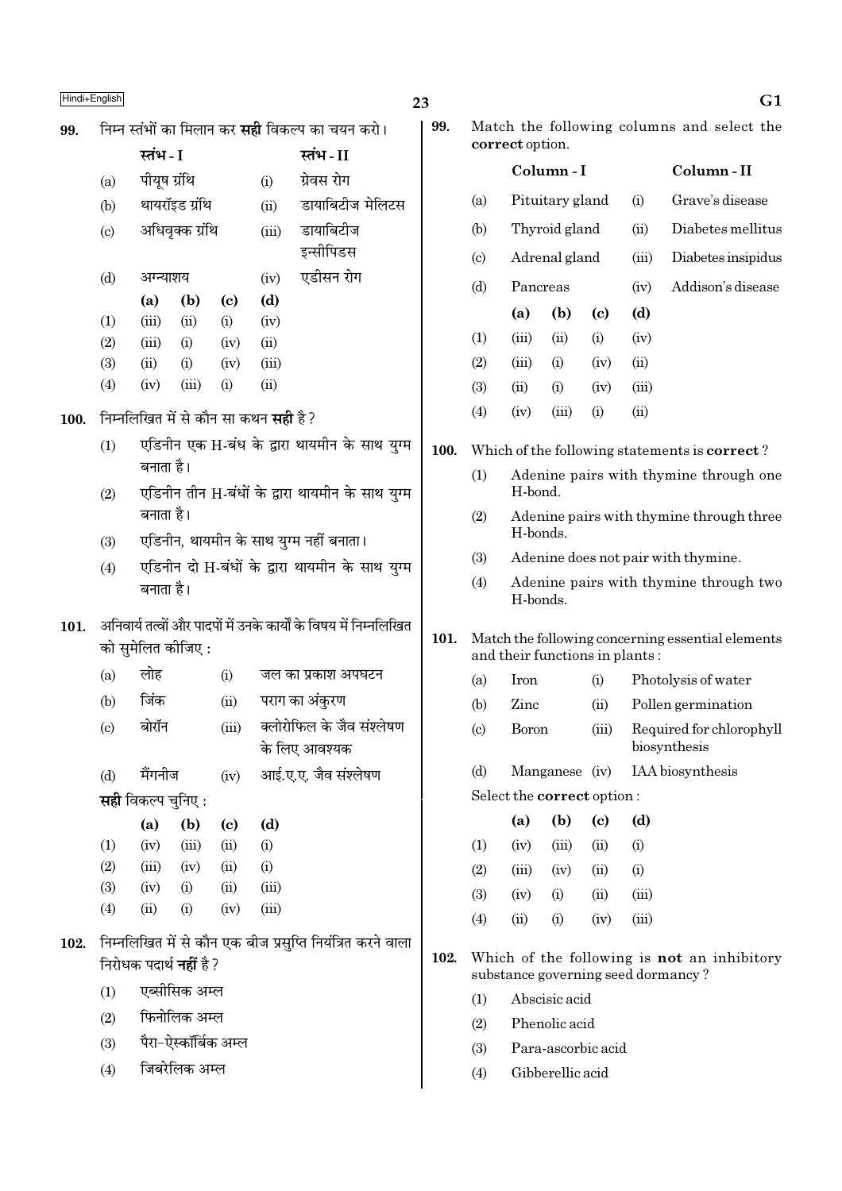99. निम्न स्तंभों का मिलान कर **सही** विकल्प का चयन करो।

| | स्तंभ - I | | स्तंभ - II |
|---|---|---|---|
| (a) | पीयूष ग्रंथि | (i) | ग्रेवस रोग |
| (b) | थायरॉइड ग्रंथि | (ii) | डायाबिटीज मेलिटस |
| (c) | अधिवृक्क ग्रंथि | (iii) | डायाबिटीज इन्सीपिडस |
| (d) | अग्न्याशय | (iv) | एडीसन रोग |

| | (a) | (b) | (c) | (d) |
|---|---|---|---|---|
| (1) | (iii) | (ii) | (i) | (iv) |
| (2) | (iii) | (i) | (iv) | (ii) |
| (3) | (ii) | (i) | (iv) | (iii) |
| (4) | (iv) | (iii) | (i) | (ii) |

100. निम्नलिखित में से कौन सा कथन **सही** है?

(1) एडिनीन एक H-बंध के द्वारा थायमीन के साथ युग्म बनाता है।

(2) एडिनीन तीन H-बंधों के द्वारा थायमीन के साथ युग्म बनाता है।

(3) एडिनीन, थायमीन के साथ युग्म नहीं बनाता।

(4) एडिनीन दो H-बंधों के द्वारा थायमीन के साथ युग्म बनाता है।

101. अनिवार्य तत्वों और पादपों में उनके कार्यों के विषय में निम्नलिखित को सुमेलित कीजिए :

| | | | |
|---|---|---|---|
| (a) | लोह | (i) | जल का प्रकाश अपघटन |
| (b) | जिंक | (ii) | पराग का अंकुरण |
| (c) | बोरॉन | (iii) | क्लोरोफिल के जैव संश्लेषण के लिए आवश्यक |
| (d) | मैंगनीज | (iv) | आई.ए.ए. जैव संश्लेषण |

**सही** विकल्प चुनिए :

| | (a) | (b) | (c) | (d) |
|---|---|---|---|---|
| (1) | (iv) | (iii) | (ii) | (i) |
| (2) | (iii) | (iv) | (ii) | (i) |
| (3) | (iv) | (i) | (ii) | (iii) |
| (4) | (ii) | (i) | (iv) | (iii) |

102. निम्नलिखित में से कौन एक बीज प्रसुप्ति नियंत्रित करने वाला निरोधक पदार्थ **नहीं** है?

(1) एब्सीसिक अम्ल

(2) फिनोलिक अम्ल

(3) पैरा-ऐस्कॉर्बिक अम्ल

(4) जिबरेलिक अम्ल

99. Match the following columns and select the **correct** option.

| | Column - I | | Column - II |
|---|---|---|---|
| (a) | Pituitary gland | (i) | Grave's disease |
| (b) | Thyroid gland | (ii) | Diabetes mellitus |
| (c) | Adrenal gland | (iii) | Diabetes insipidus |
| (d) | Pancreas | (iv) | Addison's disease |

| | (a) | (b) | (c) | (d) |
|---|---|---|---|---|
| (1) | (iii) | (ii) | (i) | (iv) |
| (2) | (iii) | (i) | (iv) | (ii) |
| (3) | (ii) | (i) | (iv) | (iii) |
| (4) | (iv) | (iii) | (i) | (ii) |

100. Which of the following statements is **correct**?

(1) Adenine pairs with thymine through one H-bond.

(2) Adenine pairs with thymine through three H-bonds.

(3) Adenine does not pair with thymine.

(4) Adenine pairs with thymine through two H-bonds.

101. Match the following concerning essential elements and their functions in plants :

| | | | |
|---|---|---|---|
| (a) | Iron | (i) | Photolysis of water |
| (b) | Zinc | (ii) | Pollen germination |
| (c) | Boron | (iii) | Required for chlorophyll biosynthesis |
| (d) | Manganese | (iv) | IAA biosynthesis |

Select the **correct** option :

| | (a) | (b) | (c) | (d) |
|---|---|---|---|---|
| (1) | (iv) | (iii) | (ii) | (i) |
| (2) | (iii) | (iv) | (ii) | (i) |
| (3) | (iv) | (i) | (ii) | (iii) |
| (4) | (ii) | (i) | (iv) | (iii) |

102. Which of the following is **not** an inhibitory substance governing seed dormancy?

(1) Abscisic acid

(2) Phenolic acid

(3) Para-ascorbic acid

(4) Gibberellic acid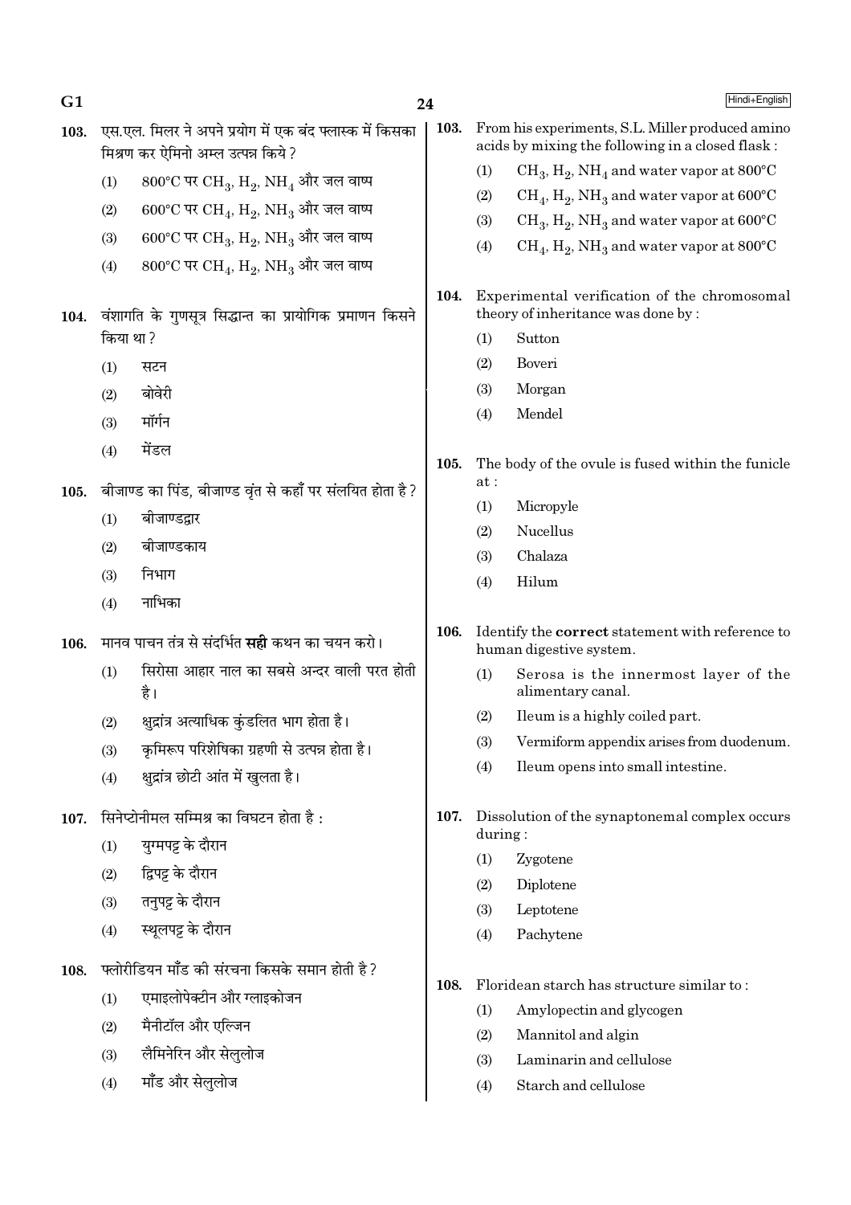103. एस.एल. मिलर ने अपने प्रयोग में एक बंद फ्लास्क में किसका मिश्रण कर ऐमिनो अम्ल उत्पन्न किये ?

(1) 800°C पर $CH_3$, $H_2$, $NH_4$ और जल वाष्प

(2) 600°C पर $CH_4$, $H_2$, $NH_3$ और जल वाष्प

(3) 600°C पर $CH_3$, $H_2$, $NH_3$ और जल वाष्प

(4) 800°C पर $CH_4$, $H_2$, $NH_3$ और जल वाष्प

104. वंशागति के गुणसूत्र सिद्धान्त का प्रायोगिक प्रमाणन किसने किया था ?

(1) सटन

(2) बोवेरी

(3) मॉर्गन

(4) मेंडल

105. बीजाण्ड का पिंड, बीजाण्ड वृंत से कहाँ पर संलयित होता है ?

(1) बीजाण्डद्वार

(2) बीजाण्डकाय

(3) निभाग

(4) नाभिका

106. मानव पाचन तंत्र से संदर्भित **सही** कथन का चयन करो।

(1) सिरोसा आहार नाल का सबसे अन्दर वाली परत होती है।

(2) क्षुद्रांत्र अत्याधिक कुंडलित भाग होता है।

(3) कृमिरूप परिशेषिका ग्रहणी से उत्पन्न होता है।

(4) क्षुद्रांत्र छोटी आंत में खुलता है।

107. सिनेप्टोनीमल सम्मिश्र का विघटन होता है :

(1) युग्मपट्ट के दौरान

(2) द्विपट्ट के दौरान

(3) तनुपट्ट के दौरान

(4) स्थूलपट्ट के दौरान

108. फ्लोरीडियन माँड की संरचना किसके समान होती है ?

(1) एमाइलोपेक्टीन और ग्लाइकोजन

(2) मैनीटॉल और एल्जिन

(3) लैमिनेरिन और सेलुलोज

(4) माँड और सेलुलोज

103. From his experiments, S.L. Miller produced amino acids by mixing the following in a closed flask :

(1) $CH_3$, $H_2$, $NH_4$ and water vapor at 800°C

(2) $CH_4$, $H_2$, $NH_3$ and water vapor at 600°C

(3) $CH_3$, $H_2$, $NH_3$ and water vapor at 600°C

(4) $CH_4$, $H_2$, $NH_3$ and water vapor at 800°C

104. Experimental verification of the chromosomal theory of inheritance was done by :

(1) Sutton

(2) Boveri

(3) Morgan

(4) Mendel

105. The body of the ovule is fused within the funicle at :

(1) Micropyle

(2) Nucellus

(3) Chalaza

(4) Hilum

106. Identify the **correct** statement with reference to human digestive system.

(1) Serosa is the innermost layer of the alimentary canal.

(2) Ileum is a highly coiled part.

(3) Vermiform appendix arises from duodenum.

(4) Ileum opens into small intestine.

107. Dissolution of the synaptonemal complex occurs during :

(1) Zygotene

(2) Diplotene

(3) Leptotene

(4) Pachytene

108. Floridean starch has structure similar to :

(1) Amylopectin and glycogen

(2) Mannitol and algin

(3) Laminarin and cellulose

(4) Starch and cellulose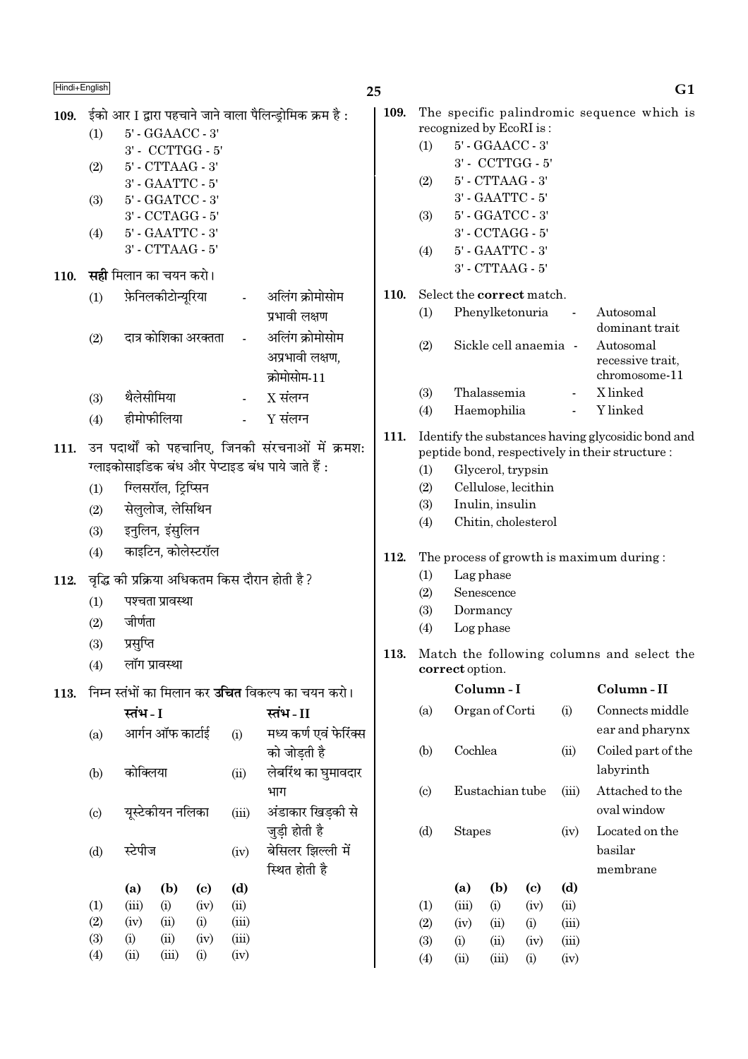109. ईको आर I द्वारा पहचाने जाने वाला पैलिन्ड्रोमिक क्रम है :

(1) 5' - GGAACC - 3'
    3' - CCTTGG - 5'

(2) 5' - CTTAAG - 3'
    3' - GAATTC - 5'

(3) 5' - GGATCC - 3'
    3' - CCTAGG - 5'

(4) 5' - GAATTC - 3'
    3' - CTTAAG - 5'

110. **सही** मिलान का चयन करो।

(1) फ़ेनिलकीटोन्यूरिया - अलिंग क्रोमोसोम प्रभावी लक्षण

(2) दात्र कोशिका अरक्तता - अलिंग क्रोमोसोम अप्रभावी लक्षण, क्रोमोसोम-11

(3) थैलेसीमिया - X संलग्न

(4) हीमोफीलिया - Y संलग्न

111. उन पदार्थों को पहचानिए, जिनकी संरचनाओं में क्रमश: ग्लाइकोसाइडिक बंध और पेप्टाइड बंध पाये जाते हैं :

(1) ग्लिसरॉल, ट्रिप्सिन

(2) सेलुलोज, लेसिथिन

(3) इनुलिन, इंसुलिन

(4) काइटिन, कोलेस्टरॉल

112. वृद्धि की प्रक्रिया अधिकतम किस दौरान होती है ?

(1) पश्चता प्रावस्था

(2) जीर्णता

(3) प्रसुप्ति

(4) लॉग प्रावस्था

113. निम्न स्तंभों का मिलान कर **उचित** विकल्प का चयन करो।

| | स्तंभ - I | | स्तंभ - II |
|---|---|---|---|
| (a) | आर्गन ऑफ कार्टाई | (i) | मध्य कर्ण एवं फेरिंक्स को जोड़ती है |
| (b) | कोक्लिया | (ii) | लेबरिंथ का घुमावदार भाग |
| (c) | यूस्टेकीयन नलिका | (iii) | अंडाकार खिड़की से जुड़ी होती है |
| (d) | स्टेपीज | (iv) | बेसिलर झिल्ली में स्थित होती है |

| | (a) | (b) | (c) | (d) |
|---|---|---|---|---|
| (1) | (iii) | (i) | (iv) | (ii) |
| (2) | (iv) | (ii) | (i) | (iii) |
| (3) | (i) | (ii) | (iv) | (iii) |
| (4) | (ii) | (iii) | (i) | (iv) |

109. The specific palindromic sequence which is recognized by EcoRI is :

(1) 5' - GGAACC - 3'
    3' - CCTTGG - 5'

(2) 5' - CTTAAG - 3'
    3' - GAATTC - 5'

(3) 5' - GGATCC - 3'
    3' - CCTAGG - 5'

(4) 5' - GAATTC - 3'
    3' - CTTAAG - 5'

110. Select the **correct** match.

(1) Phenylketonuria - Autosomal dominant trait

(2) Sickle cell anaemia - Autosomal recessive trait, chromosome-11

(3) Thalassemia - X linked

(4) Haemophilia - Y linked

111. Identify the substances having glycosidic bond and peptide bond, respectively in their structure :

(1) Glycerol, trypsin

(2) Cellulose, lecithin

(3) Inulin, insulin

(4) Chitin, cholesterol

112. The process of growth is maximum during :

(1) Lag phase

(2) Senescence

(3) Dormancy

(4) Log phase

113. Match the following columns and select the **correct** option.

| | Column - I | | Column - II |
|---|---|---|---|
| (a) | Organ of Corti | (i) | Connects middle ear and pharynx |
| (b) | Cochlea | (ii) | Coiled part of the labyrinth |
| (c) | Eustachian tube | (iii) | Attached to the oval window |
| (d) | Stapes | (iv) | Located on the basilar membrane |

| | (a) | (b) | (c) | (d) |
|---|---|---|---|---|
| (1) | (iii) | (i) | (iv) | (ii) |
| (2) | (iv) | (ii) | (i) | (iii) |
| (3) | (i) | (ii) | (iv) | (iii) |
| (4) | (ii) | (iii) | (i) | (iv) |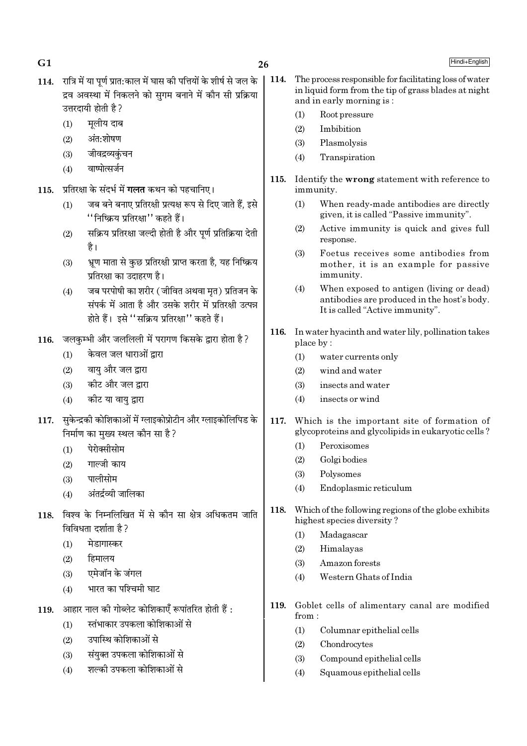114. रात्रि में या पूर्ण प्रात:काल में घास की पत्तियों के शीर्ष से जल के द्रव अवस्था में निकलने को सुगम बनाने में कौन सी प्रक्रिया उत्तरदायी होती है ?

(1) मूलीय दाब
(2) अंत:शोषण
(3) जीवद्रव्यकुंचन
(4) वाष्पोत्सर्जन

115. प्रतिरक्षा के संदर्भ में **गलत** कथन को पहचानिए।

(1) जब बने बनाए प्रतिरक्षी प्रत्यक्ष रूप से दिए जाते हैं, इसे ''निष्क्रिय प्रतिरक्षा'' कहते हैं।
(2) सक्रिय प्रतिरक्षा जल्दी होती है और पूर्ण प्रतिक्रिया देती है।
(3) भ्रूण माता से कुछ प्रतिरक्षी प्राप्त करता है, यह निष्क्रिय प्रतिरक्षा का उदाहरण है।
(4) जब परपोषी का शरीर (जीवित अथवा मृत) प्रतिजन के संपर्क में आता है और उसके शरीर में प्रतिरक्षी उत्पन्न होते हैं। इसे ''सक्रिय प्रतिरक्षा'' कहते हैं।

116. जलकुम्भी और जललिली में परागण किसके द्वारा होता है ?

(1) केवल जल धाराओं द्वारा
(2) वायु और जल द्वारा
(3) कीट और जल द्वारा
(4) कीट या वायु द्वारा

117. सुकेन्द्रकी कोशिकाओं में ग्लाइकोप्रोटीन और ग्लाइकोलिपिड के निर्माण का मुख्य स्थल कौन सा है ?

(1) पेरोक्सीसोम
(2) गाल्जी काय
(3) पालीसोम
(4) अंतर्द्रव्यी जालिका

118. विश्व के निम्नलिखित में से कौन सा क्षेत्र अधिकतम जाति विविधता दर्शाता है ?

(1) मेडागास्कर
(2) हिमालय
(3) एमेजॉन के जंगल
(4) भारत का पश्चिमी घाट

119. आहार नाल की गोब्लेट कोशिकाएँ रूपांतरित होती हैं :

(1) स्तंभाकार उपकला कोशिकाओं से
(2) उपास्थि कोशिकाओं से
(3) संयुक्त उपकला कोशिकाओं से
(4) शल्की उपकला कोशिकाओं से

114. The process responsible for facilitating loss of water in liquid form from the tip of grass blades at night and in early morning is :

(1) Root pressure
(2) Imbibition
(3) Plasmolysis
(4) Transpiration

115. Identify the **wrong** statement with reference to immunity.

(1) When ready-made antibodies are directly given, it is called "Passive immunity".
(2) Active immunity is quick and gives full response.
(3) Foetus receives some antibodies from mother, it is an example for passive immunity.
(4) When exposed to antigen (living or dead) antibodies are produced in the host's body. It is called "Active immunity".

116. In water hyacinth and water lily, pollination takes place by :

(1) water currents only
(2) wind and water
(3) insects and water
(4) insects or wind

117. Which is the important site of formation of glycoproteins and glycolipids in eukaryotic cells ?

(1) Peroxisomes
(2) Golgi bodies
(3) Polysomes
(4) Endoplasmic reticulum

118. Which of the following regions of the globe exhibits highest species diversity ?

(1) Madagascar
(2) Himalayas
(3) Amazon forests
(4) Western Ghats of India

119. Goblet cells of alimentary canal are modified from :

(1) Columnar epithelial cells
(2) Chondrocytes
(3) Compound epithelial cells
(4) Squamous epithelial cells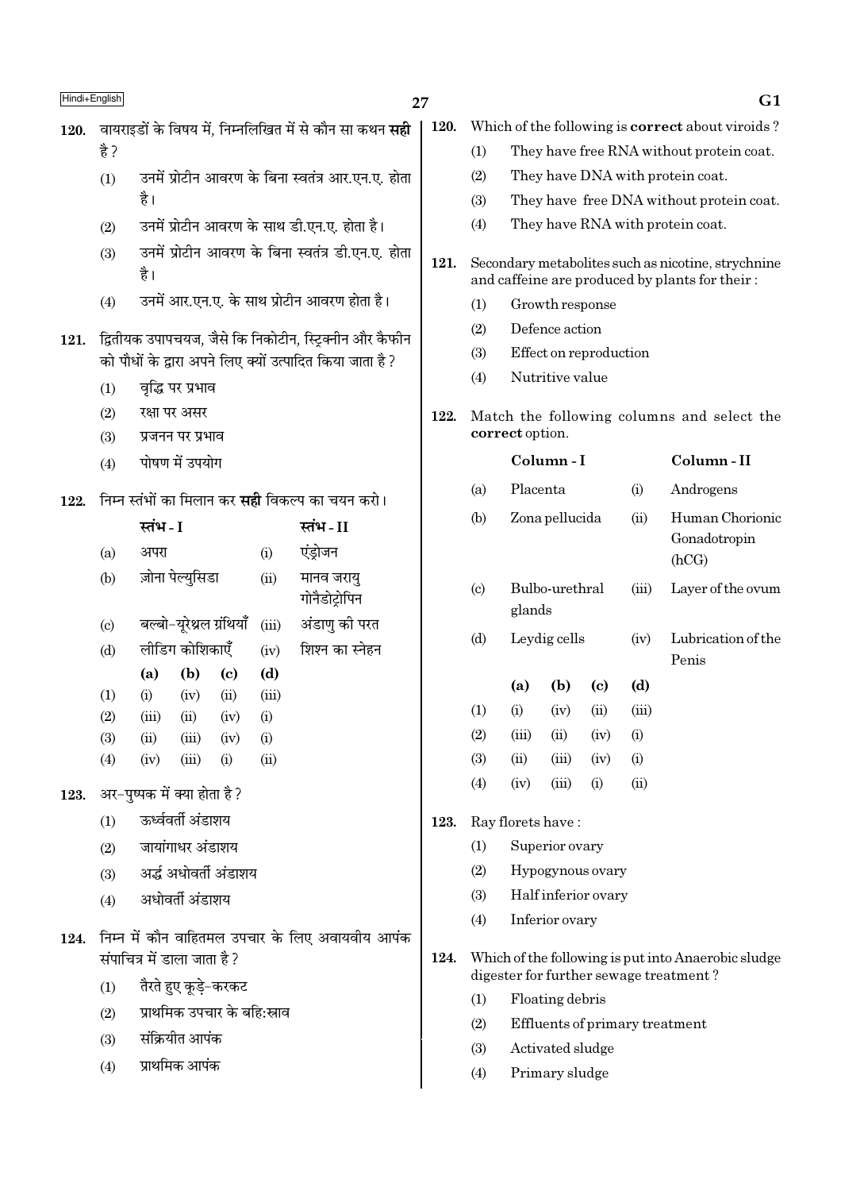**120.** वायराइडों के विषय में, निम्नलिखित में से कौन सा कथन **सही** है ?

(1) उनमें प्रोटीन आवरण के बिना स्वतंत्र आर.एन.ए. होता है।

(2) उनमें प्रोटीन आवरण के साथ डी.एन.ए. होता है।

(3) उनमें प्रोटीन आवरण के बिना स्वतंत्र डी.एन.ए. होता है।

(4) उनमें आर.एन.ए. के साथ प्रोटीन आवरण होता है।

**121.** द्वितीयक उपापचयज, जैसे कि निकोटीन, स्ट्रिक्नीन और कैफीन को पौधों के द्वारा अपने लिए क्यों उत्पादित किया जाता है ?

(1) वृद्धि पर प्रभाव

(2) रक्षा पर असर

(3) प्रजनन पर प्रभाव

(4) पोषण में उपयोग

**122.** निम्न स्तंभों का मिलान कर **सही** विकल्प का चयन करो।

| | स्तंभ - I | | स्तंभ - II |
|---|---|---|---|
| (a) | अपरा | (i) | एंड्रोजन |
| (b) | ज़ोना पेल्युसिडा | (ii) | मानव जरायु गोनैडोट्रोपिन |
| (c) | बल्बो-यूरेथ्रल ग्रंथियाँ | (iii) | अंडाणु की परत |
| (d) | लीडिग कोशिकाएँ | (iv) | शिश्न का स्नेहन |

| | (a) | (b) | (c) | (d) |
|---|---|---|---|---|
| (1) | (i) | (iv) | (ii) | (iii) |
| (2) | (iii) | (ii) | (iv) | (i) |
| (3) | (ii) | (iii) | (iv) | (i) |
| (4) | (iv) | (iii) | (i) | (ii) |

**123.** अर-पुष्पक में क्या होता है ?

(1) ऊर्ध्ववर्ती अंडाशय

(2) जायांगाधर अंडाशय

(3) अर्द्ध अधोवर्ती अंडाशय

(4) अधोवर्ती अंडाशय

**124.** निम्न में कौन वाहितमल उपचार के लिए अवायवीय आपंक संपाचित्र में डाला जाता है ?

(1) तैरते हुए कूड़े-करकट

(2) प्राथमिक उपचार के बहिःस्राव

(3) संक्रियीत आपंक

(4) प्राथमिक आपंक

**120.** Which of the following is **correct** about viroids ?

(1) They have free RNA without protein coat.

(2) They have DNA with protein coat.

(3) They have free DNA without protein coat.

(4) They have RNA with protein coat.

**121.** Secondary metabolites such as nicotine, strychnine and caffeine are produced by plants for their :

(1) Growth response

(2) Defence action

(3) Effect on reproduction

(4) Nutritive value

**122.** Match the following columns and select the **correct** option.

| | Column - I | | Column - II |
|---|---|---|---|
| (a) | Placenta | (i) | Androgens |
| (b) | Zona pellucida | (ii) | Human Chorionic Gonadotropin (hCG) |
| (c) | Bulbo-urethral glands | (iii) | Layer of the ovum |
| (d) | Leydig cells | (iv) | Lubrication of the Penis |

| | (a) | (b) | (c) | (d) |
|---|---|---|---|---|
| (1) | (i) | (iv) | (ii) | (iii) |
| (2) | (iii) | (ii) | (iv) | (i) |
| (3) | (ii) | (iii) | (iv) | (i) |
| (4) | (iv) | (iii) | (i) | (ii) |

**123.** Ray florets have :

(1) Superior ovary

(2) Hypogynous ovary

(3) Half inferior ovary

(4) Inferior ovary

**124.** Which of the following is put into Anaerobic sludge digester for further sewage treatment ?

(1) Floating debris

(2) Effluents of primary treatment

(3) Activated sludge

(4) Primary sludge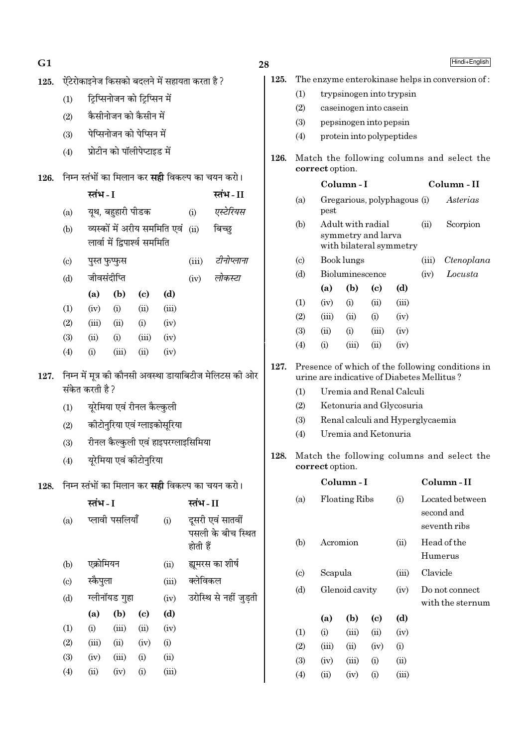125. ऐंटेरोकाइनेज किसको बदलने में सहायता करता है ?

(1) ट्रिप्सिनोजन को ट्रिप्सिन में

(2) कैसीनोजन को कैसीन में

(3) पेप्सिनोजन को पेप्सिन में

(4) प्रोटीन को पॉलीपेप्टाइड में

126. निम्न स्तंभों का मिलान कर **सही** विकल्प का चयन करो।

| | स्तंभ - I | | स्तंभ - II |
|---|---|---|---|
| (a) | यूथ, बहुहारी पीडक | (i) | *एस्टेरियस* |
| (b) | व्यस्कों में अरीय सममिति एवं लार्वा में द्विपार्श्व सममिति | (ii) | बिच्छु |
| (c) | पुस्त फुप्फुस | (iii) | *टीनोप्लाना* |
| (d) | जीवसंदीप्ति | (iv) | *लोकस्टा* |

| | (a) | (b) | (c) | (d) |
|---|---|---|---|---|
| (1) | (iv) | (i) | (ii) | (iii) |
| (2) | (iii) | (ii) | (i) | (iv) |
| (3) | (ii) | (i) | (iii) | (iv) |
| (4) | (i) | (iii) | (ii) | (iv) |

127. निम्न में मूत्र की कौनसी अवस्था डायाबिटीज मेलिटस की ओर संकेत करती है ?

(1) यूरेमिया एवं रीनल कैल्कुली

(2) कीटोनुरिया एवं ग्लाइकोसूरिया

(3) रीनल कैल्कुली एवं हाइपरग्लाइसिमिया

(4) यूरेमिया एवं कीटोनुरिया

128. निम्न स्तंभों का मिलान कर **सही** विकल्प का चयन करो।

| | स्तंभ - I | | स्तंभ - II |
|---|---|---|---|
| (a) | प्लावी पसलियाँ | (i) | दूसरी एवं सातवीं पसली के बीच स्थित होती हैं |
| (b) | एक्रोमियन | (ii) | ह्यूमरस का शीर्ष |
| (c) | स्कैपुला | (iii) | क्लेविकल |
| (d) | ग्लीनॉयड गुहा | (iv) | उरोस्थि से नहीं जुड़ती |

| | (a) | (b) | (c) | (d) |
|---|---|---|---|---|
| (1) | (i) | (iii) | (ii) | (iv) |
| (2) | (iii) | (ii) | (iv) | (i) |
| (3) | (iv) | (iii) | (i) | (ii) |
| (4) | (ii) | (iv) | (i) | (iii) |

125. The enzyme enterokinase helps in conversion of :

(1) trypsinogen into trypsin

(2) caseinogen into casein

(3) pepsinogen into pepsin

(4) protein into polypeptides

126. Match the following columns and select the **correct** option.

| | Column - I | | Column - II |
|---|---|---|---|
| (a) | Gregarious, polyphagous pest | (i) | *Asterias* |
| (b) | Adult with radial symmetry and larva with bilateral symmetry | (ii) | Scorpion |
| (c) | Book lungs | (iii) | *Ctenoplana* |
| (d) | Bioluminescence | (iv) | *Locusta* |

| | (a) | (b) | (c) | (d) |
|---|---|---|---|---|
| (1) | (iv) | (i) | (ii) | (iii) |
| (2) | (iii) | (ii) | (i) | (iv) |
| (3) | (ii) | (i) | (iii) | (iv) |
| (4) | (i) | (iii) | (ii) | (iv) |

127. Presence of which of the following conditions in urine are indicative of Diabetes Mellitus ?

(1) Uremia and Renal Calculi

(2) Ketonuria and Glycosuria

(3) Renal calculi and Hyperglycaemia

(4) Uremia and Ketonuria

128. Match the following columns and select the **correct** option.

| | Column - I | | Column - II |
|---|---|---|---|
| (a) | Floating Ribs | (i) | Located between second and seventh ribs |
| (b) | Acromion | (ii) | Head of the Humerus |
| (c) | Scapula | (iii) | Clavicle |
| (d) | Glenoid cavity | (iv) | Do not connect with the sternum |

| | (a) | (b) | (c) | (d) |
|---|---|---|---|---|
| (1) | (i) | (iii) | (ii) | (iv) |
| (2) | (iii) | (ii) | (iv) | (i) |
| (3) | (iv) | (iii) | (i) | (ii) |
| (4) | (ii) | (iv) | (i) | (iii) |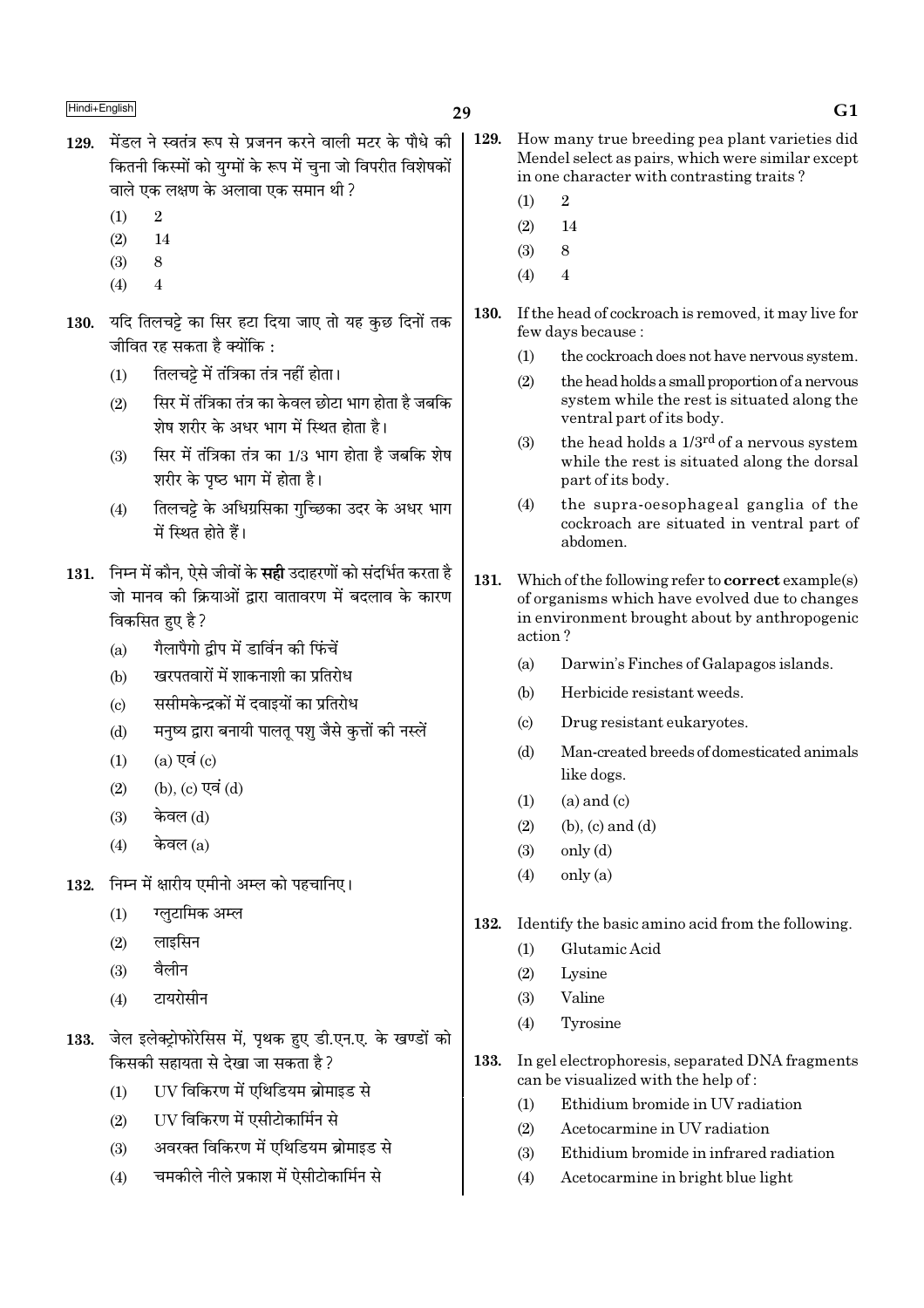129. मेंडल ने स्वतंत्र रूप से प्रजनन करने वाली मटर के पौधे की कितनी किस्मों को युग्मों के रूप में चुना जो विपरीत विशेषकों वाले एक लक्षण के अलावा एक समान थी ?

(1) 2

(2) 14

(3) 8

(4) 4

130. यदि तिलचट्टे का सिर हटा दिया जाए तो यह कुछ दिनों तक जीवित रह सकता है क्योंकि :

(1) तिलचट्टे में तंत्रिका तंत्र नहीं होता।

(2) सिर में तंत्रिका तंत्र का केवल छोटा भाग होता है जबकि शेष शरीर के अधर भाग में स्थित होता है।

(3) सिर में तंत्रिका तंत्र का 1/3 भाग होता है जबकि शेष शरीर के पृष्ठ भाग में होता है।

(4) तिलचट्टे के अधिग्रसिका गुच्छिका उदर के अधर भाग में स्थित होते हैं।

131. निम्न में कौन, ऐसे जीवों के **सही** उदाहरणों को संदर्भित करता है जो मानव की क्रियाओं द्वारा वातावरण में बदलाव के कारण विकसित हुए है ?

(a) गैलापैगो द्वीप में डार्विन की फिंचें

(b) खरपतवारों में शाकनाशी का प्रतिरोध

(c) ससीमकेन्द्रकों में दवाइयों का प्रतिरोध

(d) मनुष्य द्वारा बनायी पालतू पशु जैसे कुत्तों की नस्लें

(1) (a) एवं (c)

(2) (b), (c) एवं (d)

(3) केवल (d)

(4) केवल (a)

132. निम्न में क्षारीय एमीनो अम्ल को पहचानिए।

(1) ग्लुटामिक अम्ल

(2) लाइसिन

(3) वैलीन

(4) टायरोसीन

133. जेल इलेक्ट्रोफोरेसिस में, पृथक हुए डी.एन.ए. के खण्डों को किसकी सहायता से देखा जा सकता है ?

(1) UV विकिरण में एथिडियम ब्रोमाइड से

(2) UV विकिरण में एसीटोकार्मिन से

(3) अवरक्त विकिरण में एथिडियम ब्रोमाइड से

(4) चमकीले नीले प्रकाश में ऐसीटोकार्मिन से

129. How many true breeding pea plant varieties did Mendel select as pairs, which were similar except in one character with contrasting traits ?

(1) 2

(2) 14

(3) 8

(4) 4

130. If the head of cockroach is removed, it may live for few days because :

(1) the cockroach does not have nervous system.

(2) the head holds a small proportion of a nervous system while the rest is situated along the ventral part of its body.

(3) the head holds a $1/3^{rd}$ of a nervous system while the rest is situated along the dorsal part of its body.

(4) the supra-oesophageal ganglia of the cockroach are situated in ventral part of abdomen.

131. Which of the following refer to **correct** example(s) of organisms which have evolved due to changes in environment brought about by anthropogenic action ?

(a) Darwin's Finches of Galapagos islands.

(b) Herbicide resistant weeds.

(c) Drug resistant eukaryotes.

(d) Man-created breeds of domesticated animals like dogs.

(1) (a) and (c)

(2) (b), (c) and (d)

(3) only (d)

(4) only (a)

132. Identify the basic amino acid from the following.

(1) Glutamic Acid

(2) Lysine

(3) Valine

(4) Tyrosine

133. In gel electrophoresis, separated DNA fragments can be visualized with the help of :

(1) Ethidium bromide in UV radiation

(2) Acetocarmine in UV radiation

(3) Ethidium bromide in infrared radiation

(4) Acetocarmine in bright blue light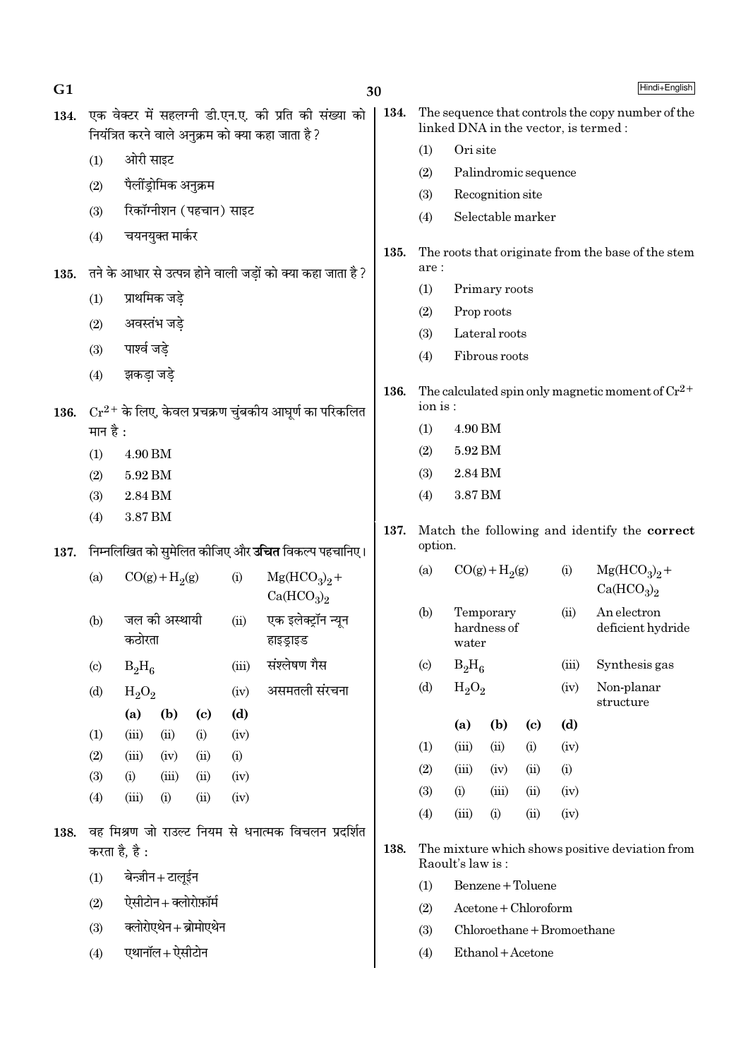134. एक वेक्टर में सहलग्नी डी.एन.ए. की प्रति की संख्या को नियंत्रित करने वाले अनुक्रम को क्या कहा जाता है ?

(1) ओरी साइट

(2) पैलींड्रोमिक अनुक्रम

(3) रिकॉग्नीशन (पहचान) साइट

(4) चयनयुक्त मार्कर

135. तने के आधार से उत्पन्न होने वाली जड़ों को क्या कहा जाता है ?

(1) प्राथमिक जड़े

(2) अवस्तंभ जड़े

(3) पार्श्व जड़े

(4) झकड़ा जड़े

136. $Cr^{2+}$ के लिए, केवल प्रचक्रण चुंबकीय आघूर्ण का परिकलित मान है :

(1) 4.90 BM

(2) 5.92 BM

(3) 2.84 BM

(4) 3.87 BM

137. निम्नलिखित को सुमेलित कीजिए और **उचित** विकल्प पहचानिए।

| | | | |
|---|---|---|---|
| (a) | $CO(g) + H_2(g)$ | (i) | $Mg(HCO_3)_2 + Ca(HCO_3)_2$ |
| (b) | जल की अस्थायी कठोरता | (ii) | एक इलेक्ट्रॉन न्यून हाइड्राइड |
| (c) | $B_2H_6$ | (iii) | संश्लेषण गैस |
| (d) | $H_2O_2$ | (iv) | असमतली संरचना |

| | (a) | (b) | (c) | (d) |
|---|---|---|---|---|
| (1) | (iii) | (ii) | (i) | (iv) |
| (2) | (iii) | (iv) | (ii) | (i) |
| (3) | (i) | (iii) | (ii) | (iv) |
| (4) | (iii) | (i) | (ii) | (iv) |

138. वह मिश्रण जो राउल्ट नियम से धनात्मक विचलन प्रदर्शित करता है, है :

(1) बेन्ज़ीन + टालूईन

(2) ऐसीटोन + क्लोरोफ़ॉर्म

(3) क्लोरोएथेन + ब्रोमोएथेन

(4) एथानॉल + ऐसीटोन

134. The sequence that controls the copy number of the linked DNA in the vector, is termed :

(1) Ori site

(2) Palindromic sequence

(3) Recognition site

(4) Selectable marker

135. The roots that originate from the base of the stem are :

(1) Primary roots

(2) Prop roots

(3) Lateral roots

(4) Fibrous roots

136. The calculated spin only magnetic moment of $Cr^{2+}$ ion is :

(1) 4.90 BM

(2) 5.92 BM

(3) 2.84 BM

(4) 3.87 BM

137. Match the following and identify the **correct** option.

| | | | |
|---|---|---|---|
| (a) | $CO(g) + H_2(g)$ | (i) | $Mg(HCO_3)_2 + Ca(HCO_3)_2$ |
| (b) | Temporary hardness of water | (ii) | An electron deficient hydride |
| (c) | $B_2H_6$ | (iii) | Synthesis gas |
| (d) | $H_2O_2$ | (iv) | Non-planar structure |

| | (a) | (b) | (c) | (d) |
|---|---|---|---|---|
| (1) | (iii) | (ii) | (i) | (iv) |
| (2) | (iii) | (iv) | (ii) | (i) |
| (3) | (i) | (iii) | (ii) | (iv) |
| (4) | (iii) | (i) | (ii) | (iv) |

138. The mixture which shows positive deviation from Raoult's law is :

(1) Benzene + Toluene

(2) Acetone + Chloroform

(3) Chloroethane + Bromoethane

(4) Ethanol + Acetone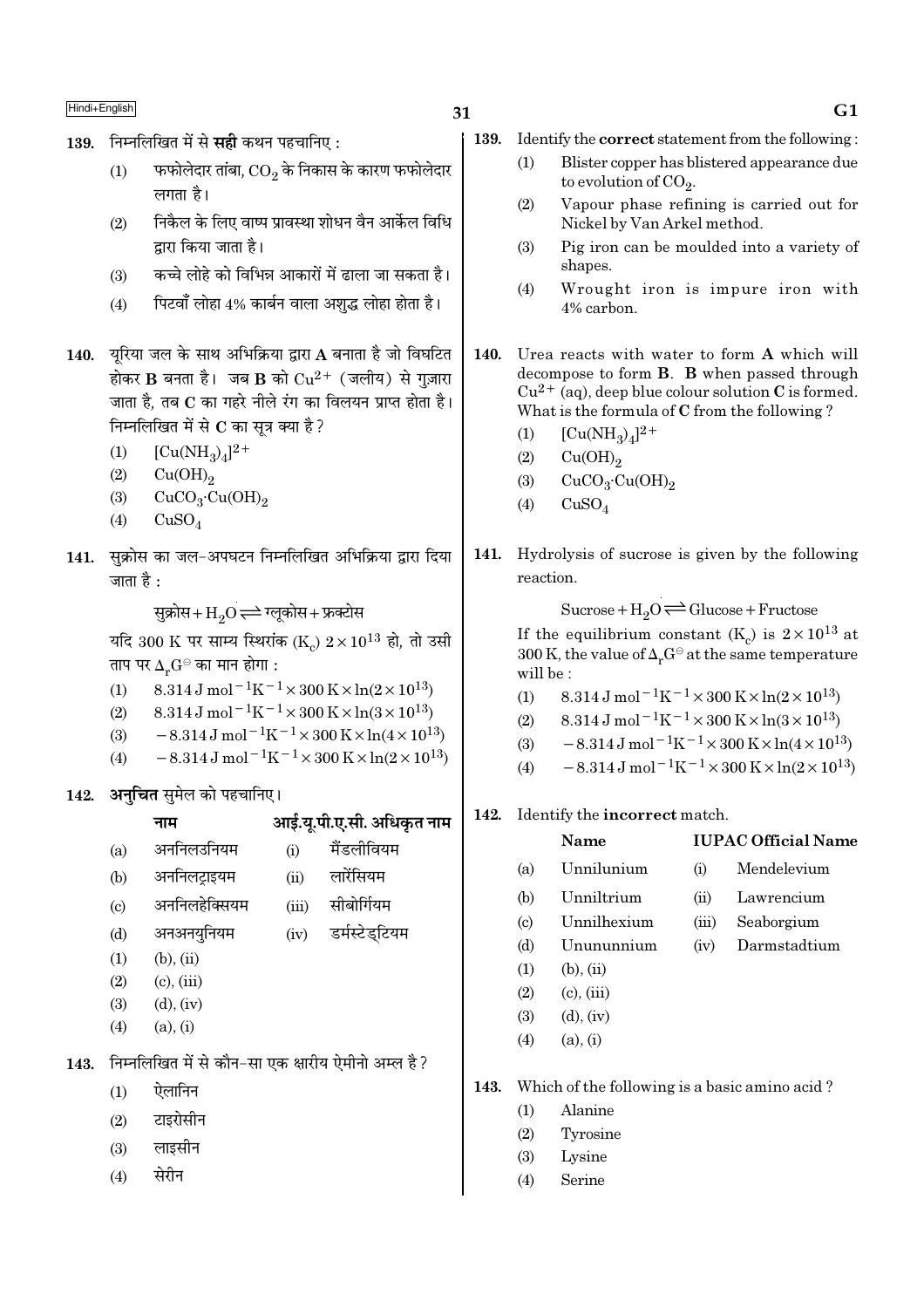139. निम्नलिखित में से **सही** कथन पहचानिए :

(1) फफोलेदार तांबा, $CO_2$ के निकास के कारण फफोलेदार लगता है।

(2) निकैल के लिए वाष्प प्रावस्था शोधन वैन आर्केल विधि द्वारा किया जाता है।

(3) कच्चे लोहे को विभिन्न आकारों में ढाला जा सकता है।

(4) पिटवाँ लोहा 4% कार्बन वाला अशुद्ध लोहा होता है।

140. यूरिया जल के साथ अभिक्रिया द्वारा **A** बनाता है जो विघटित होकर **B** बनता है। जब **B** को $Cu^{2+}$ (जलीय) से गुज़ारा जाता है, तब **C** का गहरे नीले रंग का विलयन प्राप्त होता है। निम्नलिखित में से **C** का सूत्र क्या है ?

(1) $[Cu(NH_3)_4]^{2+}$

(2) $Cu(OH)_2$

(3) $CuCO_3 \cdot Cu(OH)_2$

(4) $CuSO_4$

141. सुक्रोस का जल-अपघटन निम्नलिखित अभिक्रिया द्वारा दिया जाता है :

$$\text{सुक्रोस} + H_2O \rightleftharpoons \text{ग्लूकोस} + \text{फ्रक्टोस}$$

यदि 300 K पर साम्य स्थिरांक ($K_c$) $2 \times 10^{13}$ हो, तो उसी ताप पर $\Delta_r G^{\ominus}$ का मान होगा :

(1) $8.314 \text{ J mol}^{-1}\text{K}^{-1} \times 300 \text{ K} \times \ln(2 \times 10^{13})$

(2) $8.314 \text{ J mol}^{-1}\text{K}^{-1} \times 300 \text{ K} \times \ln(3 \times 10^{13})$

(3) $-8.314 \text{ J mol}^{-1}\text{K}^{-1} \times 300 \text{ K} \times \ln(4 \times 10^{13})$

(4) $-8.314 \text{ J mol}^{-1}\text{K}^{-1} \times 300 \text{ K} \times \ln(2 \times 10^{13})$

142. **अनुचित** सुमेल को पहचानिए।

| | नाम | | आई.यू.पी.ए.सी. अधिकृत नाम |
|---|---|---|---|
| (a) | अननिलउनियम | (i) | मैंडलीवियम |
| (b) | अननिलट्राइयम | (ii) | लारेंसियम |
| (c) | अननिलहेक्सियम | (iii) | सीबोर्गियम |
| (d) | अनअनयुनियम | (iv) | डर्मस्टेड्टियम |

(1) (b), (ii)

(2) (c), (iii)

(3) (d), (iv)

(4) (a), (i)

143. निम्नलिखित में से कौन-सा एक क्षारीय ऐमीनो अम्ल है ?

(1) ऐलानिन

(2) टाइरोसीन

(3) लाइसीन

(4) सेरीन

139. Identify the **correct** statement from the following :

(1) Blister copper has blistered appearance due to evolution of $CO_2$.

(2) Vapour phase refining is carried out for Nickel by Van Arkel method.

(3) Pig iron can be moulded into a variety of shapes.

(4) Wrought iron is impure iron with 4% carbon.

140. Urea reacts with water to form **A** which will decompose to form **B**. **B** when passed through $Cu^{2+}$ (aq), deep blue colour solution **C** is formed. What is the formula of **C** from the following ?

(1) $[Cu(NH_3)_4]^{2+}$

(2) $Cu(OH)_2$

(3) $CuCO_3 \cdot Cu(OH)_2$

(4) $CuSO_4$

141. Hydrolysis of sucrose is given by the following reaction.

$$\text{Sucrose} + H_2O \rightleftharpoons \text{Glucose} + \text{Fructose}$$

If the equilibrium constant ($K_c$) is $2 \times 10^{13}$ at 300 K, the value of $\Delta_r G^{\ominus}$ at the same temperature will be :

(1) $8.314 \text{ J mol}^{-1}\text{K}^{-1} \times 300 \text{ K} \times \ln(2 \times 10^{13})$

(2) $8.314 \text{ J mol}^{-1}\text{K}^{-1} \times 300 \text{ K} \times \ln(3 \times 10^{13})$

(3) $-8.314 \text{ J mol}^{-1}\text{K}^{-1} \times 300 \text{ K} \times \ln(4 \times 10^{13})$

(4) $-8.314 \text{ J mol}^{-1}\text{K}^{-1} \times 300 \text{ K} \times \ln(2 \times 10^{13})$

142. Identify the **incorrect** match.

| | Name | | IUPAC Official Name |
|---|---|---|---|
| (a) | Unnilunium | (i) | Mendelevium |
| (b) | Unniltrium | (ii) | Lawrencium |
| (c) | Unnilhexium | (iii) | Seaborgium |
| (d) | Unununnium | (iv) | Darmstadtium |

(1) (b), (ii)

(2) (c), (iii)

(3) (d), (iv)

(4) (a), (i)

143. Which of the following is a basic amino acid ?

(1) Alanine

(2) Tyrosine

(3) Lysine

(4) Serine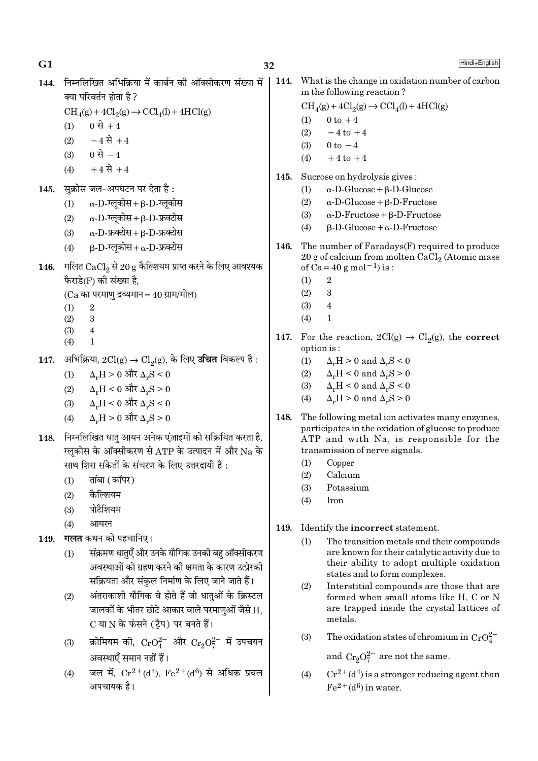144. निम्नलिखित अभिक्रिया में कार्बन की ऑक्सीकरण संख्या में क्या परिवर्तन होता है ?

$CH_4(g) + 4Cl_2(g) \rightarrow CCl_4(l) + 4HCl(g)$

(1) 0 से +4
(2) −4 से +4
(3) 0 से −4
(4) +4 से +4

145. सुक्रोस जल-अपघटन पर देता है :

(1) α-D-ग्लूकोस + β-D-ग्लूकोस
(2) α-D-ग्लूकोस + β-D-फ्रक्टोस
(3) α-D-फ्रक्टोस + β-D-फ्रक्टोस
(4) β-D-ग्लूकोस + α-D-फ्रक्टोस

146. गलित $CaCl_2$ से 20 g कैल्शियम प्राप्त करने के लिए आवश्यक फैराडे(F) की संख्या है,

(Ca का परमाणु द्रव्यमान = 40 ग्राम/मोल)

(1) 2
(2) 3
(3) 4
(4) 1

147. अभिक्रिया, $2Cl(g) \rightarrow Cl_2(g)$, के लिए **उचित** विकल्प है :

(1) $\Delta_rH > 0$ और $\Delta_rS < 0$
(2) $\Delta_rH < 0$ और $\Delta_rS > 0$
(3) $\Delta_rH < 0$ और $\Delta_rS < 0$
(4) $\Delta_rH > 0$ और $\Delta_rS > 0$

148. निम्नलिखित धातु आयन अनेक एंज़ाइमों को सक्रियित करता है, ग्लूकोस के ऑक्सीकरण से ATP के उत्पादन में और Na के साथ शिरा संकेतों के संचरण के लिए उत्तरदायी है :

(1) तांबा (कॉपर)
(2) कैल्शियम
(3) पोटैशियम
(4) आयरन

149. **गलत** कथन को पहचानिए।

(1) संक्रमण धातुएँ और उनके यौगिक उनकी बहु ऑक्सीकरण अवस्थाओं को ग्रहण करने की क्षमता के कारण उत्प्रेरकी सक्रियता और संकुल निर्माण के लिए जाने जाते हैं।
(2) अंतराकाशी यौगिक वे होते हैं जो धातुओं के क्रिस्टल जालकों के भीतर छोटे आकार वाले परमाणुओं जैसे H, C या N के फंसने (ट्रैप) पर बनते हैं।
(3) क्रोमियम की, $CrO_4^{2-}$ और $Cr_2O_7^{2-}$ में उपचयन अवस्थाएँ समान नहीं हैं।
(4) जल में, $Cr^{2+}(d^4)$, $Fe^{2+}(d^6)$ से अधिक प्रबल अपचायक है।

144. What is the change in oxidation number of carbon in the following reaction ?

$CH_4(g) + 4Cl_2(g) \rightarrow CCl_4(l) + 4HCl(g)$

(1) 0 to +4
(2) −4 to +4
(3) 0 to −4
(4) +4 to +4

145. Sucrose on hydrolysis gives :

(1) α-D-Glucose + β-D-Glucose
(2) α-D-Glucose + β-D-Fructose
(3) α-D-Fructose + β-D-Fructose
(4) β-D-Glucose + α-D-Fructose

146. The number of Faradays(F) required to produce 20 g of calcium from molten $CaCl_2$ (Atomic mass of Ca = 40 g mol$^{-1}$) is :

(1) 2
(2) 3
(3) 4
(4) 1

147. For the reaction, $2Cl(g) \rightarrow Cl_2(g)$, the **correct** option is :

(1) $\Delta_rH > 0$ and $\Delta_rS < 0$
(2) $\Delta_rH < 0$ and $\Delta_rS > 0$
(3) $\Delta_rH < 0$ and $\Delta_rS < 0$
(4) $\Delta_rH > 0$ and $\Delta_rS > 0$

148. The following metal ion activates many enzymes, participates in the oxidation of glucose to produce ATP and with Na, is responsible for the transmission of nerve signals.

(1) Copper
(2) Calcium
(3) Potassium
(4) Iron

149. Identify the **incorrect** statement.

(1) The transition metals and their compounds are known for their catalytic activity due to their ability to adopt multiple oxidation states and to form complexes.
(2) Interstitial compounds are those that are formed when small atoms like H, C or N are trapped inside the crystal lattices of metals.
(3) The oxidation states of chromium in $CrO_4^{2-}$ and $Cr_2O_7^{2-}$ are not the same.
(4) $Cr^{2+}(d^4)$ is a stronger reducing agent than $Fe^{2+}(d^6)$ in water.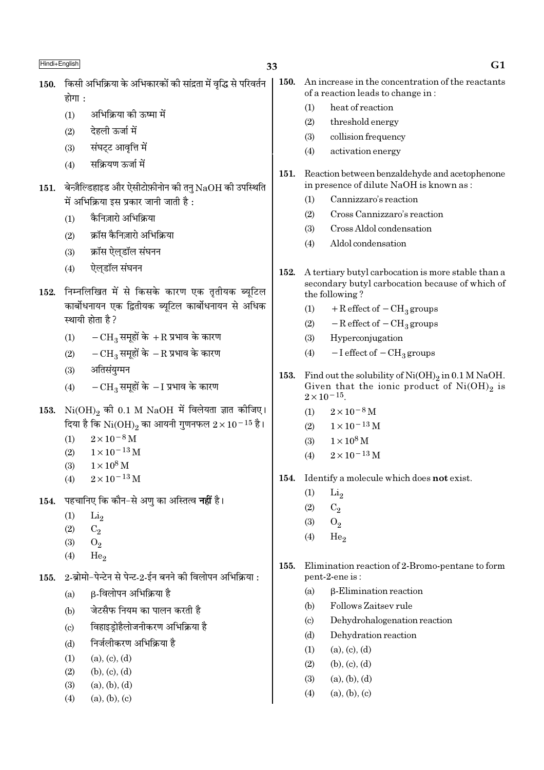150. किसी अभिक्रिया के अभिकारकों की सांद्रता में वृद्धि से परिवर्तन होगा :

(1) अभिक्रिया की ऊष्मा में
(2) देहली ऊर्जा में
(3) संघट्ट आवृत्ति में
(4) सक्रियण ऊर्जा में

151. बेन्ज़ैल्डिहाइड और ऐसीटोफ़ीनोन की तनु NaOH की उपस्थिति में अभिक्रिया इस प्रकार जानी जाती है :

(1) कैनिज़ारो अभिक्रिया
(2) क्रॉस कैनिज़ारो अभिक्रिया
(3) क्रॉस ऐल्डॉल संघनन
(4) ऐल्डॉल संघनन

152. निम्नलिखित में से किसके कारण एक तृतीयक ब्यूटिल कार्बोधनायन एक द्वितीयक ब्यूटिल कार्बोधनायन से अधिक स्थायी होता है ?

(1) $-CH_3$ समूहों के $+R$ प्रभाव के कारण
(2) $-CH_3$ समूहों के $-R$ प्रभाव के कारण
(3) अतिसंयुग्मन
(4) $-CH_3$ समूहों के $-I$ प्रभाव के कारण

153. $Ni(OH)_2$ की 0.1 M NaOH में विलेयता ज्ञात कीजिए। दिया है कि $Ni(OH)_2$ का आयनी गुणनफल $2 \times 10^{-15}$ है।

(1) $2 \times 10^{-8}$ M
(2) $1 \times 10^{-13}$ M
(3) $1 \times 10^{8}$ M
(4) $2 \times 10^{-13}$ M

154. पहचानिए कि कौन-से अणु का अस्तित्व **नहीं** है।

(1) $Li_2$
(2) $C_2$
(3) $O_2$
(4) $He_2$

155. 2-ब्रोमो-पेन्टेन से पेन्ट-2-ईन बनने की विलोपन अभिक्रिया :

(a) β-विलोपन अभिक्रिया है
(b) जेटसैफ नियम का पालन करती है
(c) विहाइड्रोहैलोजनीकरण अभिक्रिया है
(d) निर्जलीकरण अभिक्रिया है

(1) (a), (c), (d)
(2) (b), (c), (d)
(3) (a), (b), (d)
(4) (a), (b), (c)

150. An increase in the concentration of the reactants of a reaction leads to change in :

(1) heat of reaction
(2) threshold energy
(3) collision frequency
(4) activation energy

151. Reaction between benzaldehyde and acetophenone in presence of dilute NaOH is known as :

(1) Cannizzaro's reaction
(2) Cross Cannizzaro's reaction
(3) Cross Aldol condensation
(4) Aldol condensation

152. A tertiary butyl carbocation is more stable than a secondary butyl carbocation because of which of the following ?

(1) $+R$ effect of $-CH_3$ groups
(2) $-R$ effect of $-CH_3$ groups
(3) Hyperconjugation
(4) $-I$ effect of $-CH_3$ groups

153. Find out the solubility of $Ni(OH)_2$ in 0.1 M NaOH. Given that the ionic product of $Ni(OH)_2$ is $2 \times 10^{-15}$.

(1) $2 \times 10^{-8}$ M
(2) $1 \times 10^{-13}$ M
(3) $1 \times 10^{8}$ M
(4) $2 \times 10^{-13}$ M

154. Identify a molecule which does **not** exist.

(1) $Li_2$
(2) $C_2$
(3) $O_2$
(4) $He_2$

155. Elimination reaction of 2-Bromo-pentane to form pent-2-ene is :

(a) β-Elimination reaction
(b) Follows Zaitsev rule
(c) Dehydrohalogenation reaction
(d) Dehydration reaction

(1) (a), (c), (d)
(2) (b), (c), (d)
(3) (a), (b), (d)
(4) (a), (b), (c)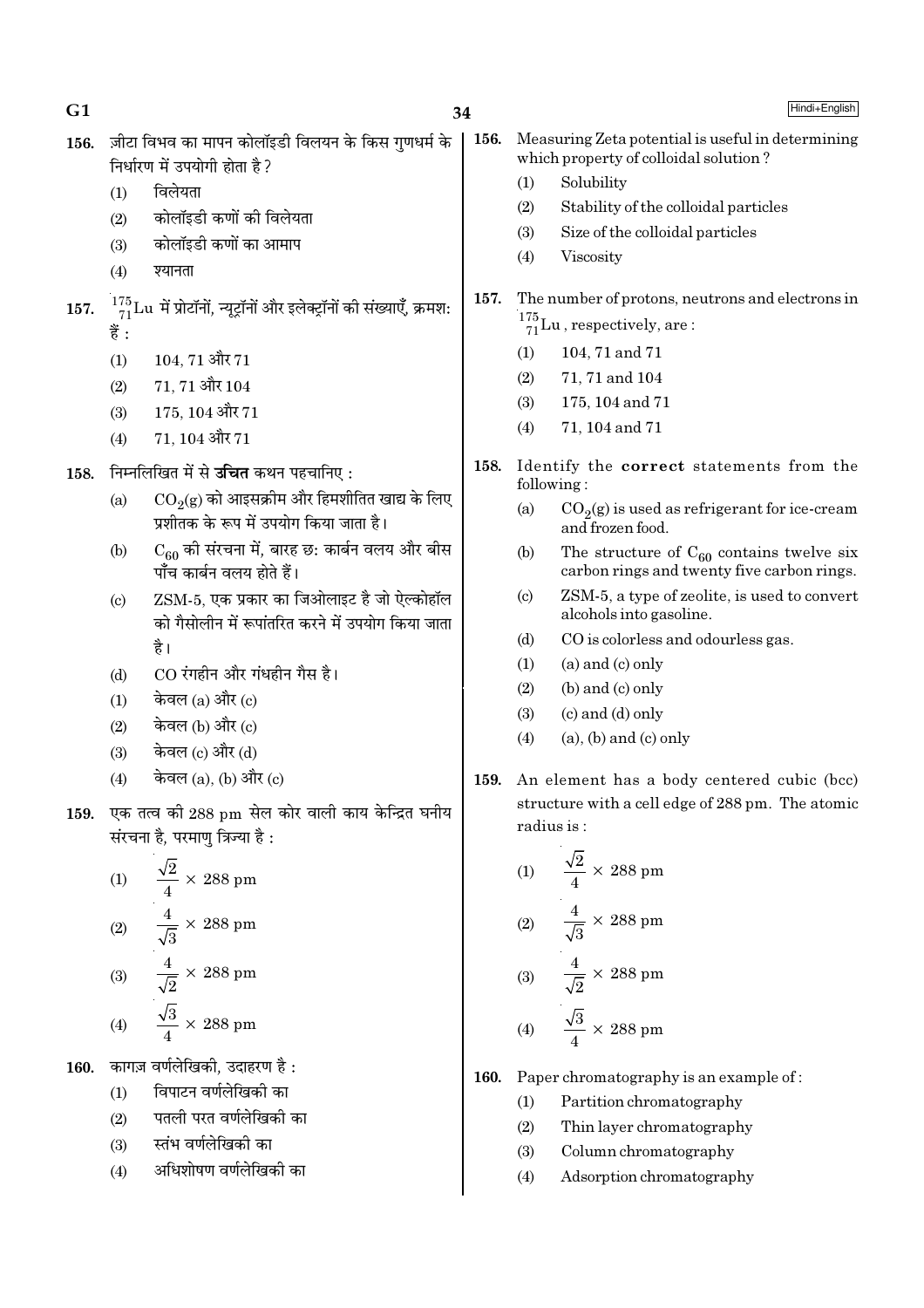156. ज़ीटा विभव का मापन कोलॉइडी विलयन के किस गुणधर्म के निर्धारण में उपयोगी होता है?

(1) विलेयता
(2) कोलॉइडी कणों की विलेयता
(3) कोलॉइडी कणों का आमाप
(4) श्यानता

157. $^{175}_{71}Lu$ में प्रोटॉनों, न्यूट्रॉनों और इलेक्ट्रॉनों की संख्याएँ, क्रमश: हैं :

(1) 104, 71 और 71
(2) 71, 71 और 104
(3) 175, 104 और 71
(4) 71, 104 और 71

158. निम्नलिखित में से **उचित** कथन पहचानिए :

(a) $CO_2(g)$ को आइसक्रीम और हिमशीतित खाद्य के लिए प्रशीतक के रूप में उपयोग किया जाता है।
(b) $C_{60}$ की संरचना में, बारह छ: कार्बन वलय और बीस पाँच कार्बन वलय होते हैं।
(c) ZSM-5, एक प्रकार का जिओलाइट है जो ऐल्कोहॉल को गैसोलीन में रूपांतरित करने में उपयोग किया जाता है।
(d) CO रंगहीन और गंधहीन गैस है।

(1) केवल (a) और (c)
(2) केवल (b) और (c)
(3) केवल (c) और (d)
(4) केवल (a), (b) और (c)

159. एक तत्व की 288 pm सेल कोर वाली काय केन्द्रित घनीय संरचना है, परमाणु त्रिज्या है :

(1) $\frac{\sqrt{2}}{4} \times 288$ pm
(2) $\frac{4}{\sqrt{3}} \times 288$ pm
(3) $\frac{4}{\sqrt{2}} \times 288$ pm
(4) $\frac{\sqrt{3}}{4} \times 288$ pm

160. काग़ज़ वर्णलेखिकी, उदाहरण है :

(1) विपाटन वर्णलेखिकी का
(2) पतली परत वर्णलेखिकी का
(3) स्तंभ वर्णलेखिकी का
(4) अधिशोषण वर्णलेखिकी का

156. Measuring Zeta potential is useful in determining which property of colloidal solution?

(1) Solubility
(2) Stability of the colloidal particles
(3) Size of the colloidal particles
(4) Viscosity

157. The number of protons, neutrons and electrons in $^{175}_{71}Lu$, respectively, are :

(1) 104, 71 and 71
(2) 71, 71 and 104
(3) 175, 104 and 71
(4) 71, 104 and 71

158. Identify the **correct** statements from the following :

(a) $CO_2(g)$ is used as refrigerant for ice-cream and frozen food.
(b) The structure of $C_{60}$ contains twelve six carbon rings and twenty five carbon rings.
(c) ZSM-5, a type of zeolite, is used to convert alcohols into gasoline.
(d) CO is colorless and odourless gas.

(1) (a) and (c) only
(2) (b) and (c) only
(3) (c) and (d) only
(4) (a), (b) and (c) only

159. An element has a body centered cubic (bcc) structure with a cell edge of 288 pm. The atomic radius is :

(1) $\frac{\sqrt{2}}{4} \times 288$ pm
(2) $\frac{4}{\sqrt{3}} \times 288$ pm
(3) $\frac{4}{\sqrt{2}} \times 288$ pm
(4) $\frac{\sqrt{3}}{4} \times 288$ pm

160. Paper chromatography is an example of :

(1) Partition chromatography
(2) Thin layer chromatography
(3) Column chromatography
(4) Adsorption chromatography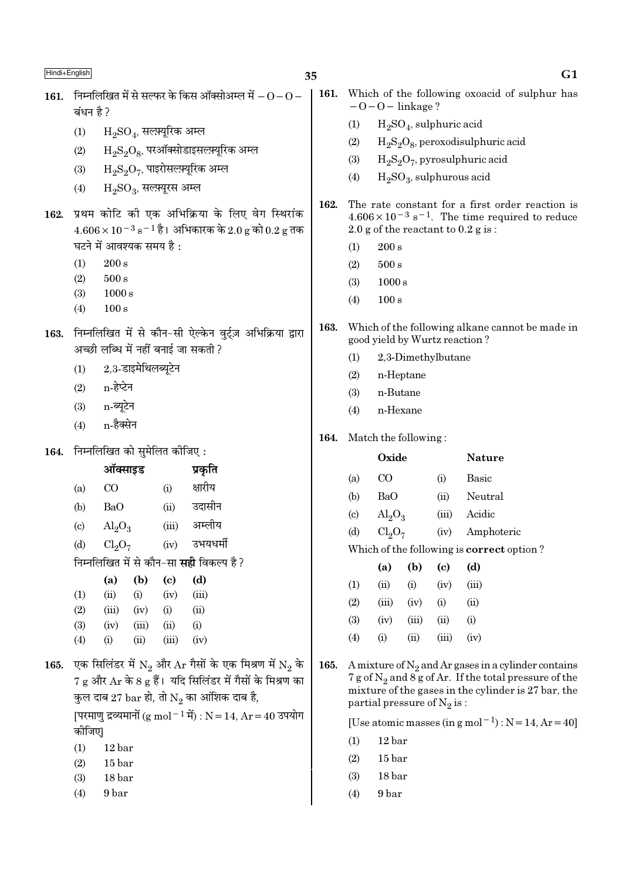161. निम्नलिखित में से सल्फर के किस ऑक्सोअम्ल में $-O-O-$ बंधन है ?

(1) $H_2SO_4$, सल्फ़्यूरिक अम्ल

(2) $H_2S_2O_8$, परऑक्सोडाइसल्फ़्यूरिक अम्ल

(3) $H_2S_2O_7$, पाइरोसल्फ़्यूरिक अम्ल

(4) $H_2SO_3$, सल्फ़्यूरस अम्ल

162. प्रथम कोटि की एक अभिक्रिया के लिए वेग स्थिरांक $4.606 \times 10^{-3}\ s^{-1}$ है। अभिकारक के 2.0 g को 0.2 g तक घटने में आवश्यक समय है :

(1) 200 s

(2) 500 s

(3) 1000 s

(4) 100 s

163. निम्नलिखित में से कौन-सी ऐल्केन वुर्ट्ज़ अभिक्रिया द्वारा अच्छी लब्धि में नहीं बनाई जा सकती ?

(1) 2,3-डाइमेथिलब्यूटेन

(2) n-हेप्टेन

(3) n-ब्यूटेन

(4) n-हैक्सेन

164. निम्नलिखित को सुमेलित कीजिए :

| | ऑक्साइड | | प्रकृति |
|---|---|---|---|
| (a) | CO | (i) | क्षारीय |
| (b) | BaO | (ii) | उदासीन |
| (c) | $Al_2O_3$ | (iii) | अम्लीय |
| (d) | $Cl_2O_7$ | (iv) | उभयधर्मी |

निम्नलिखित में से कौन-सा **सही** विकल्प है ?

| | (a) | (b) | (c) | (d) |
|---|---|---|---|---|
| (1) | (ii) | (i) | (iv) | (iii) |
| (2) | (iii) | (iv) | (i) | (ii) |
| (3) | (iv) | (iii) | (ii) | (i) |
| (4) | (i) | (ii) | (iii) | (iv) |

165. एक सिलिंडर में $N_2$ और Ar गैसों के एक मिश्रण में $N_2$ के 7 g और Ar के 8 g हैं। यदि सिलिंडर में गैसों के मिश्रण का कुल दाब 27 bar हो, तो $N_2$ का आंशिक दाब है,

[परमाणु द्रव्यमानों ($g\ mol^{-1}$ में) : N = 14, Ar = 40 उपयोग कीजिए]

(1) 12 bar

(2) 15 bar

(3) 18 bar

(4) 9 bar

161. Which of the following oxoacid of sulphur has $-O-O-$ linkage ?

(1) $H_2SO_4$, sulphuric acid

(2) $H_2S_2O_8$, peroxodisulphuric acid

(3) $H_2S_2O_7$, pyrosulphuric acid

(4) $H_2SO_3$, sulphurous acid

162. The rate constant for a first order reaction is $4.606 \times 10^{-3}\ s^{-1}$. The time required to reduce 2.0 g of the reactant to 0.2 g is :

(1) 200 s

(2) 500 s

(3) 1000 s

(4) 100 s

163. Which of the following alkane cannot be made in good yield by Wurtz reaction ?

(1) 2,3-Dimethylbutane

(2) n-Heptane

(3) n-Butane

(4) n-Hexane

164. Match the following :

| | Oxide | | Nature |
|---|---|---|---|
| (a) | CO | (i) | Basic |
| (b) | BaO | (ii) | Neutral |
| (c) | $Al_2O_3$ | (iii) | Acidic |
| (d) | $Cl_2O_7$ | (iv) | Amphoteric |

Which of the following is **correct** option ?

| | (a) | (b) | (c) | (d) |
|---|---|---|---|---|
| (1) | (ii) | (i) | (iv) | (iii) |
| (2) | (iii) | (iv) | (i) | (ii) |
| (3) | (iv) | (iii) | (ii) | (i) |
| (4) | (i) | (ii) | (iii) | (iv) |

165. A mixture of $N_2$ and Ar gases in a cylinder contains 7 g of $N_2$ and 8 g of Ar. If the total pressure of the mixture of the gases in the cylinder is 27 bar, the partial pressure of $N_2$ is :

[Use atomic masses (in $g\ mol^{-1}$) : N = 14, Ar = 40]

(1) 12 bar

(2) 15 bar

(3) 18 bar

(4) 9 bar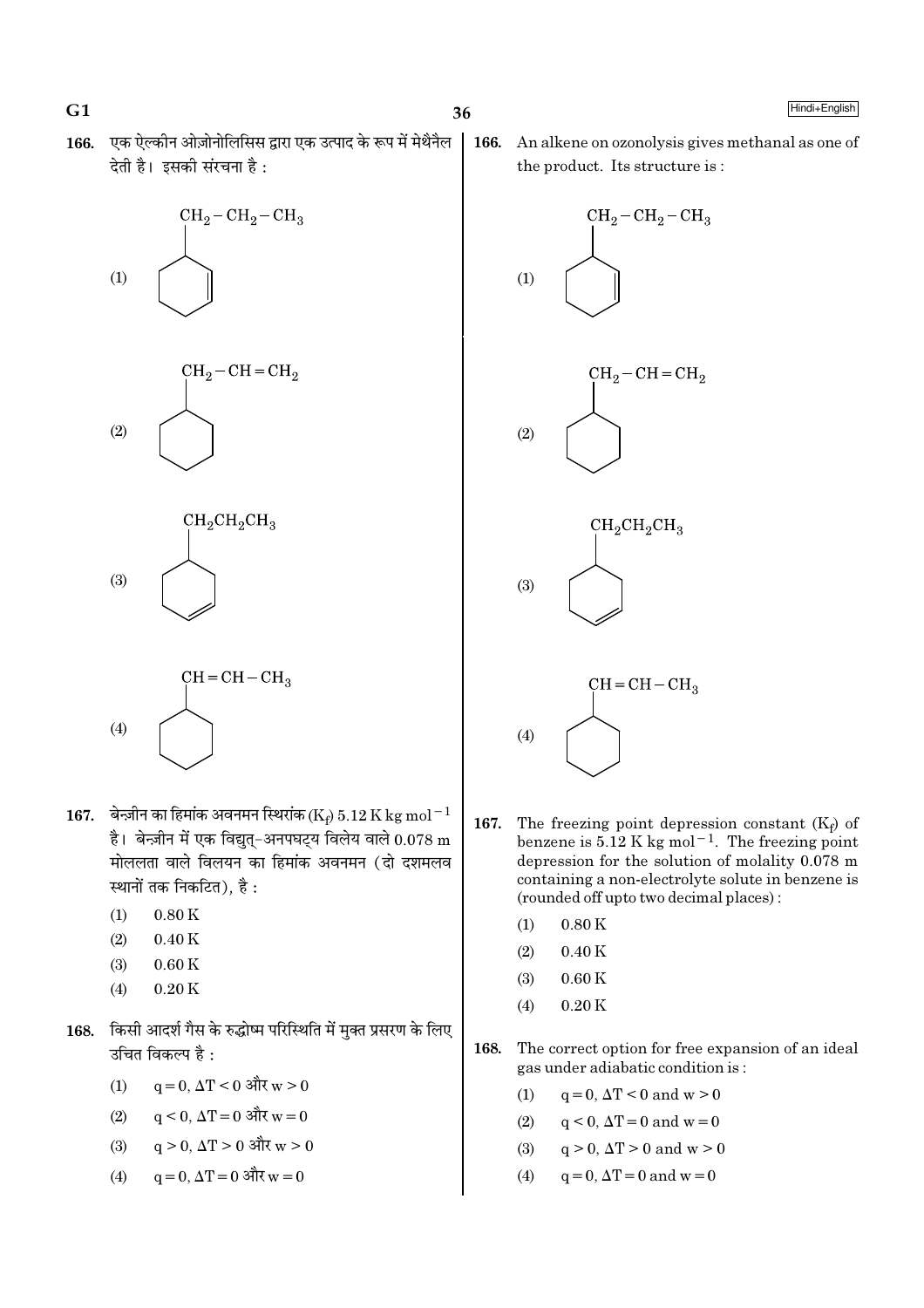166. एक ऐल्कीन ओज़ोनोलिसिस द्वारा एक उत्पाद के रूप में मेथैनैल देती है। इसकी संरचना है :

(1) $CH_2-CH_2-CH_3$ attached to cyclohexene ring (double bond in ring adjacent to substituted carbon)

(2) $CH_2-CH=CH_2$ attached to cyclohexane ring

(3) $CH_2CH_2CH_3$ attached to cyclohexene ring (double bond in ring away from substituted carbon)

(4) $CH=CH-CH_3$ attached to cyclohexane ring

166. An alkene on ozonolysis gives methanal as one of the product. Its structure is :

(1) $CH_2-CH_2-CH_3$ attached to cyclohexene ring (double bond in ring adjacent to substituted carbon)

(2) $CH_2-CH=CH_2$ attached to cyclohexane ring

(3) $CH_2CH_2CH_3$ attached to cyclohexene ring (double bond in ring away from substituted carbon)

(4) $CH=CH-CH_3$ attached to cyclohexane ring

167. बेन्ज़ीन का हिमांक अवनमन स्थिरांक ($K_f$) $5.12 \text{ K kg mol}^{-1}$ है। बेन्ज़ीन में एक विद्युत्-अनपघट्य विलेय वाले 0.078 m मोललता वाले विलयन का हिमांक अवनमन (दो दशमलव स्थानों तक निकटित), है :

(1) 0.80 K
(2) 0.40 K
(3) 0.60 K
(4) 0.20 K

167. The freezing point depression constant ($K_f$) of benzene is $5.12 \text{ K kg mol}^{-1}$. The freezing point depression for the solution of molality 0.078 m containing a non-electrolyte solute in benzene is (rounded off upto two decimal places) :

(1) 0.80 K
(2) 0.40 K
(3) 0.60 K
(4) 0.20 K

168. किसी आदर्श गैस के रुद्धोष्म परिस्थिति में मुक्त प्रसरण के लिए उचित विकल्प है :

(1) $q = 0, \Delta T < 0$ और $w > 0$
(2) $q < 0, \Delta T = 0$ और $w = 0$
(3) $q > 0, \Delta T > 0$ और $w > 0$
(4) $q = 0, \Delta T = 0$ और $w = 0$

168. The correct option for free expansion of an ideal gas under adiabatic condition is :

(1) $q = 0, \Delta T < 0$ and $w > 0$
(2) $q < 0, \Delta T = 0$ and $w = 0$
(3) $q > 0, \Delta T > 0$ and $w > 0$
(4) $q = 0, \Delta T = 0$ and $w = 0$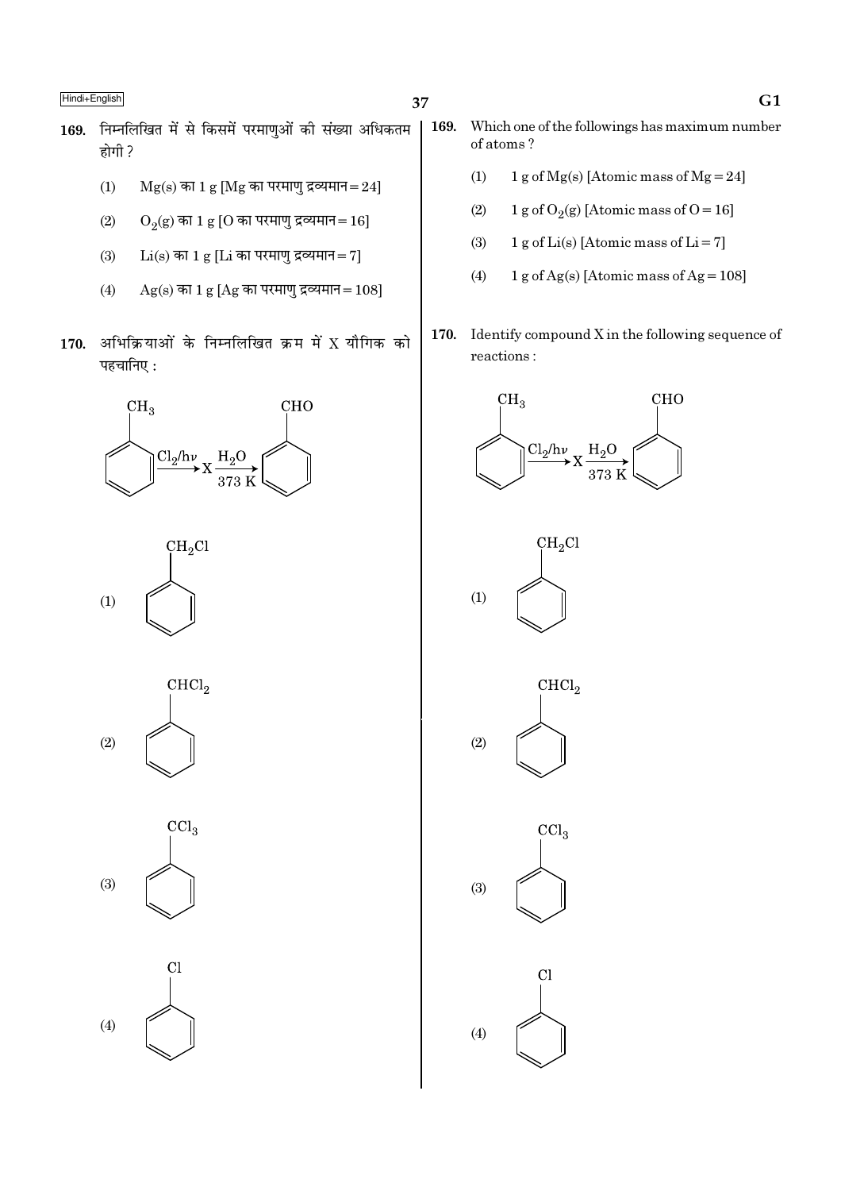169. निम्नलिखित में से किसमें परमाणुओं की संख्या अधिकतम होगी ?

(1) $Mg(s)$ का 1 g [Mg का परमाणु द्रव्यमान = 24]

(2) $O_2(g)$ का 1 g [O का परमाणु द्रव्यमान = 16]

(3) $Li(s)$ का 1 g [Li का परमाणु द्रव्यमान = 7]

(4) $Ag(s)$ का 1 g [Ag का परमाणु द्रव्यमान = 108]

170. अभिक्रियाओं के निम्नलिखित क्रम में X यौगिक को पहचानिए :

$$C_6H_5CH_3 \xrightarrow{Cl_2/h\nu} X \xrightarrow[373\ K]{H_2O} C_6H_5CHO$$

(1) $C_6H_5CH_2Cl$

(2) $C_6H_5CHCl_2$

(3) $C_6H_5CCl_3$

(4) $C_6H_5Cl$

169. Which one of the followings has maximum number of atoms ?

(1) 1 g of $Mg(s)$ [Atomic mass of Mg = 24]

(2) 1 g of $O_2(g)$ [Atomic mass of O = 16]

(3) 1 g of $Li(s)$ [Atomic mass of Li = 7]

(4) 1 g of $Ag(s)$ [Atomic mass of Ag = 108]

170. Identify compound X in the following sequence of reactions :

$$C_6H_5CH_3 \xrightarrow{Cl_2/h\nu} X \xrightarrow[373\ K]{H_2O} C_6H_5CHO$$

(1) $C_6H_5CH_2Cl$

(2) $C_6H_5CHCl_2$

(3) $C_6H_5CCl_3$

(4) $C_6H_5Cl$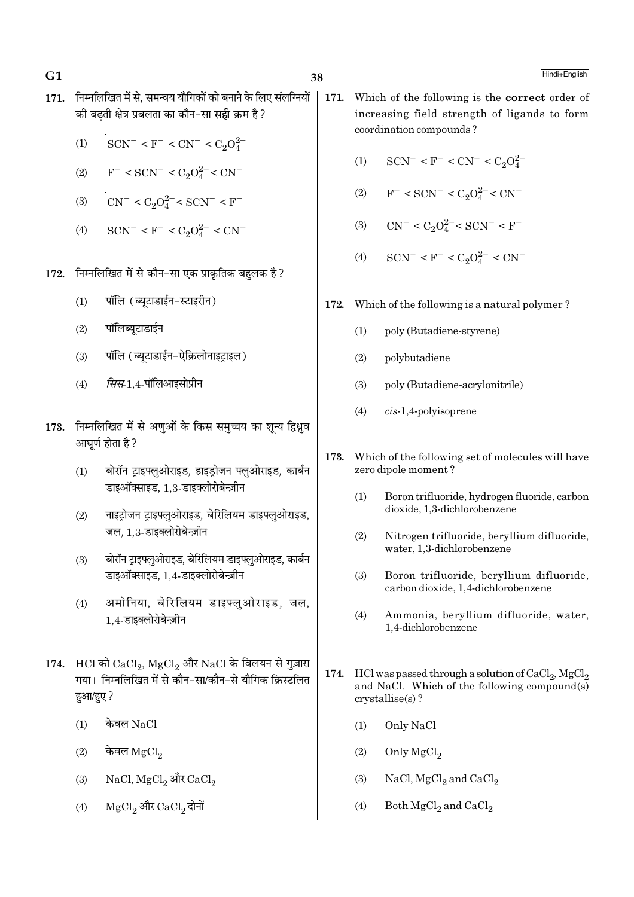171. निम्नलिखित में से, समन्वय यौगिकों को बनाने के लिए संलग्नियों की बढ़ती क्षेत्र प्रबलता का कौन-सा **सही** क्रम है ?

(1) $SCN^- < F^- < CN^- < C_2O_4^{2-}$

(2) $F^- < SCN^- < C_2O_4^{2-} < CN^-$

(3) $CN^- < C_2O_4^{2-} < SCN^- < F^-$

(4) $SCN^- < F^- < C_2O_4^{2-} < CN^-$

172. निम्नलिखित में से कौन-सा एक प्राकृतिक बहुलक है ?

(1) पॉलि (ब्यूटाडाईन-स्टाइरीन)

(2) पॉलिब्यूटाडाईन

(3) पॉलि (ब्यूटाडाईन-ऐक्रिलोनाइट्राइल)

(4) *सिस*-1,4-पॉलिआइसोप्रीन

173. निम्नलिखित में से अणुओं के किस समुच्चय का शून्य द्विध्रुव आघूर्ण होता है ?

(1) बोरॉन ट्राइफ्लुओराइड, हाइड्रोजन फ्लुओराइड, कार्बन डाइऑक्साइड, 1,3-डाइक्लोरोबेन्ज़ीन

(2) नाइट्रोजन ट्राइफ्लुओराइड, बेरिलियम डाइफ्लुओराइड, जल, 1,3-डाइक्लोरोबेन्ज़ीन

(3) बोरॉन ट्राइफ्लुओराइड, बेरिलियम डाइफ्लुओराइड, कार्बन डाइऑक्साइड, 1,4-डाइक्लोरोबेन्ज़ीन

(4) अमोनिया, बेरिलियम डाइफ्लुओराइड, जल, 1,4-डाइक्लोरोबेन्ज़ीन

174. HCl को $CaCl_2$, $MgCl_2$ और NaCl के विलयन से गुज़ारा गया। निम्नलिखित में से कौन-सा/कौन-से यौगिक क्रिस्टलित हुआ/हुए ?

(1) केवल NaCl

(2) केवल $MgCl_2$

(3) NaCl, $MgCl_2$ और $CaCl_2$

(4) $MgCl_2$ और $CaCl_2$ दोनों

171. Which of the following is the **correct** order of increasing field strength of ligands to form coordination compounds ?

(1) $SCN^- < F^- < CN^- < C_2O_4^{2-}$

(2) $F^- < SCN^- < C_2O_4^{2-} < CN^-$

(3) $CN^- < C_2O_4^{2-} < SCN^- < F^-$

(4) $SCN^- < F^- < C_2O_4^{2-} < CN^-$

172. Which of the following is a natural polymer ?

(1) poly (Butadiene-styrene)

(2) polybutadiene

(3) poly (Butadiene-acrylonitrile)

(4) *cis*-1,4-polyisoprene

173. Which of the following set of molecules will have zero dipole moment ?

(1) Boron trifluoride, hydrogen fluoride, carbon dioxide, 1,3-dichlorobenzene

(2) Nitrogen trifluoride, beryllium difluoride, water, 1,3-dichlorobenzene

(3) Boron trifluoride, beryllium difluoride, carbon dioxide, 1,4-dichlorobenzene

(4) Ammonia, beryllium difluoride, water, 1,4-dichlorobenzene

174. HCl was passed through a solution of $CaCl_2$, $MgCl_2$ and NaCl. Which of the following compound(s) crystallise(s) ?

(1) Only NaCl

(2) Only $MgCl_2$

(3) NaCl, $MgCl_2$ and $CaCl_2$

(4) Both $MgCl_2$ and $CaCl_2$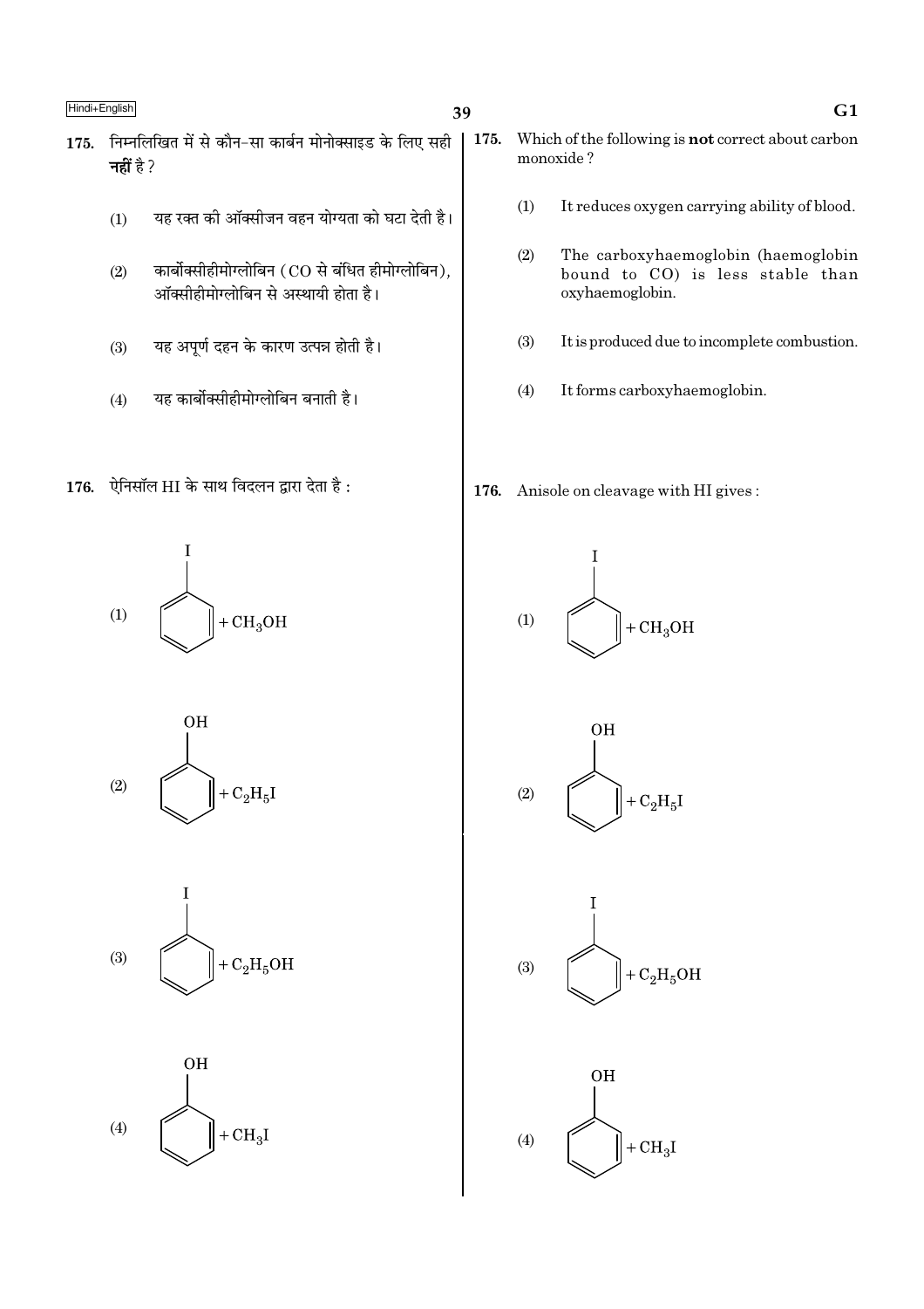175. निम्नलिखित में से कौन-सा कार्बन मोनोक्साइड के लिए सही **नहीं** है ?

(1) यह रक्त की ऑक्सीजन वहन योग्यता को घटा देती है।

(2) कार्बोक्सीहीमोग्लोबिन (CO से बंधित हीमोग्लोबिन), ऑक्सीहीमोग्लोबिन से अस्थायी होता है।

(3) यह अपूर्ण दहन के कारण उत्पन्न होती है।

(4) यह कार्बोक्सीहीमोग्लोबिन बनाती है।

176. ऐनिसॉल HI के साथ विदलन द्वारा देता है :

(1) Iodobenzene (benzene ring with I) $+ CH_3OH$

(2) Phenol (benzene ring with OH) $+ C_2H_5I$

(3) Iodobenzene (benzene ring with I) $+ C_2H_5OH$

(4) Phenol (benzene ring with OH) $+ CH_3I$

175. Which of the following is **not** correct about carbon monoxide ?

(1) It reduces oxygen carrying ability of blood.

(2) The carboxyhaemoglobin (haemoglobin bound to CO) is less stable than oxyhaemoglobin.

(3) It is produced due to incomplete combustion.

(4) It forms carboxyhaemoglobin.

176. Anisole on cleavage with HI gives :

(1) Iodobenzene (benzene ring with I) $+ CH_3OH$

(2) Phenol (benzene ring with OH) $+ C_2H_5I$

(3) Iodobenzene (benzene ring with I) $+ C_2H_5OH$

(4) Phenol (benzene ring with OH) $+ CH_3I$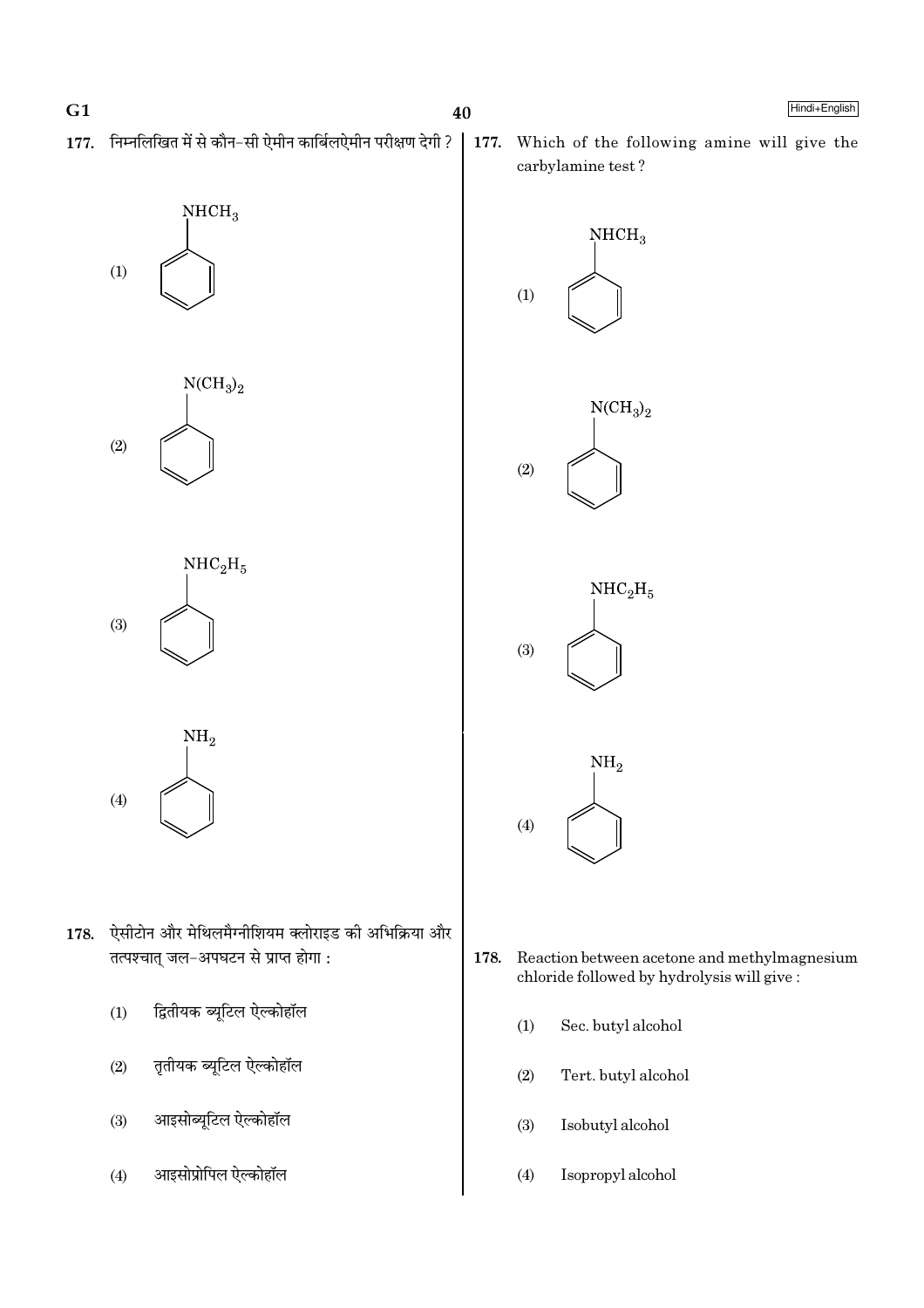177. निम्नलिखित में से कौन-सी ऐमीन कार्बिलऐमीन परीक्षण देगी ?

(1) $C_6H_5NHCH_3$

(2) $C_6H_5N(CH_3)_2$

(3) $C_6H_5NHC_2H_5$

(4) $C_6H_5NH_2$

177. Which of the following amine will give the carbylamine test ?

(1) $C_6H_5NHCH_3$

(2) $C_6H_5N(CH_3)_2$

(3) $C_6H_5NHC_2H_5$

(4) $C_6H_5NH_2$

178. ऐसीटोन और मेथिलमैग्नीशियम क्लोराइड की अभिक्रिया और तत्पश्चात् जल-अपघटन से प्राप्त होगा :

(1) द्वितीयक ब्यूटिल ऐल्कोहॉल

(2) तृतीयक ब्यूटिल ऐल्कोहॉल

(3) आइसोब्यूटिल ऐल्कोहॉल

(4) आइसोप्रोपिल ऐल्कोहॉल

178. Reaction between acetone and methylmagnesium chloride followed by hydrolysis will give :

(1) Sec. butyl alcohol

(2) Tert. butyl alcohol

(3) Isobutyl alcohol

(4) Isopropyl alcohol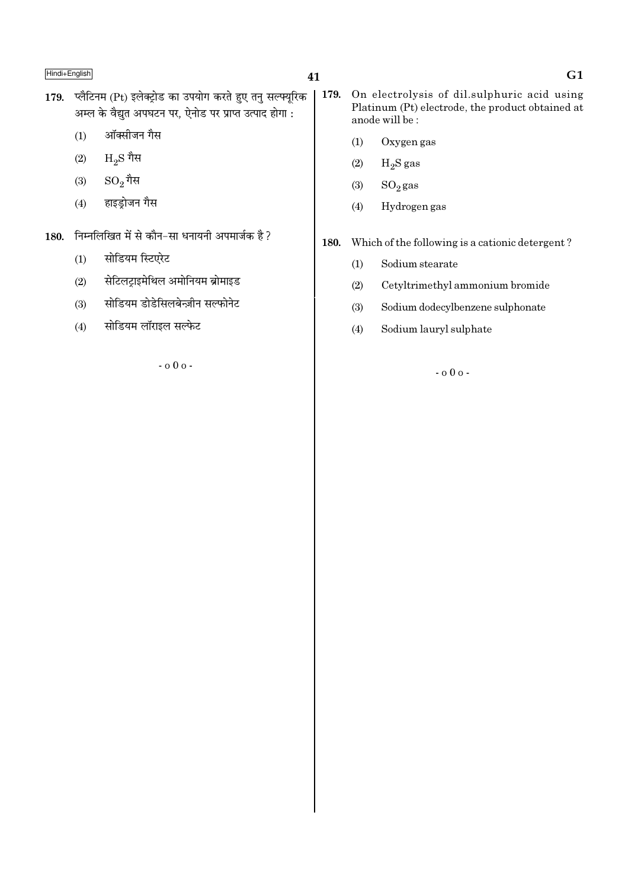179. प्लैटिनम (Pt) इलेक्ट्रोड का उपयोग करते हुए तनु सल्फ्यूरिक अम्ल के वैद्युत अपघटन पर, ऐनोड पर प्राप्त उत्पाद होगा :

(1) ऑक्सीजन गैस

(2) $H_2S$ गैस

(3) $SO_2$ गैस

(4) हाइड्रोजन गैस

180. निम्नलिखित में से कौन-सा धनायनी अपमार्जक है ?

(1) सोडियम स्टिएरेट

(2) सेटिलट्राइमेथिल अमोनियम ब्रोमाइड

(3) सोडियम डोडेसिलबेन्ज़ीन सल्फोनेट

(4) सोडियम लॉराइल सल्फेट

- o 0 o -

179. On electrolysis of dil.sulphuric acid using Platinum (Pt) electrode, the product obtained at anode will be :

(1) Oxygen gas

(2) $H_2S$ gas

(3) $SO_2$ gas

(4) Hydrogen gas

180. Which of the following is a cationic detergent ?

(1) Sodium stearate

(2) Cetyltrimethyl ammonium bromide

(3) Sodium dodecylbenzene sulphonate

(4) Sodium lauryl sulphate

- o 0 o -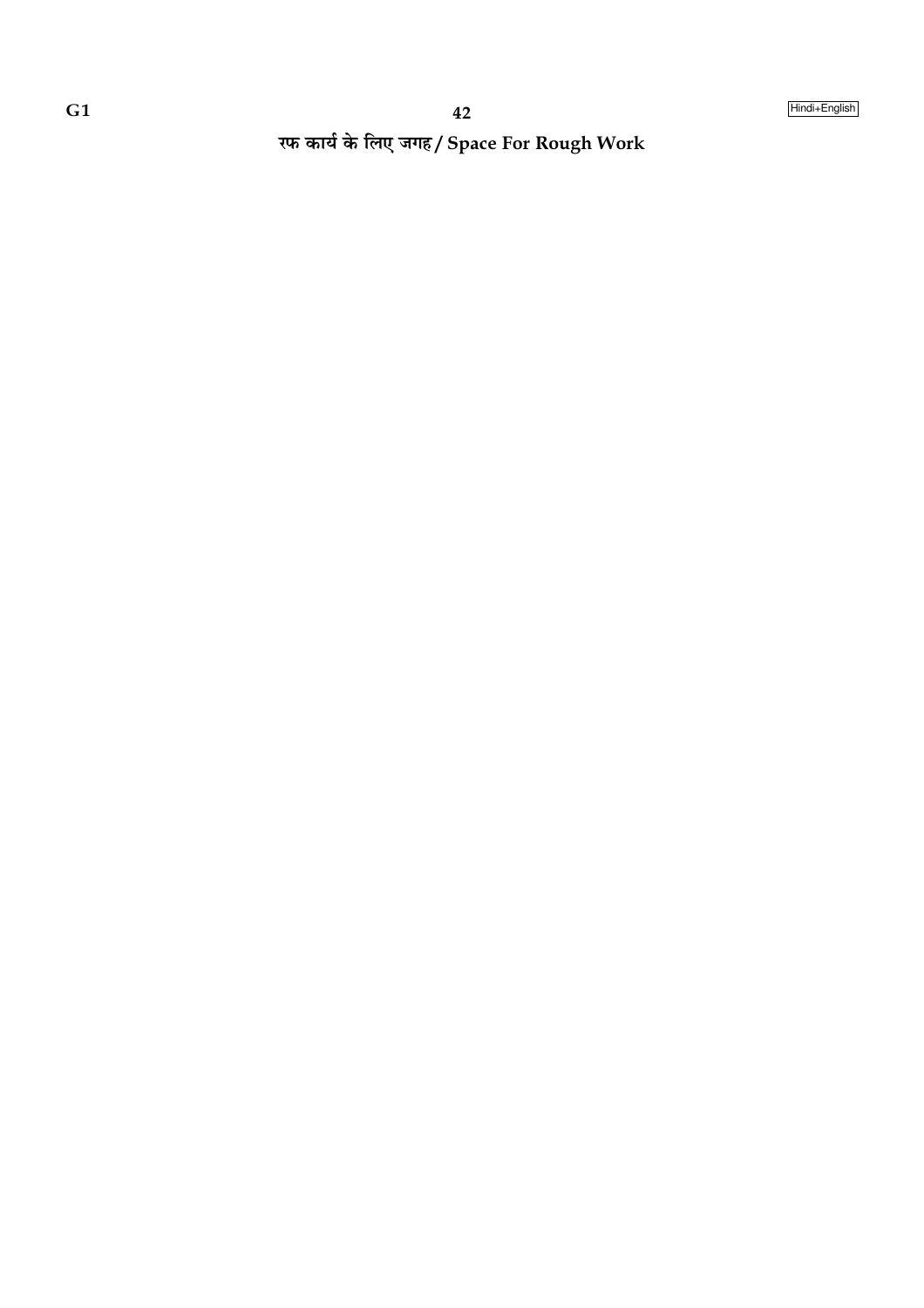रफ कार्य के लिए जगह / Space For Rough Work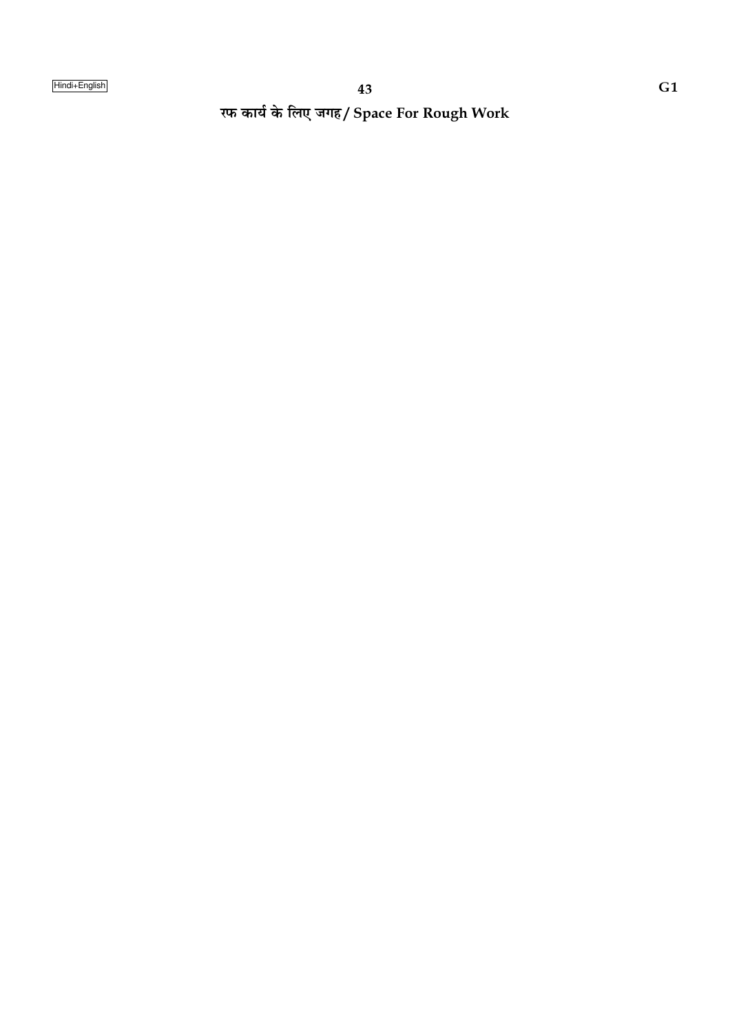रफ कार्य के लिए जगह / **Space For Rough Work**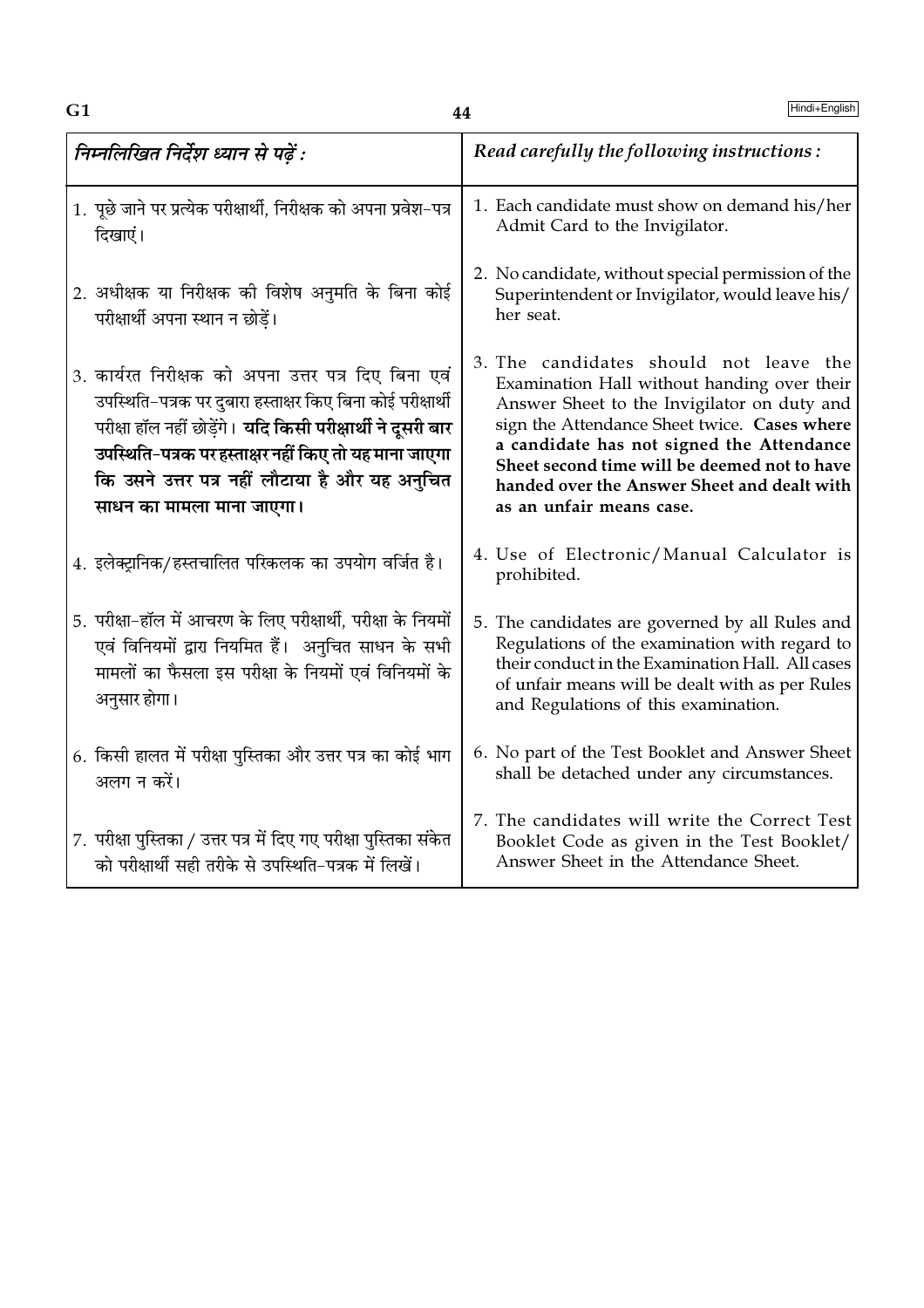| निम्नलिखित निर्देश ध्यान से पढ़ें : | Read carefully the following instructions : |
|---|---|
| 1. पूछे जाने पर प्रत्येक परीक्षार्थी, निरीक्षक को अपना प्रवेश-पत्र दिखाएं। | 1. Each candidate must show on demand his/her Admit Card to the Invigilator. |
| 2. अधीक्षक या निरीक्षक की विशेष अनुमति के बिना कोई परीक्षार्थी अपना स्थान न छोड़ें। | 2. No candidate, without special permission of the Superintendent or Invigilator, would leave his/her seat. |
| 3. कार्यरत निरीक्षक को अपना उत्तर पत्र दिए बिना एवं उपस्थिति-पत्रक पर दुबारा हस्ताक्षर किए बिना कोई परीक्षार्थी परीक्षा हॉल नहीं छोड़ेंगे। **यदि किसी परीक्षार्थी ने दूसरी बार उपस्थिति-पत्रक पर हस्ताक्षर नहीं किए तो यह माना जाएगा कि उसने उत्तर पत्र नहीं लौटाया है और यह अनुचित साधन का मामला माना जाएगा।** | 3. The candidates should not leave the Examination Hall without handing over their Answer Sheet to the Invigilator on duty and sign the Attendance Sheet twice. **Cases where a candidate has not signed the Attendance Sheet second time will be deemed not to have handed over the Answer Sheet and dealt with as an unfair means case.** |
| 4. इलेक्ट्रानिक/हस्तचालित परिकलक का उपयोग वर्जित है। | 4. Use of Electronic/Manual Calculator is prohibited. |
| 5. परीक्षा-हॉल में आचरण के लिए परीक्षार्थी, परीक्षा के नियमों एवं विनियमों द्वारा नियमित हैं। अनुचित साधन के सभी मामलों का फैसला इस परीक्षा के नियमों एवं विनियमों के अनुसार होगा। | 5. The candidates are governed by all Rules and Regulations of the examination with regard to their conduct in the Examination Hall. All cases of unfair means will be dealt with as per Rules and Regulations of this examination. |
| 6. किसी हालत में परीक्षा पुस्तिका और उत्तर पत्र का कोई भाग अलग न करें। | 6. No part of the Test Booklet and Answer Sheet shall be detached under any circumstances. |
| 7. परीक्षा पुस्तिका / उत्तर पत्र में दिए गए परीक्षा पुस्तिका संकेत को परीक्षार्थी सही तरीके से उपस्थिति-पत्रक में लिखें। | 7. The candidates will write the Correct Test Booklet Code as given in the Test Booklet/Answer Sheet in the Attendance Sheet. |